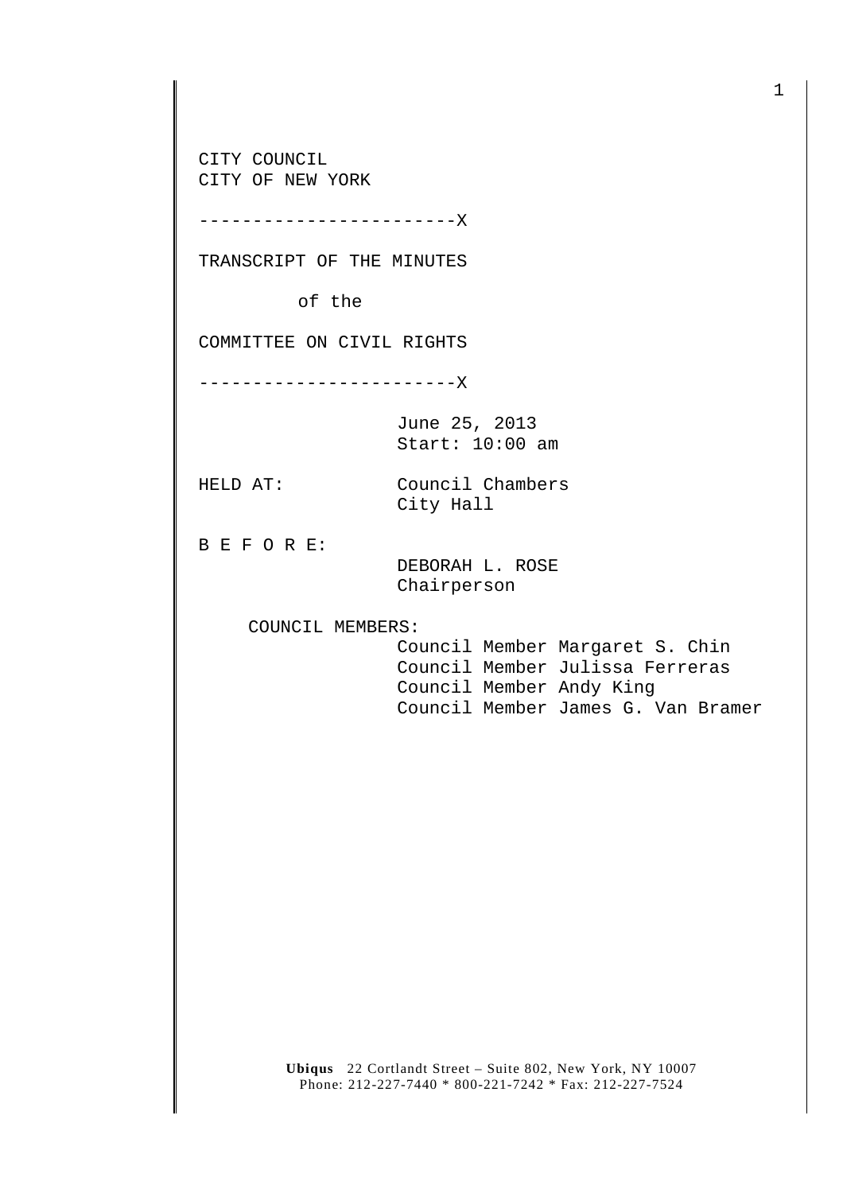CITY COUNCIL
CITY OF NEW YORK

------------------------X

TRANSCRIPT OF THE MINUTES

of the

COMMITTEE ON CIVIL RIGHTS

------------------------X

June 25, 2013
Start: 10:00 am

HELD AT: Council Chambers
City Hall

B E F O R E:

DEBORAH L. ROSE
Chairperson

COUNCIL MEMBERS:

Council Member Margaret S. Chin
Council Member Julissa Ferreras
Council Member Andy King
Council Member James G. Van Bramer

**Ubiqus** 22 Cortlandt Street – Suite 802, New York, NY 10007
Phone: 212-227-7440 * 800-221-7242 * Fax: 212-227-7524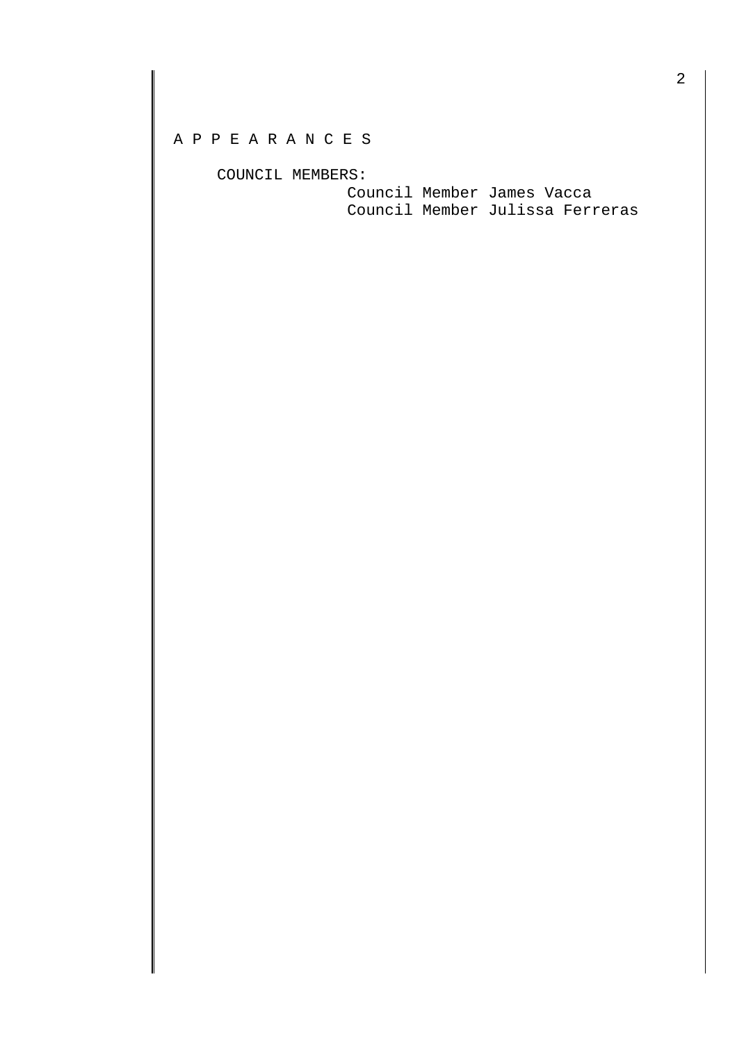A P P E A R A N C E S

COUNCIL MEMBERS:

Council Member James Vacca
Council Member Julissa Ferreras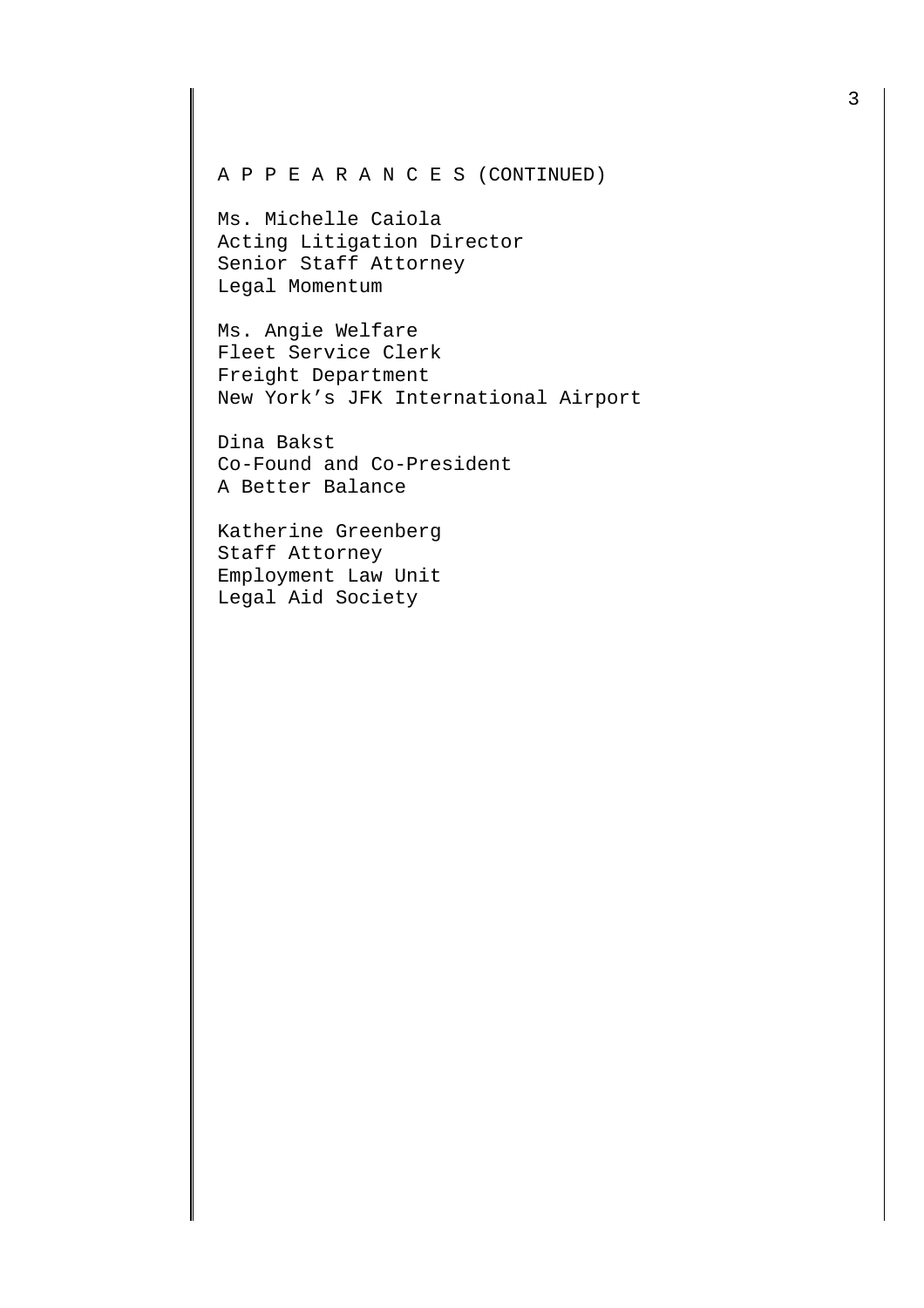A P P E A R A N C E S (CONTINUED)

Ms. Michelle Caiola
Acting Litigation Director
Senior Staff Attorney
Legal Momentum

Ms. Angie Welfare
Fleet Service Clerk
Freight Department
New York’s JFK International Airport

Dina Bakst
Co-Found and Co-President
A Better Balance

Katherine Greenberg
Staff Attorney
Employment Law Unit
Legal Aid Society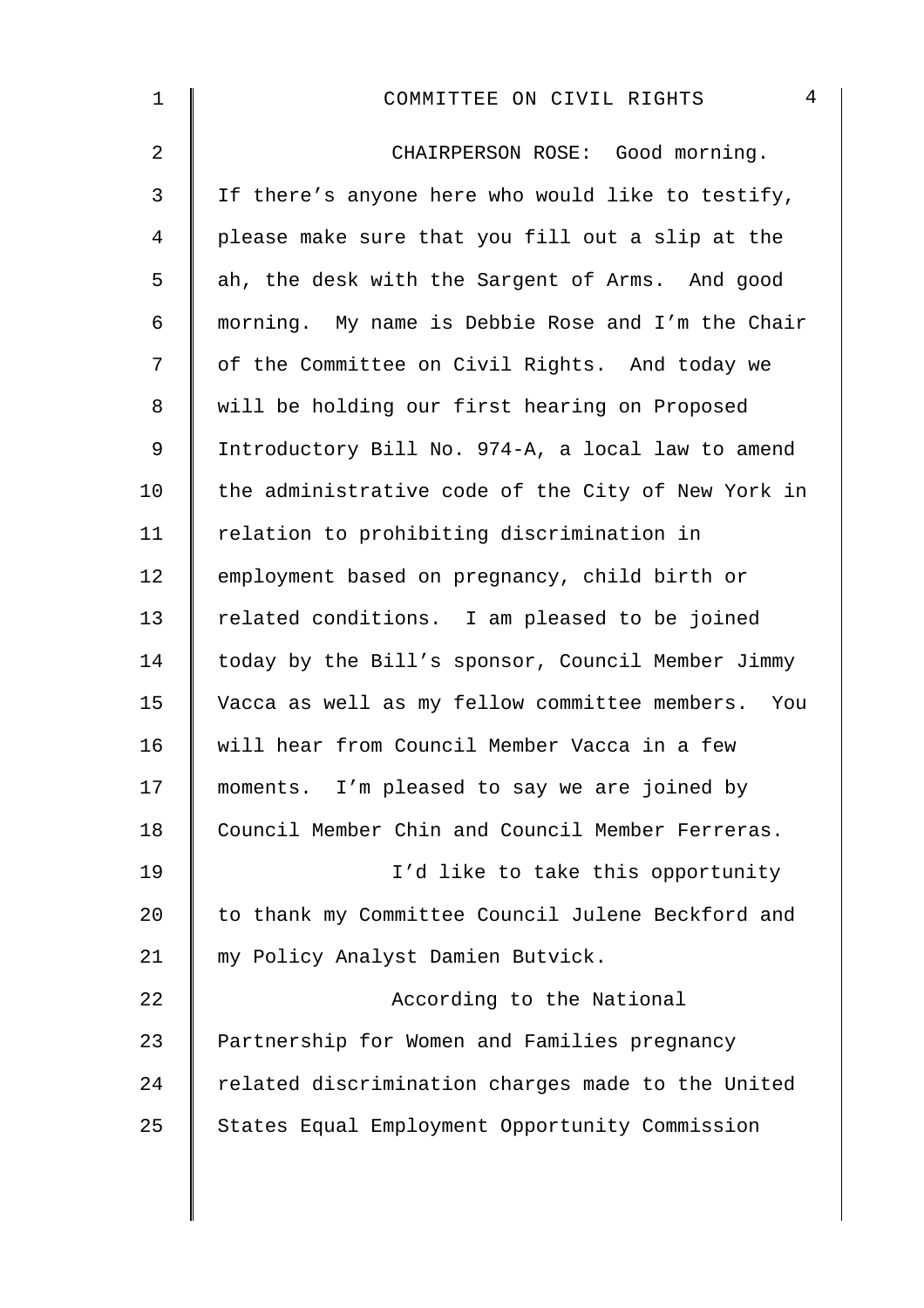CHAIRPERSON ROSE: Good morning. If there's anyone here who would like to testify, please make sure that you fill out a slip at the ah, the desk with the Sargent of Arms. And good morning. My name is Debbie Rose and I'm the Chair of the Committee on Civil Rights. And today we will be holding our first hearing on Proposed Introductory Bill No. 974-A, a local law to amend the administrative code of the City of New York in relation to prohibiting discrimination in employment based on pregnancy, child birth or related conditions. I am pleased to be joined today by the Bill's sponsor, Council Member Jimmy Vacca as well as my fellow committee members. You will hear from Council Member Vacca in a few moments. I'm pleased to say we are joined by Council Member Chin and Council Member Ferreras.

I'd like to take this opportunity to thank my Committee Council Julene Beckford and my Policy Analyst Damien Butvick.

According to the National Partnership for Women and Families pregnancy related discrimination charges made to the United States Equal Employment Opportunity Commission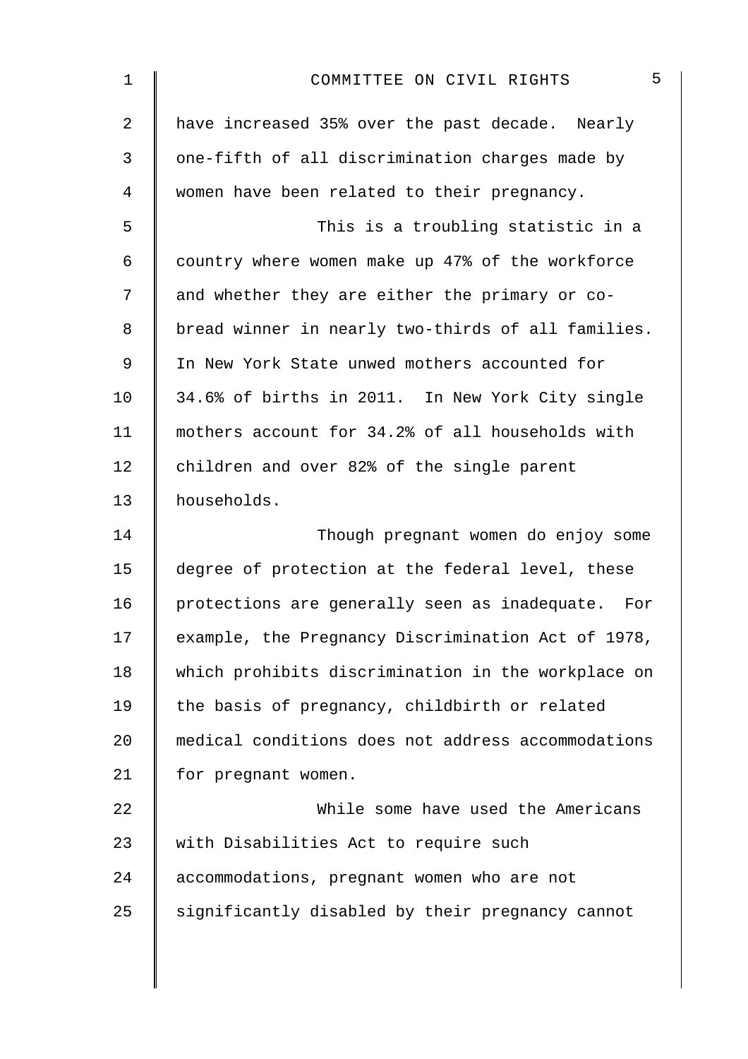have increased 35% over the past decade. Nearly one-fifth of all discrimination charges made by women have been related to their pregnancy.

This is a troubling statistic in a country where women make up 47% of the workforce and whether they are either the primary or co-bread winner in nearly two-thirds of all families. In New York State unwed mothers accounted for 34.6% of births in 2011. In New York City single mothers account for 34.2% of all households with children and over 82% of the single parent households.

Though pregnant women do enjoy some degree of protection at the federal level, these protections are generally seen as inadequate. For example, the Pregnancy Discrimination Act of 1978, which prohibits discrimination in the workplace on the basis of pregnancy, childbirth or related medical conditions does not address accommodations for pregnant women.

While some have used the Americans with Disabilities Act to require such accommodations, pregnant women who are not significantly disabled by their pregnancy cannot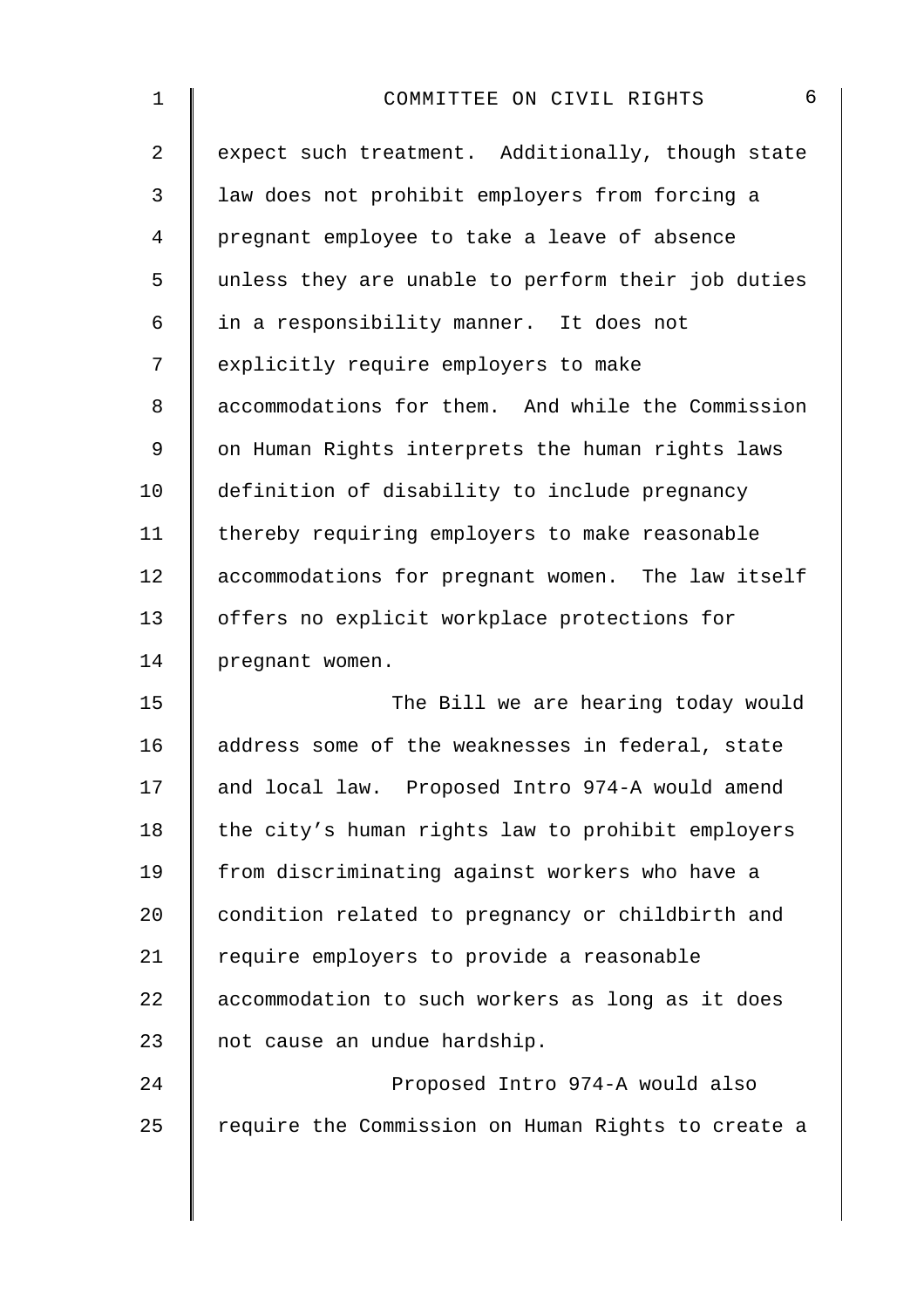expect such treatment. Additionally, though state law does not prohibit employers from forcing a pregnant employee to take a leave of absence unless they are unable to perform their job duties in a responsibility manner. It does not explicitly require employers to make accommodations for them. And while the Commission on Human Rights interprets the human rights laws definition of disability to include pregnancy thereby requiring employers to make reasonable accommodations for pregnant women. The law itself offers no explicit workplace protections for pregnant women.

The Bill we are hearing today would address some of the weaknesses in federal, state and local law. Proposed Intro 974-A would amend the city's human rights law to prohibit employers from discriminating against workers who have a condition related to pregnancy or childbirth and require employers to provide a reasonable accommodation to such workers as long as it does not cause an undue hardship.

Proposed Intro 974-A would also require the Commission on Human Rights to create a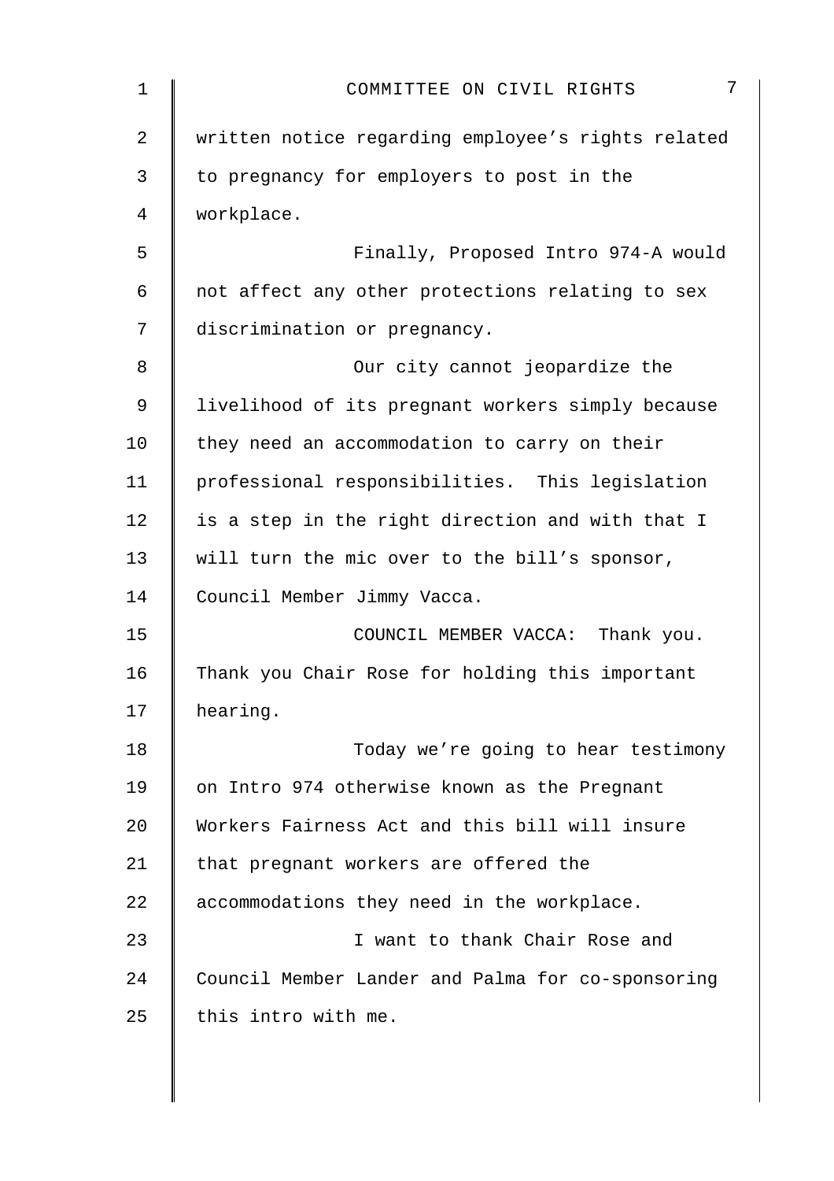written notice regarding employee's rights related to pregnancy for employers to post in the workplace.

Finally, Proposed Intro 974-A would not affect any other protections relating to sex discrimination or pregnancy.

Our city cannot jeopardize the livelihood of its pregnant workers simply because they need an accommodation to carry on their professional responsibilities. This legislation is a step in the right direction and with that I will turn the mic over to the bill's sponsor, Council Member Jimmy Vacca.

COUNCIL MEMBER VACCA: Thank you. Thank you Chair Rose for holding this important hearing.

Today we're going to hear testimony on Intro 974 otherwise known as the Pregnant Workers Fairness Act and this bill will insure that pregnant workers are offered the accommodations they need in the workplace.

I want to thank Chair Rose and Council Member Lander and Palma for co-sponsoring this intro with me.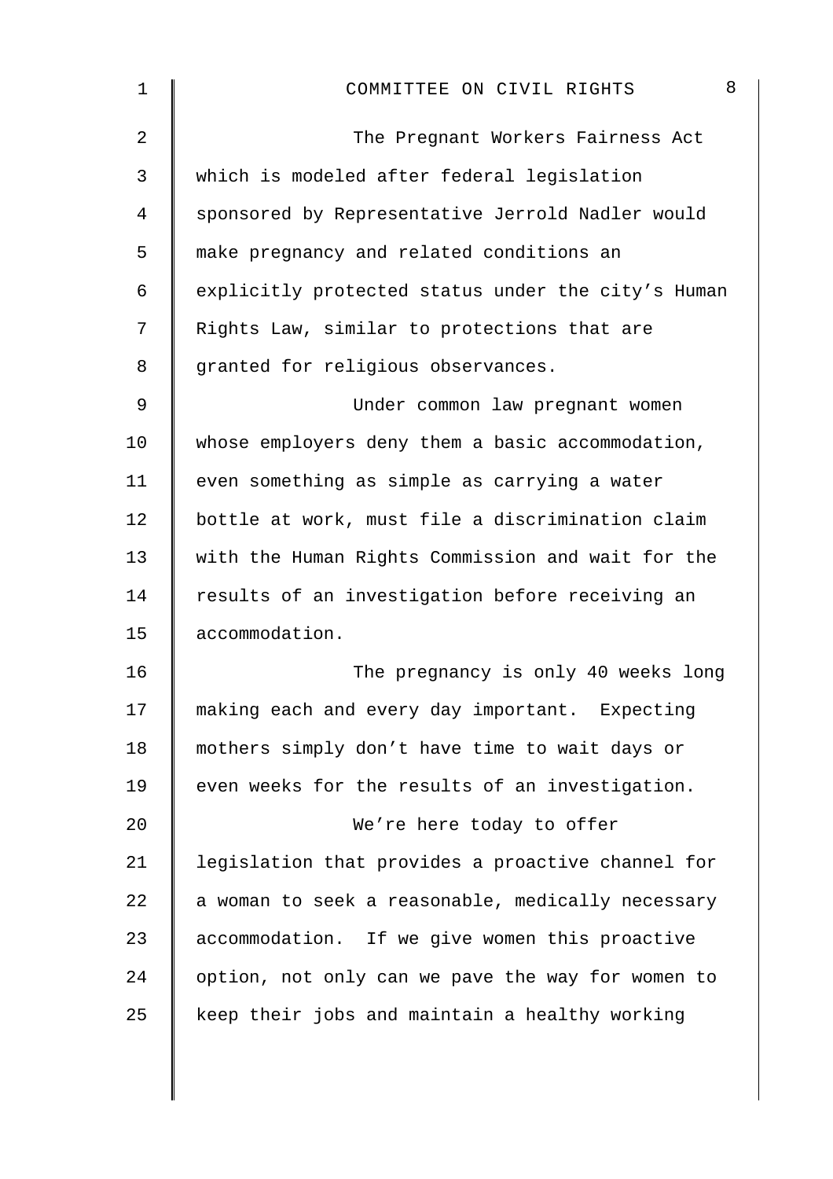The Pregnant Workers Fairness Act which is modeled after federal legislation sponsored by Representative Jerrold Nadler would make pregnancy and related conditions an explicitly protected status under the city's Human Rights Law, similar to protections that are granted for religious observances.

Under common law pregnant women whose employers deny them a basic accommodation, even something as simple as carrying a water bottle at work, must file a discrimination claim with the Human Rights Commission and wait for the results of an investigation before receiving an accommodation.

The pregnancy is only 40 weeks long making each and every day important. Expecting mothers simply don't have time to wait days or even weeks for the results of an investigation.

We're here today to offer legislation that provides a proactive channel for a woman to seek a reasonable, medically necessary accommodation. If we give women this proactive option, not only can we pave the way for women to keep their jobs and maintain a healthy working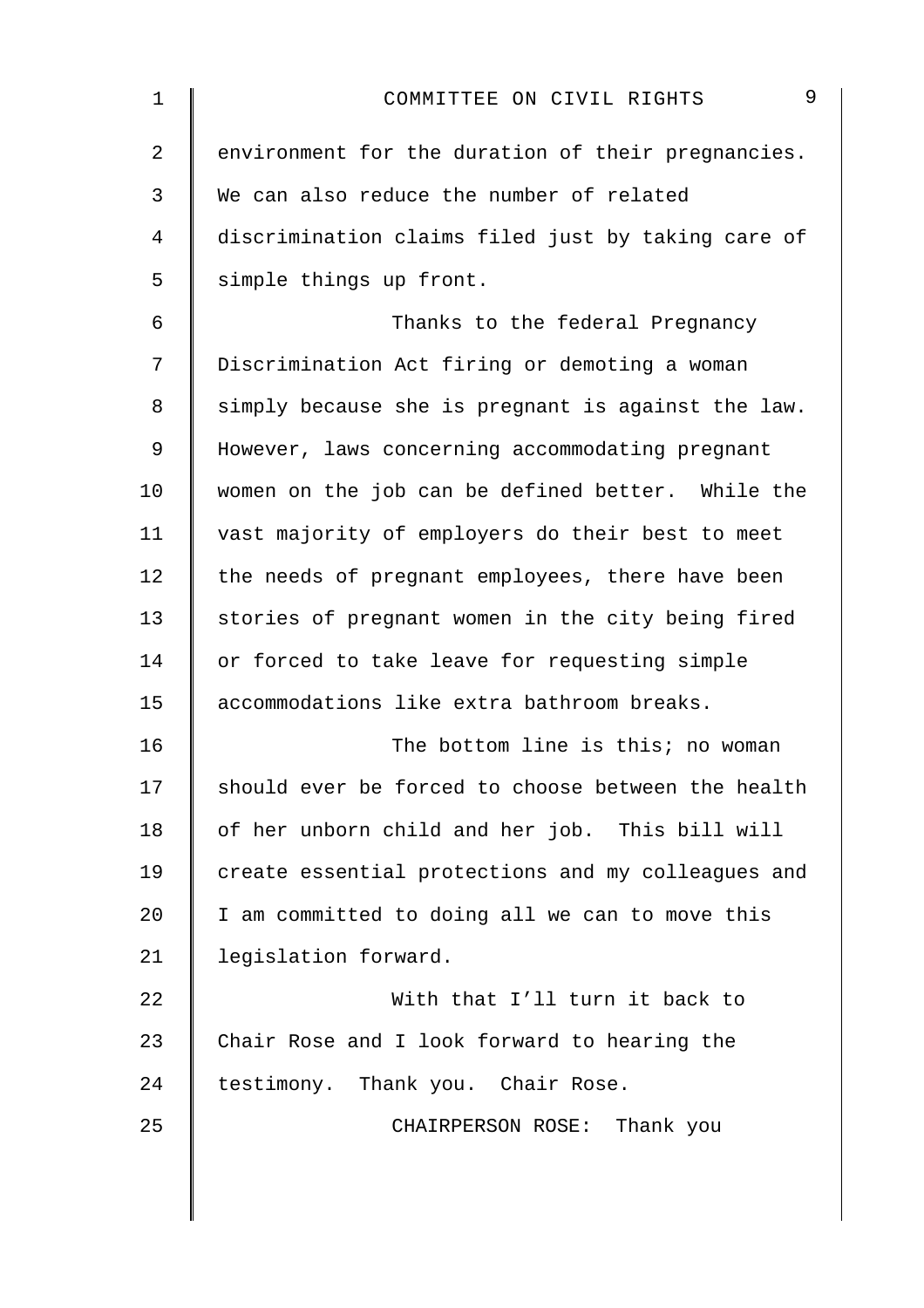environment for the duration of their pregnancies. We can also reduce the number of related discrimination claims filed just by taking care of simple things up front.

Thanks to the federal Pregnancy Discrimination Act firing or demoting a woman simply because she is pregnant is against the law. However, laws concerning accommodating pregnant women on the job can be defined better. While the vast majority of employers do their best to meet the needs of pregnant employees, there have been stories of pregnant women in the city being fired or forced to take leave for requesting simple accommodations like extra bathroom breaks.

The bottom line is this; no woman should ever be forced to choose between the health of her unborn child and her job. This bill will create essential protections and my colleagues and I am committed to doing all we can to move this legislation forward.

With that I'll turn it back to Chair Rose and I look forward to hearing the testimony. Thank you. Chair Rose.

CHAIRPERSON ROSE: Thank you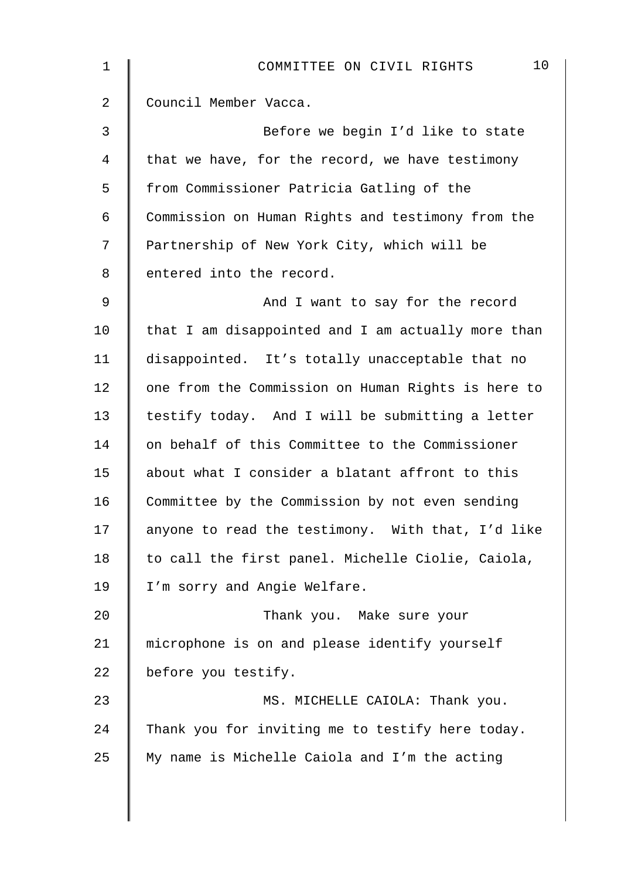Council Member Vacca.

Before we begin I'd like to state that we have, for the record, we have testimony from Commissioner Patricia Gatling of the Commission on Human Rights and testimony from the Partnership of New York City, which will be entered into the record.

And I want to say for the record that I am disappointed and I am actually more than disappointed. It's totally unacceptable that no one from the Commission on Human Rights is here to testify today. And I will be submitting a letter on behalf of this Committee to the Commissioner about what I consider a blatant affront to this Committee by the Commission by not even sending anyone to read the testimony. With that, I'd like to call the first panel. Michelle Ciolie, Caiola, I'm sorry and Angie Welfare.

Thank you. Make sure your microphone is on and please identify yourself before you testify.

MS. MICHELLE CAIOLA: Thank you. Thank you for inviting me to testify here today. My name is Michelle Caiola and I'm the acting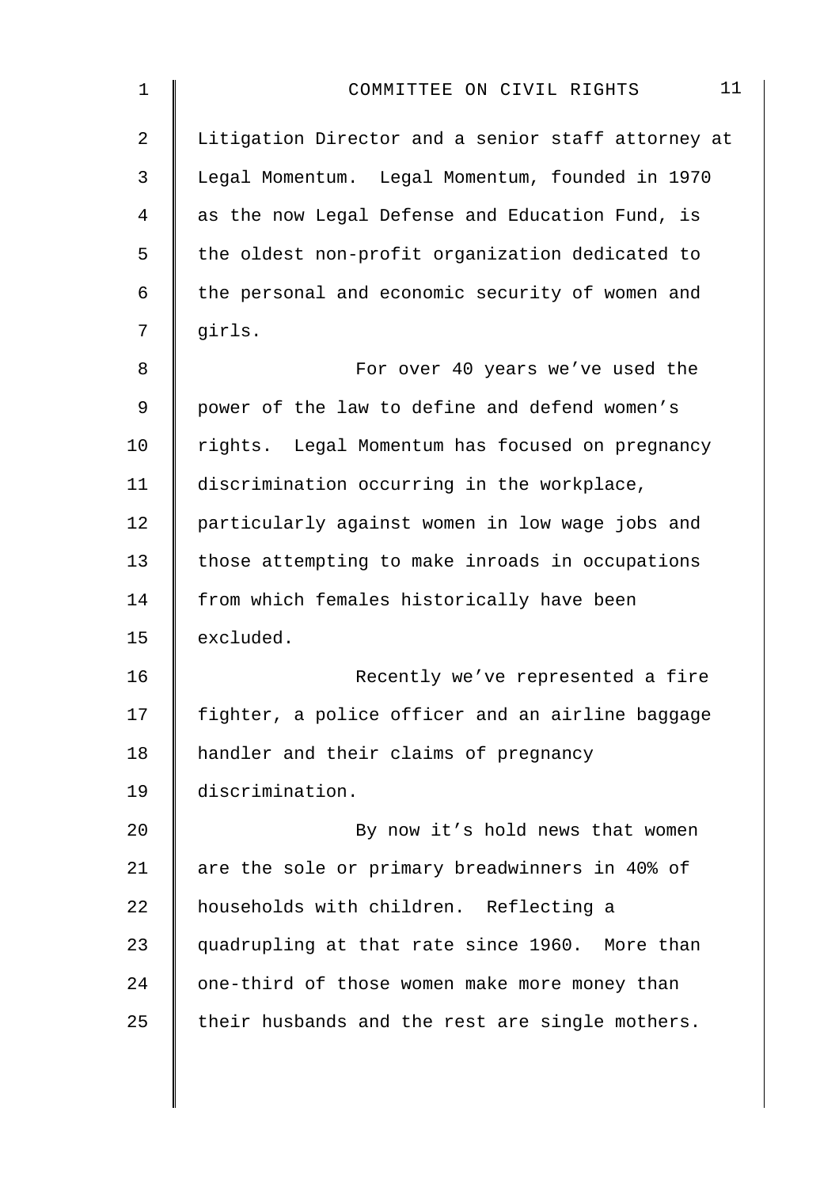Litigation Director and a senior staff attorney at Legal Momentum. Legal Momentum, founded in 1970 as the now Legal Defense and Education Fund, is the oldest non-profit organization dedicated to the personal and economic security of women and girls.

For over 40 years we've used the power of the law to define and defend women's rights. Legal Momentum has focused on pregnancy discrimination occurring in the workplace, particularly against women in low wage jobs and those attempting to make inroads in occupations from which females historically have been excluded.

Recently we've represented a fire fighter, a police officer and an airline baggage handler and their claims of pregnancy discrimination.

By now it's hold news that women are the sole or primary breadwinners in 40% of households with children. Reflecting a quadrupling at that rate since 1960. More than one-third of those women make more money than their husbands and the rest are single mothers.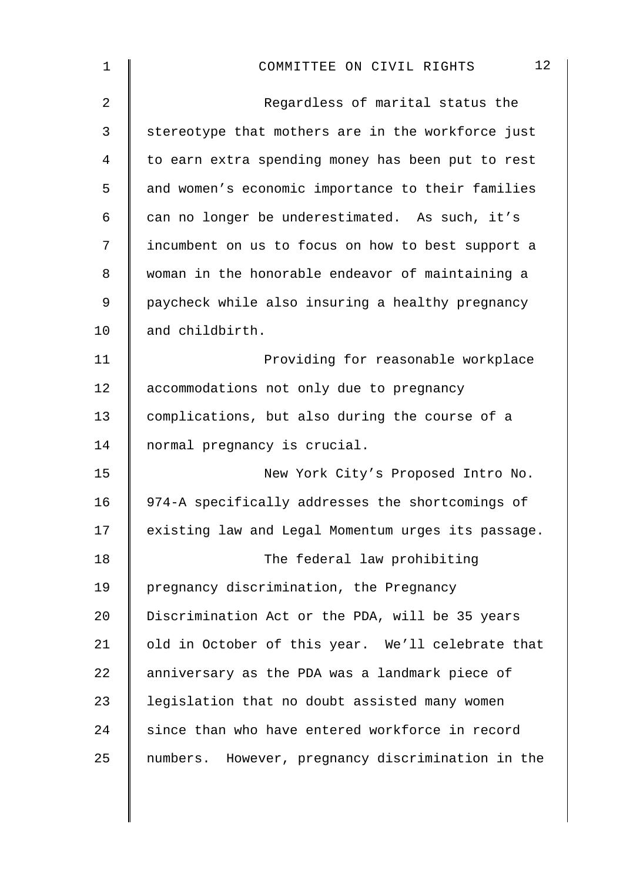Regardless of marital status the stereotype that mothers are in the workforce just to earn extra spending money has been put to rest and women's economic importance to their families can no longer be underestimated. As such, it's incumbent on us to focus on how to best support a woman in the honorable endeavor of maintaining a paycheck while also insuring a healthy pregnancy and childbirth.

Providing for reasonable workplace accommodations not only due to pregnancy complications, but also during the course of a normal pregnancy is crucial.

New York City's Proposed Intro No. 974-A specifically addresses the shortcomings of existing law and Legal Momentum urges its passage.

The federal law prohibiting pregnancy discrimination, the Pregnancy Discrimination Act or the PDA, will be 35 years old in October of this year. We'll celebrate that anniversary as the PDA was a landmark piece of legislation that no doubt assisted many women since than who have entered workforce in record numbers. However, pregnancy discrimination in the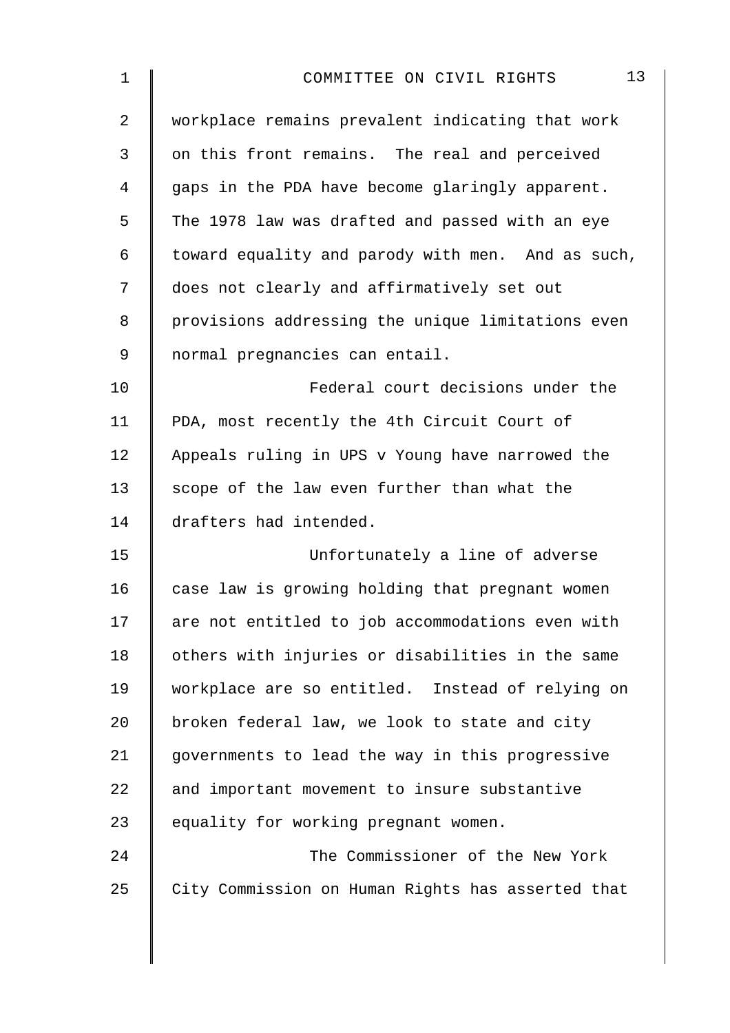workplace remains prevalent indicating that work on this front remains. The real and perceived gaps in the PDA have become glaringly apparent. The 1978 law was drafted and passed with an eye toward equality and parody with men. And as such, does not clearly and affirmatively set out provisions addressing the unique limitations even normal pregnancies can entail.

Federal court decisions under the PDA, most recently the 4th Circuit Court of Appeals ruling in UPS v Young have narrowed the scope of the law even further than what the drafters had intended.

Unfortunately a line of adverse case law is growing holding that pregnant women are not entitled to job accommodations even with others with injuries or disabilities in the same workplace are so entitled. Instead of relying on broken federal law, we look to state and city governments to lead the way in this progressive and important movement to insure substantive equality for working pregnant women.

The Commissioner of the New York City Commission on Human Rights has asserted that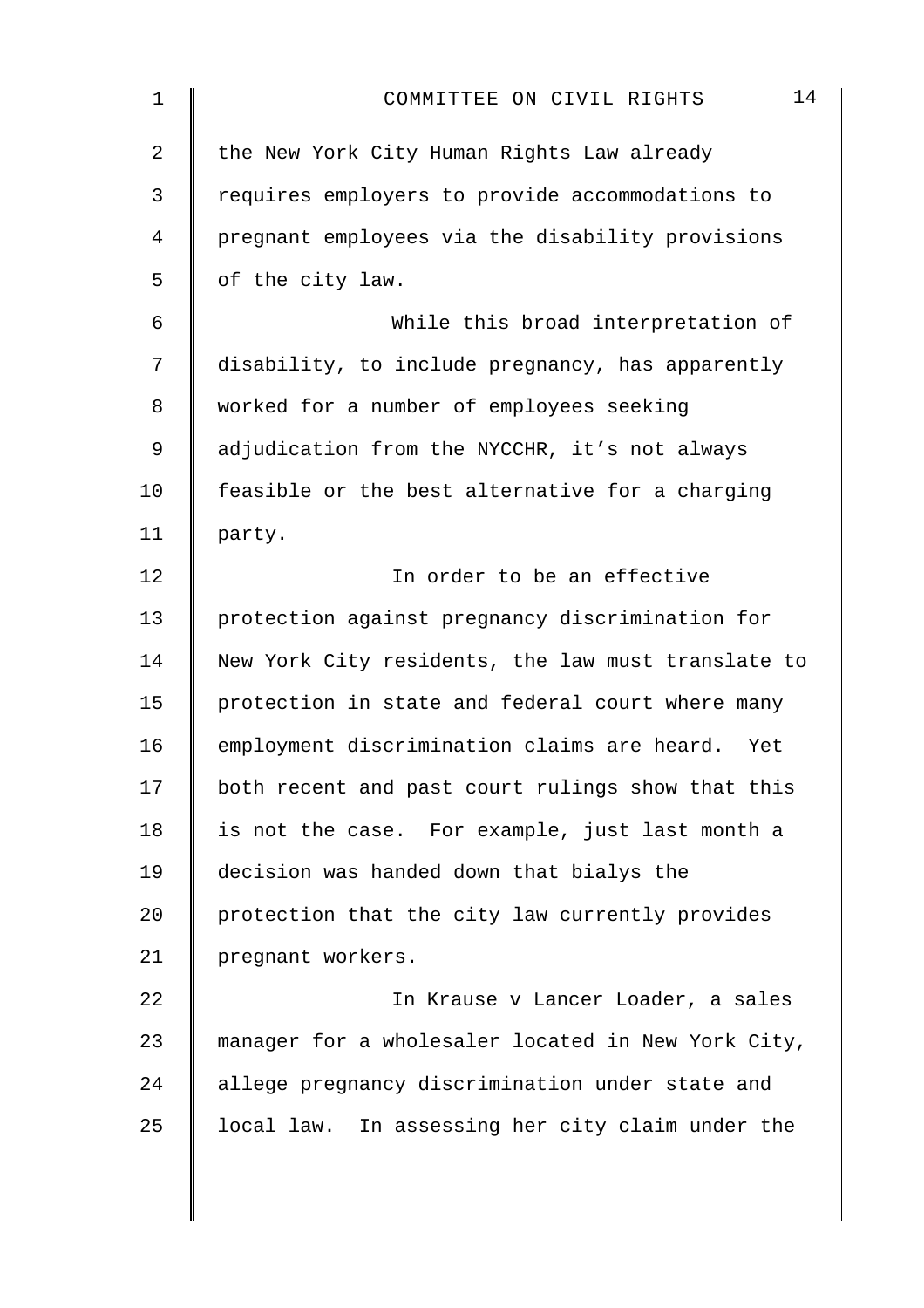the New York City Human Rights Law already requires employers to provide accommodations to pregnant employees via the disability provisions of the city law.

While this broad interpretation of disability, to include pregnancy, has apparently worked for a number of employees seeking adjudication from the NYCCHR, it's not always feasible or the best alternative for a charging party.

In order to be an effective protection against pregnancy discrimination for New York City residents, the law must translate to protection in state and federal court where many employment discrimination claims are heard. Yet both recent and past court rulings show that this is not the case. For example, just last month a decision was handed down that bialys the protection that the city law currently provides pregnant workers.

In Krause v Lancer Loader, a sales manager for a wholesaler located in New York City, allege pregnancy discrimination under state and local law. In assessing her city claim under the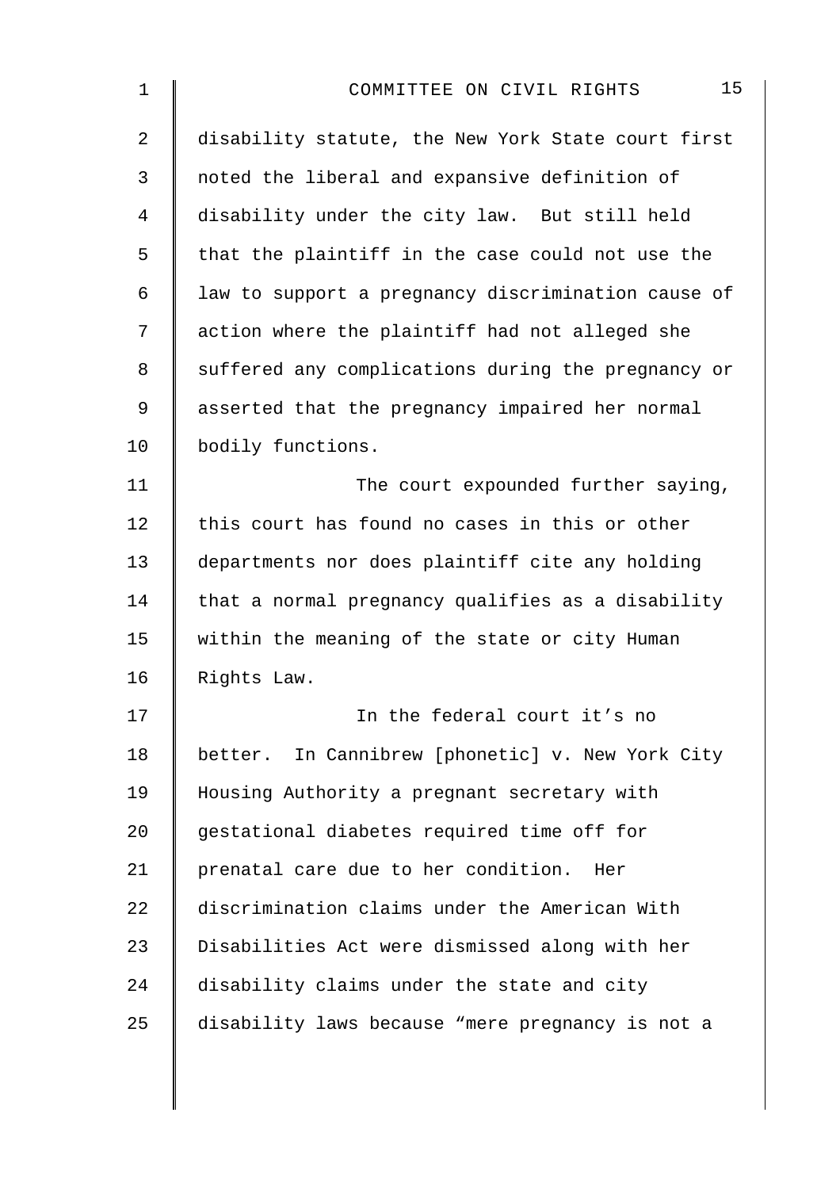disability statute, the New York State court first noted the liberal and expansive definition of disability under the city law. But still held that the plaintiff in the case could not use the law to support a pregnancy discrimination cause of action where the plaintiff had not alleged she suffered any complications during the pregnancy or asserted that the pregnancy impaired her normal bodily functions.

The court expounded further saying, this court has found no cases in this or other departments nor does plaintiff cite any holding that a normal pregnancy qualifies as a disability within the meaning of the state or city Human Rights Law.

In the federal court it's no better. In Cannibrew [phonetic] v. New York City Housing Authority a pregnant secretary with gestational diabetes required time off for prenatal care due to her condition. Her discrimination claims under the American With Disabilities Act were dismissed along with her disability claims under the state and city disability laws because "mere pregnancy is not a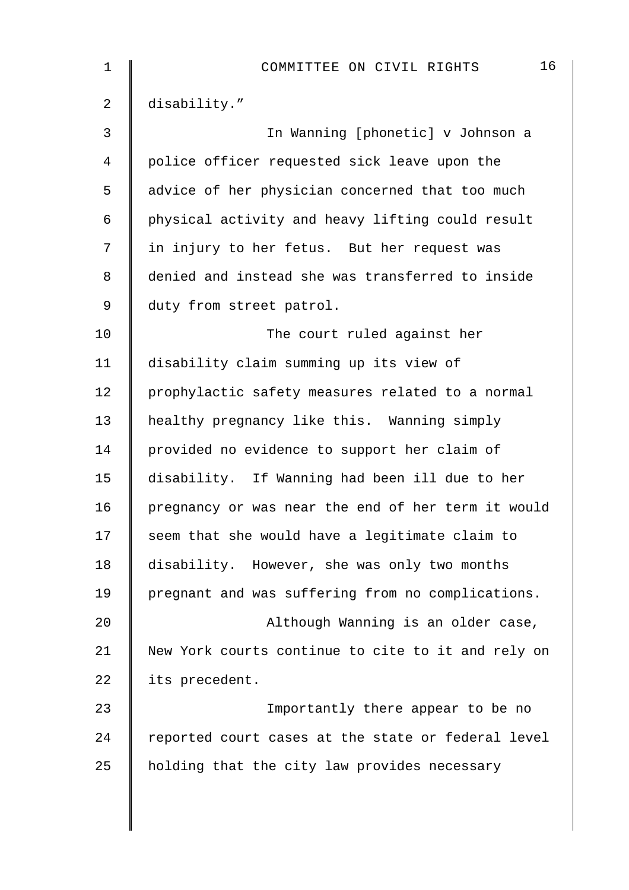disability.”

In Wanning [phonetic] v Johnson a police officer requested sick leave upon the advice of her physician concerned that too much physical activity and heavy lifting could result in injury to her fetus. But her request was denied and instead she was transferred to inside duty from street patrol.

The court ruled against her disability claim summing up its view of prophylactic safety measures related to a normal healthy pregnancy like this. Wanning simply provided no evidence to support her claim of disability. If Wanning had been ill due to her pregnancy or was near the end of her term it would seem that she would have a legitimate claim to disability. However, she was only two months pregnant and was suffering from no complications.

Although Wanning is an older case, New York courts continue to cite to it and rely on its precedent.

Importantly there appear to be no reported court cases at the state or federal level holding that the city law provides necessary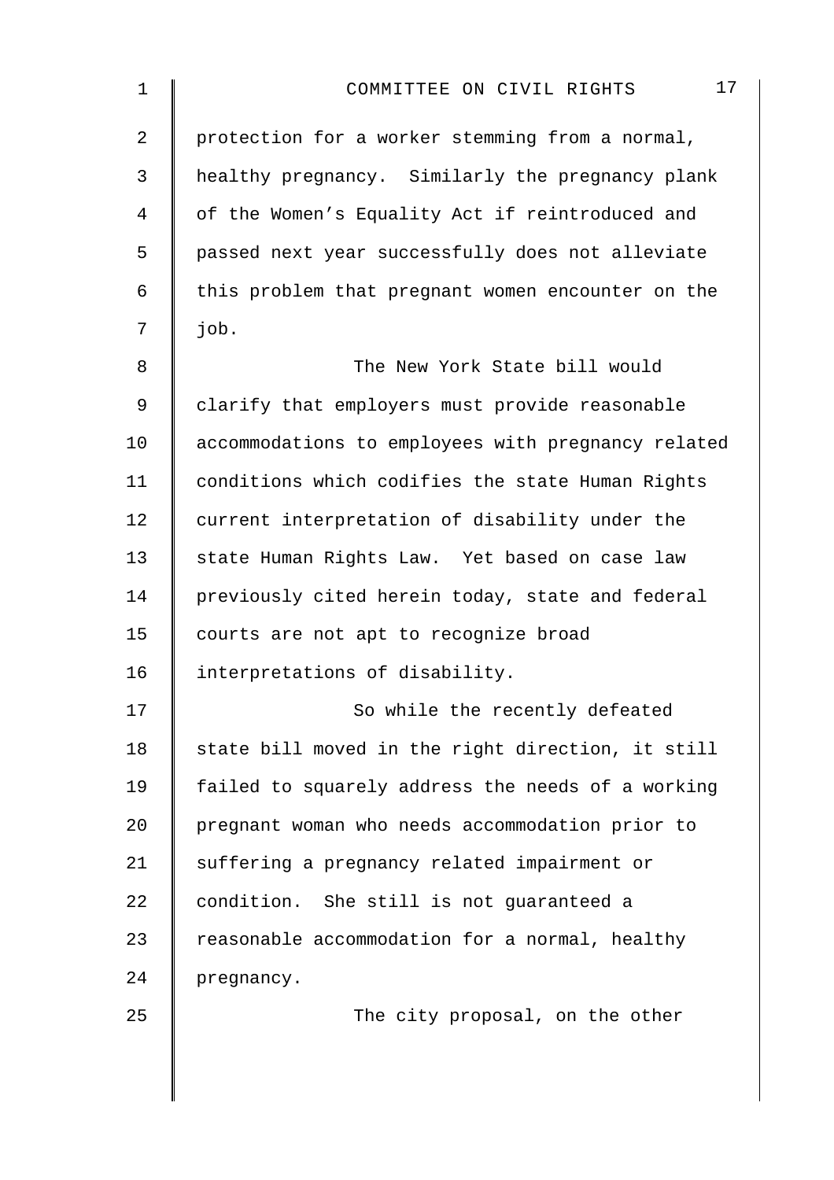protection for a worker stemming from a normal, healthy pregnancy. Similarly the pregnancy plank of the Women's Equality Act if reintroduced and passed next year successfully does not alleviate this problem that pregnant women encounter on the job.

The New York State bill would clarify that employers must provide reasonable accommodations to employees with pregnancy related conditions which codifies the state Human Rights current interpretation of disability under the state Human Rights Law. Yet based on case law previously cited herein today, state and federal courts are not apt to recognize broad interpretations of disability.

So while the recently defeated state bill moved in the right direction, it still failed to squarely address the needs of a working pregnant woman who needs accommodation prior to suffering a pregnancy related impairment or condition. She still is not guaranteed a reasonable accommodation for a normal, healthy pregnancy.

The city proposal, on the other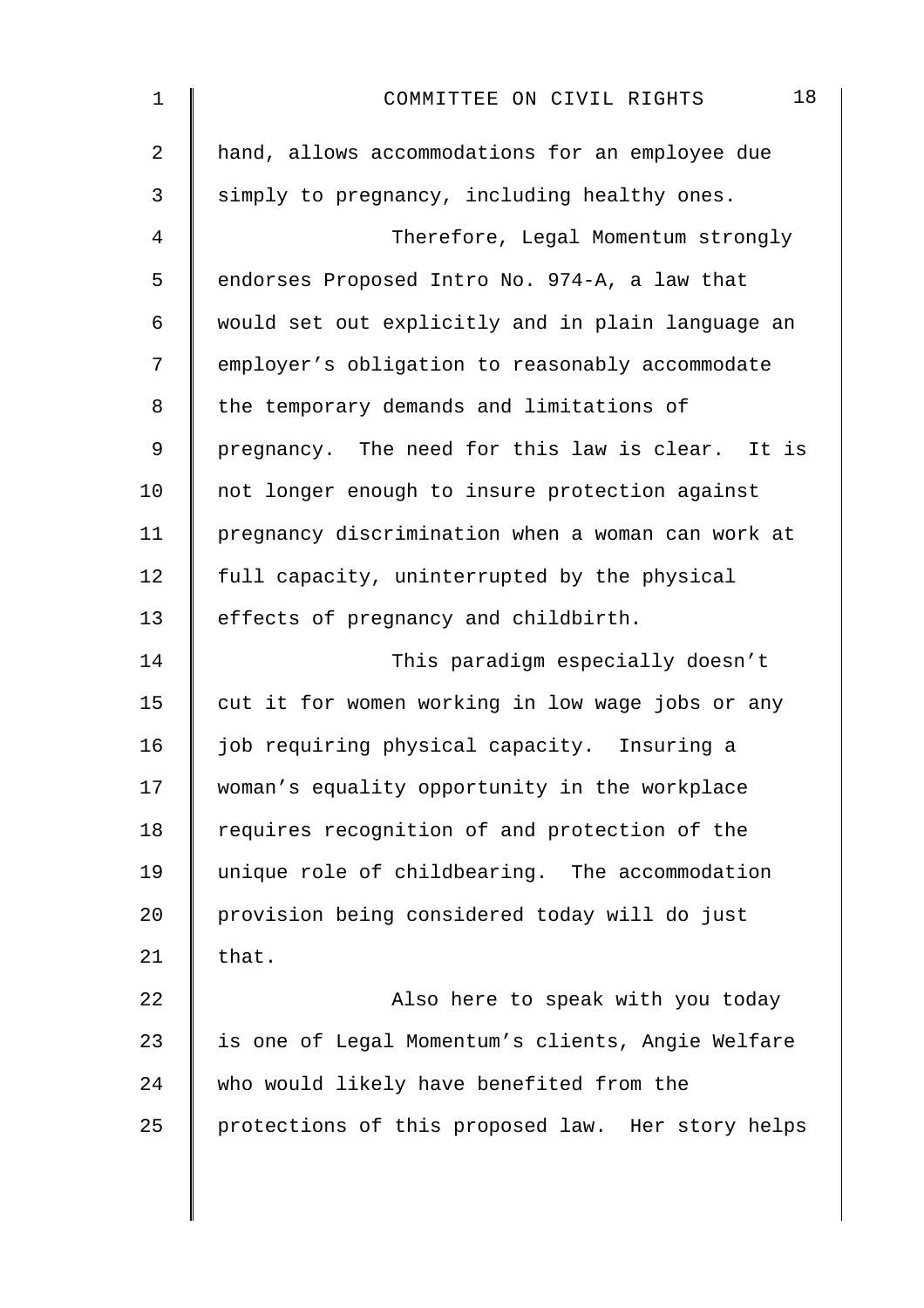hand, allows accommodations for an employee due simply to pregnancy, including healthy ones.

Therefore, Legal Momentum strongly endorses Proposed Intro No. 974-A, a law that would set out explicitly and in plain language an employer's obligation to reasonably accommodate the temporary demands and limitations of pregnancy. The need for this law is clear. It is not longer enough to insure protection against pregnancy discrimination when a woman can work at full capacity, uninterrupted by the physical effects of pregnancy and childbirth.

This paradigm especially doesn't cut it for women working in low wage jobs or any job requiring physical capacity. Insuring a woman's equality opportunity in the workplace requires recognition of and protection of the unique role of childbearing. The accommodation provision being considered today will do just that.

Also here to speak with you today is one of Legal Momentum's clients, Angie Welfare who would likely have benefited from the protections of this proposed law. Her story helps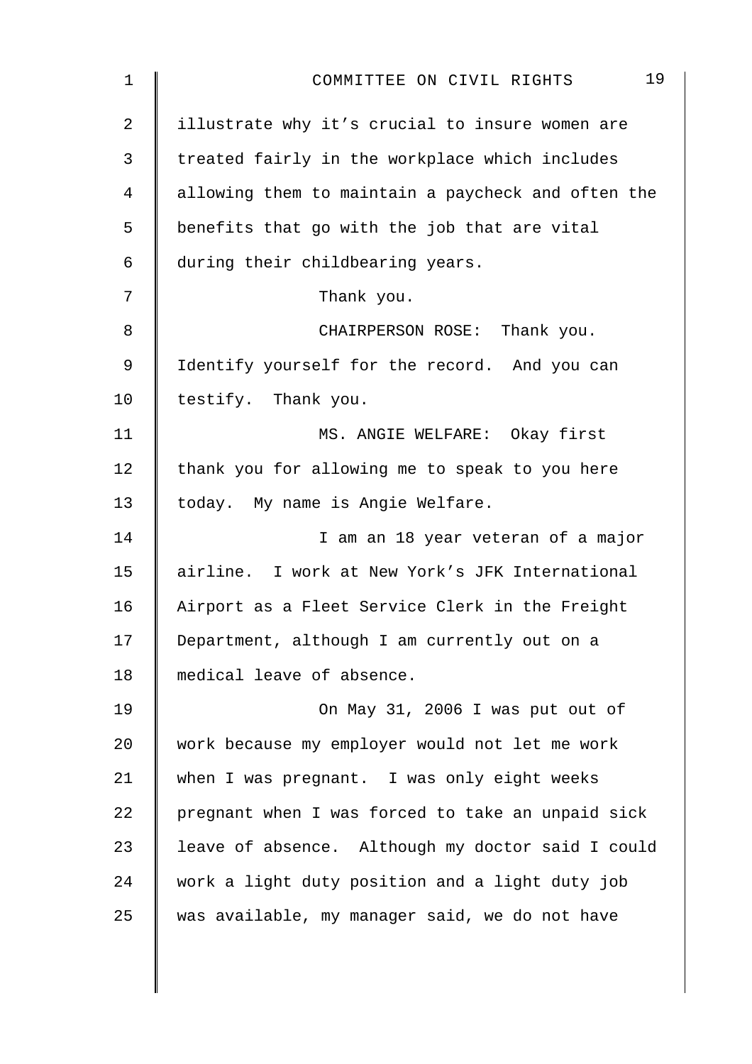illustrate why it's crucial to insure women are treated fairly in the workplace which includes allowing them to maintain a paycheck and often the benefits that go with the job that are vital during their childbearing years.

Thank you.

CHAIRPERSON ROSE: Thank you. Identify yourself for the record. And you can testify. Thank you.

MS. ANGIE WELFARE: Okay first thank you for allowing me to speak to you here today. My name is Angie Welfare.

I am an 18 year veteran of a major airline. I work at New York's JFK International Airport as a Fleet Service Clerk in the Freight Department, although I am currently out on a medical leave of absence.

On May 31, 2006 I was put out of work because my employer would not let me work when I was pregnant. I was only eight weeks pregnant when I was forced to take an unpaid sick leave of absence. Although my doctor said I could work a light duty position and a light duty job was available, my manager said, we do not have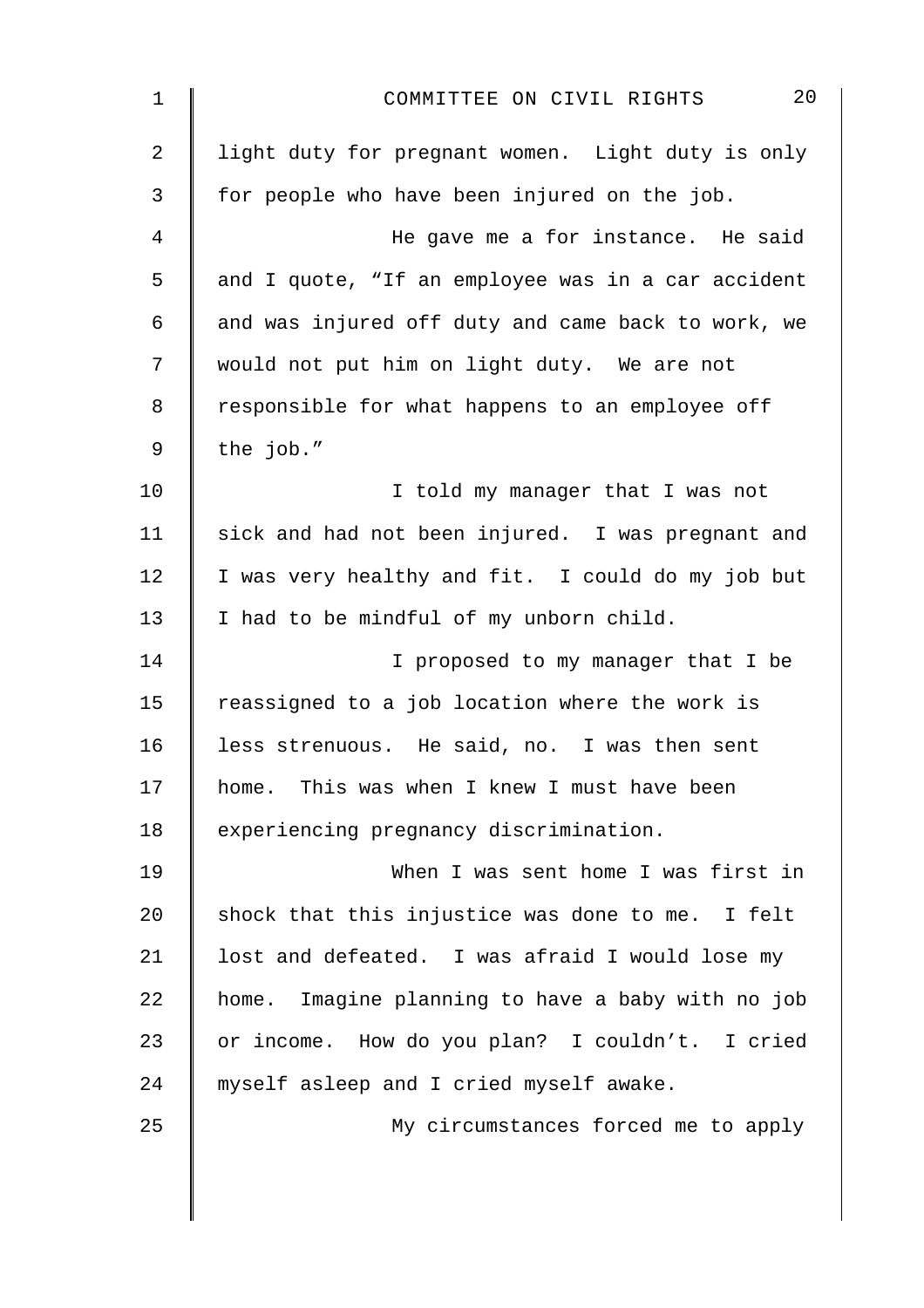light duty for pregnant women. Light duty is only for people who have been injured on the job.

He gave me a for instance. He said and I quote, "If an employee was in a car accident and was injured off duty and came back to work, we would not put him on light duty. We are not responsible for what happens to an employee off the job."

I told my manager that I was not sick and had not been injured. I was pregnant and I was very healthy and fit. I could do my job but I had to be mindful of my unborn child.

I proposed to my manager that I be reassigned to a job location where the work is less strenuous. He said, no. I was then sent home. This was when I knew I must have been experiencing pregnancy discrimination.

When I was sent home I was first in shock that this injustice was done to me. I felt lost and defeated. I was afraid I would lose my home. Imagine planning to have a baby with no job or income. How do you plan? I couldn't. I cried myself asleep and I cried myself awake.

My circumstances forced me to apply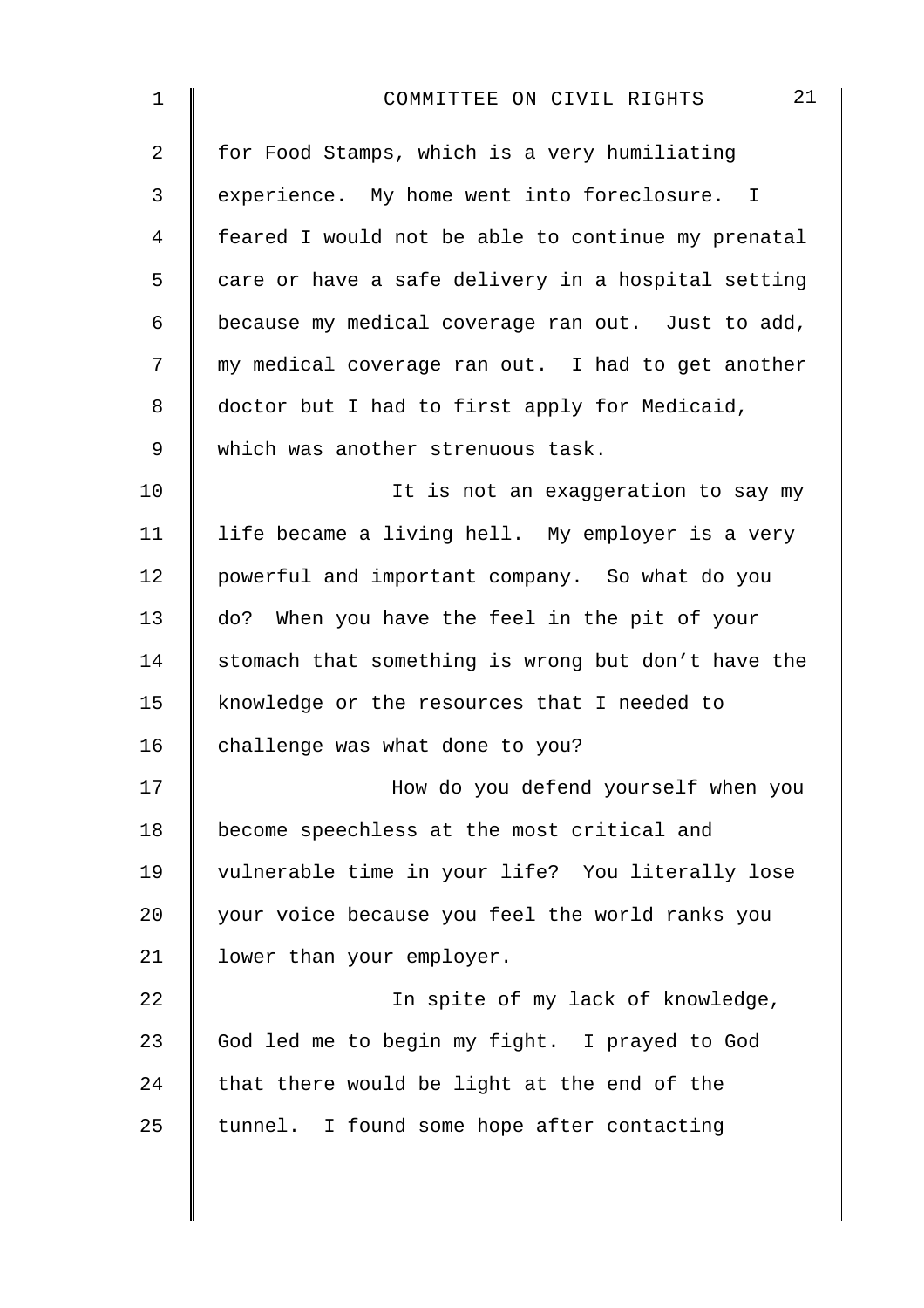for Food Stamps, which is a very humiliating experience. My home went into foreclosure. I feared I would not be able to continue my prenatal care or have a safe delivery in a hospital setting because my medical coverage ran out. Just to add, my medical coverage ran out. I had to get another doctor but I had to first apply for Medicaid, which was another strenuous task.

It is not an exaggeration to say my life became a living hell. My employer is a very powerful and important company. So what do you do? When you have the feel in the pit of your stomach that something is wrong but don't have the knowledge or the resources that I needed to challenge was what done to you?

How do you defend yourself when you become speechless at the most critical and vulnerable time in your life? You literally lose your voice because you feel the world ranks you lower than your employer.

In spite of my lack of knowledge, God led me to begin my fight. I prayed to God that there would be light at the end of the tunnel. I found some hope after contacting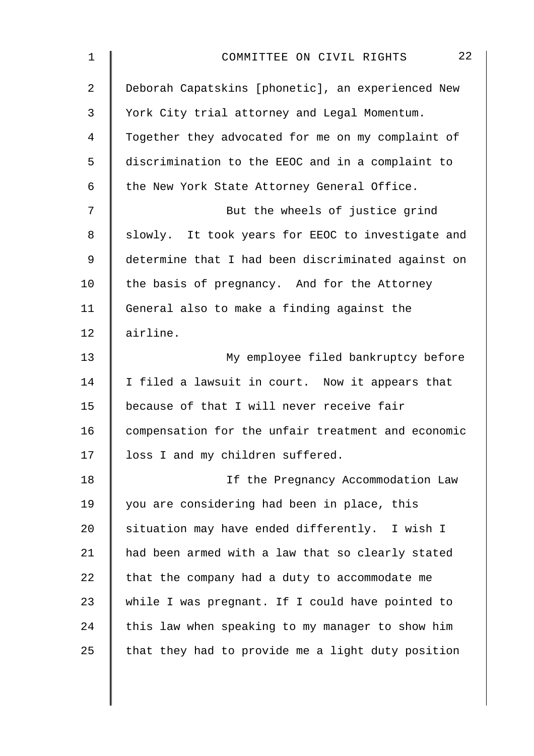Deborah Capatskins [phonetic], an experienced New York City trial attorney and Legal Momentum. Together they advocated for me on my complaint of discrimination to the EEOC and in a complaint to the New York State Attorney General Office.

But the wheels of justice grind slowly. It took years for EEOC to investigate and determine that I had been discriminated against on the basis of pregnancy. And for the Attorney General also to make a finding against the airline.

My employee filed bankruptcy before I filed a lawsuit in court. Now it appears that because of that I will never receive fair compensation for the unfair treatment and economic loss I and my children suffered.

If the Pregnancy Accommodation Law you are considering had been in place, this situation may have ended differently. I wish I had been armed with a law that so clearly stated that the company had a duty to accommodate me while I was pregnant. If I could have pointed to this law when speaking to my manager to show him that they had to provide me a light duty position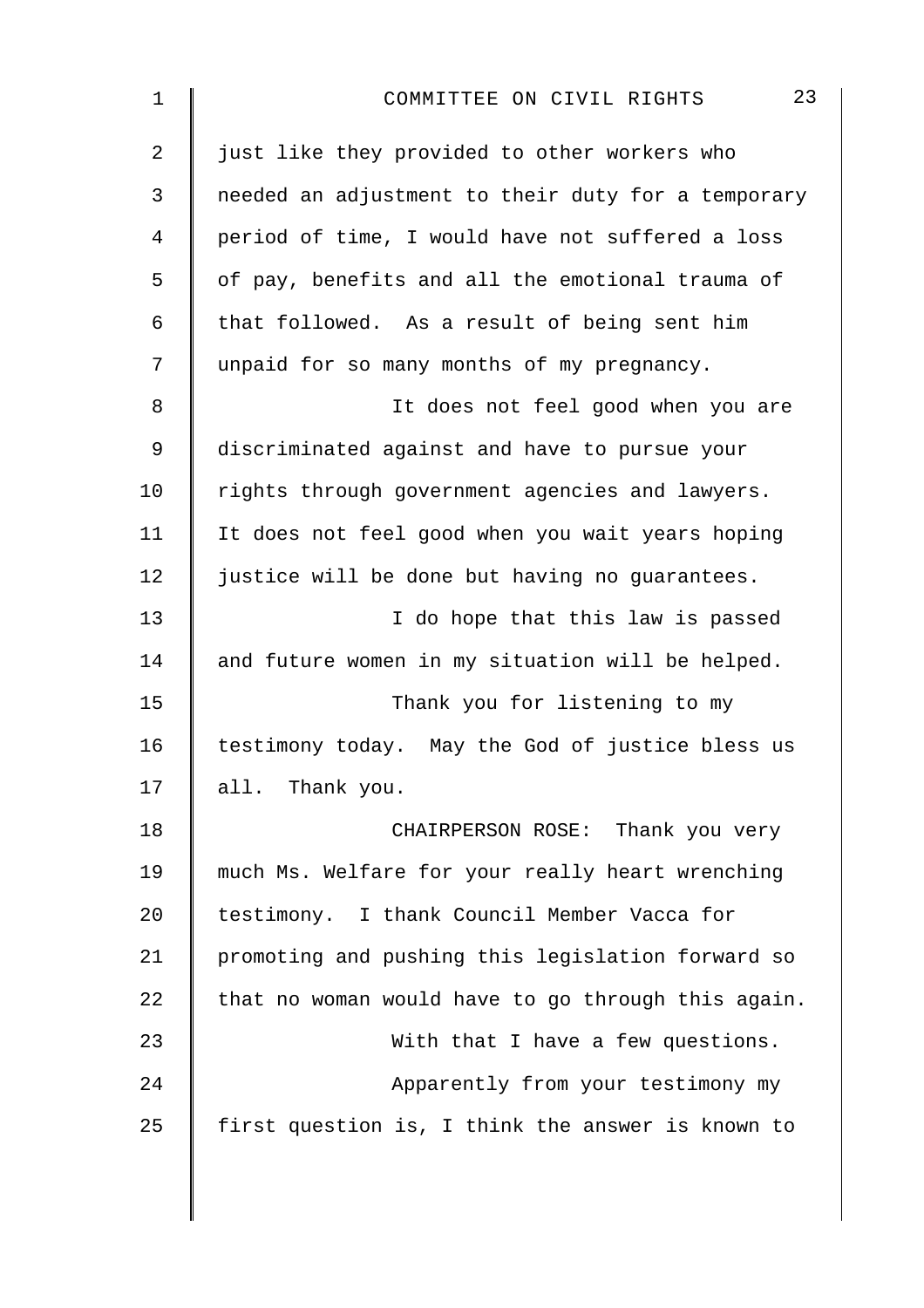just like they provided to other workers who needed an adjustment to their duty for a temporary period of time, I would have not suffered a loss of pay, benefits and all the emotional trauma of that followed. As a result of being sent him unpaid for so many months of my pregnancy.

It does not feel good when you are discriminated against and have to pursue your rights through government agencies and lawyers. It does not feel good when you wait years hoping justice will be done but having no guarantees.

I do hope that this law is passed and future women in my situation will be helped.

Thank you for listening to my testimony today. May the God of justice bless us all. Thank you.

CHAIRPERSON ROSE: Thank you very much Ms. Welfare for your really heart wrenching testimony. I thank Council Member Vacca for promoting and pushing this legislation forward so that no woman would have to go through this again.

With that I have a few questions.

Apparently from your testimony my first question is, I think the answer is known to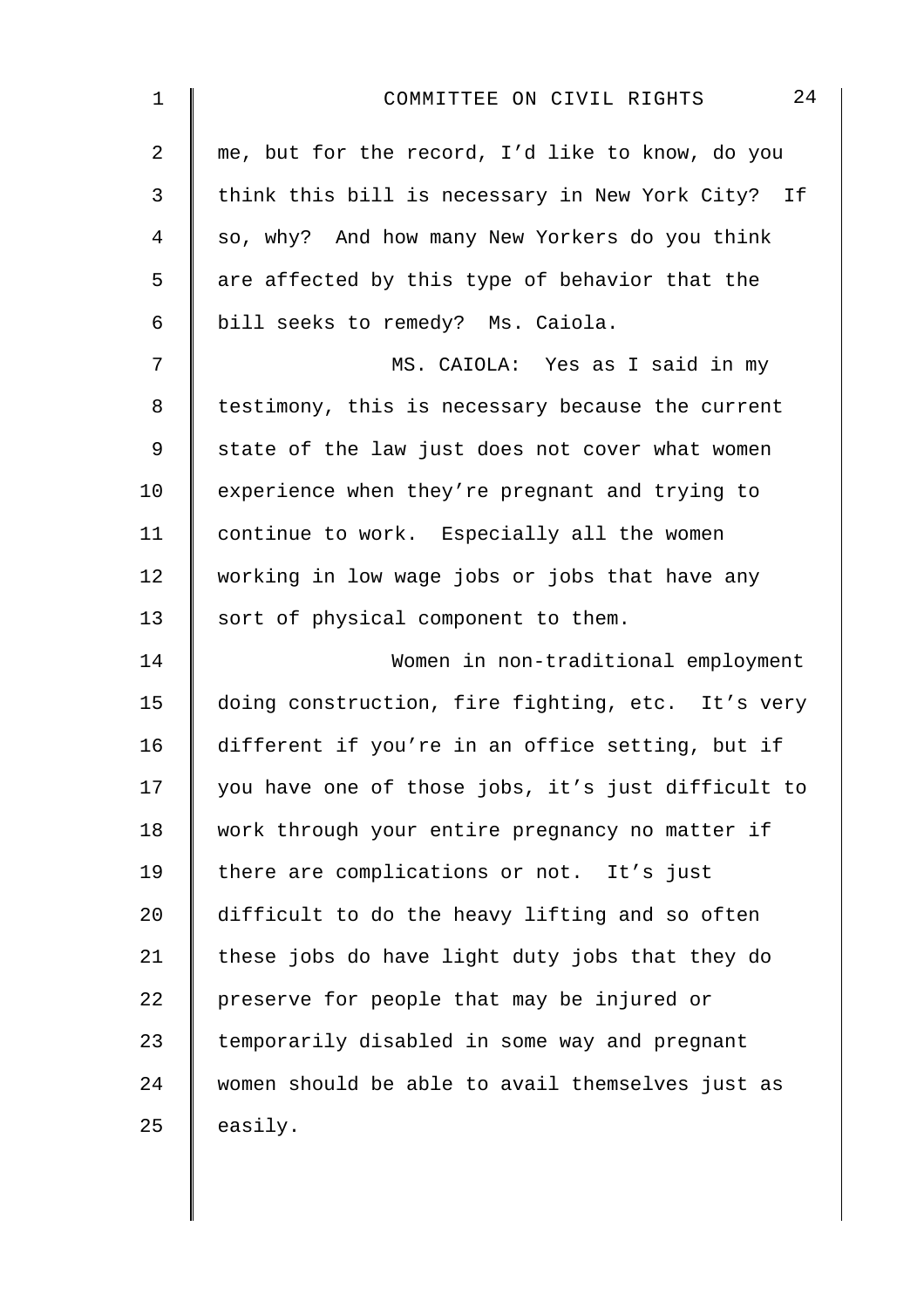me, but for the record, I'd like to know, do you think this bill is necessary in New York City? If so, why? And how many New Yorkers do you think are affected by this type of behavior that the bill seeks to remedy? Ms. Caiola.

MS. CAIOLA: Yes as I said in my testimony, this is necessary because the current state of the law just does not cover what women experience when they're pregnant and trying to continue to work. Especially all the women working in low wage jobs or jobs that have any sort of physical component to them.

Women in non-traditional employment doing construction, fire fighting, etc. It's very different if you're in an office setting, but if you have one of those jobs, it's just difficult to work through your entire pregnancy no matter if there are complications or not. It's just difficult to do the heavy lifting and so often these jobs do have light duty jobs that they do preserve for people that may be injured or temporarily disabled in some way and pregnant women should be able to avail themselves just as easily.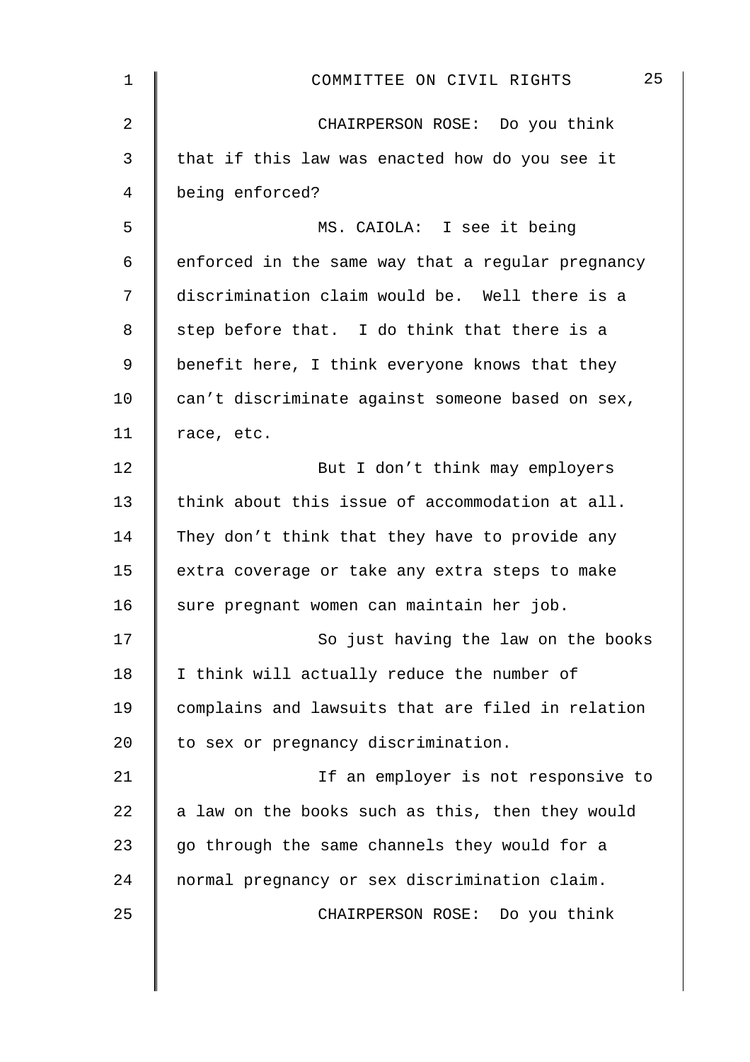CHAIRPERSON ROSE: Do you think that if this law was enacted how do you see it being enforced?

MS. CAIOLA: I see it being enforced in the same way that a regular pregnancy discrimination claim would be. Well there is a step before that. I do think that there is a benefit here, I think everyone knows that they can't discriminate against someone based on sex, race, etc.

But I don't think may employers think about this issue of accommodation at all. They don't think that they have to provide any extra coverage or take any extra steps to make sure pregnant women can maintain her job.

So just having the law on the books I think will actually reduce the number of complains and lawsuits that are filed in relation to sex or pregnancy discrimination.

If an employer is not responsive to a law on the books such as this, then they would go through the same channels they would for a normal pregnancy or sex discrimination claim.

CHAIRPERSON ROSE: Do you think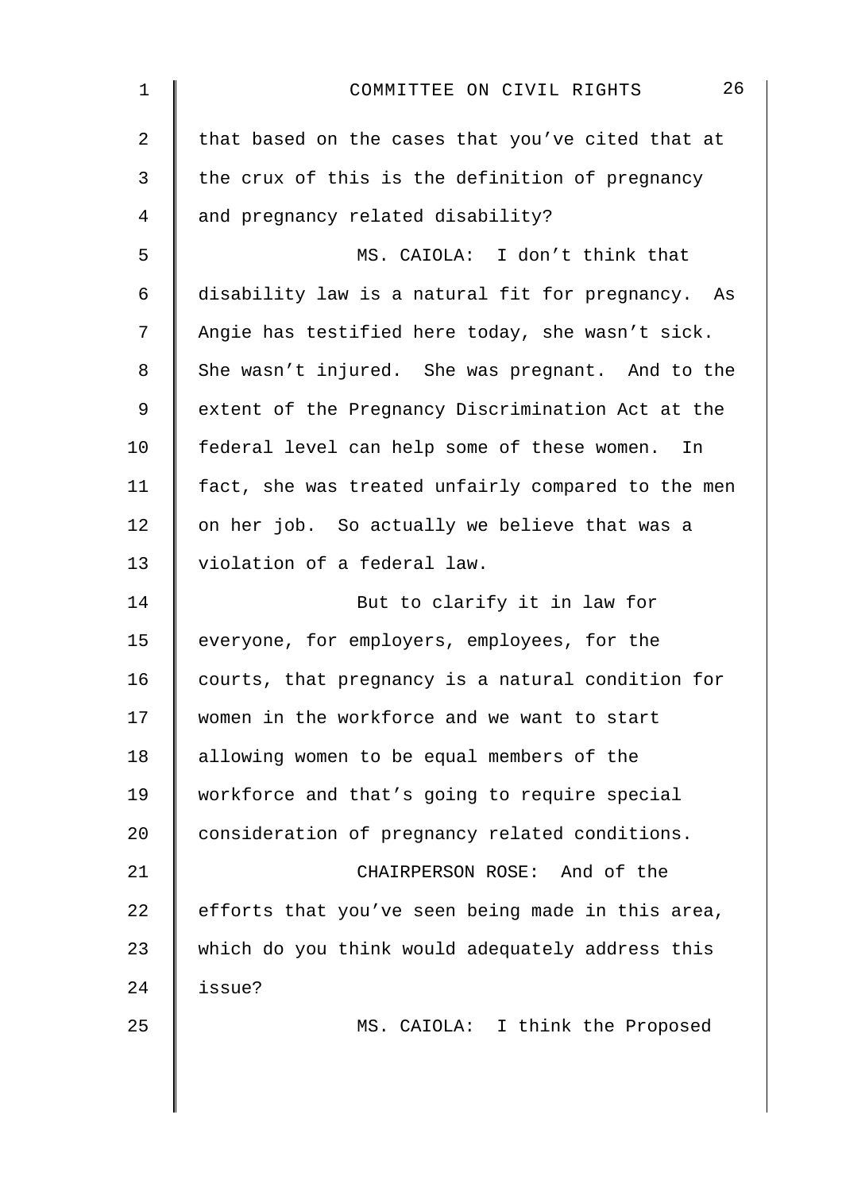that based on the cases that you've cited that at the crux of this is the definition of pregnancy and pregnancy related disability?

MS. CAIOLA: I don't think that disability law is a natural fit for pregnancy. As Angie has testified here today, she wasn't sick. She wasn't injured. She was pregnant. And to the extent of the Pregnancy Discrimination Act at the federal level can help some of these women. In fact, she was treated unfairly compared to the men on her job. So actually we believe that was a violation of a federal law.

But to clarify it in law for everyone, for employers, employees, for the courts, that pregnancy is a natural condition for women in the workforce and we want to start allowing women to be equal members of the workforce and that's going to require special consideration of pregnancy related conditions.

CHAIRPERSON ROSE: And of the efforts that you've seen being made in this area, which do you think would adequately address this issue?

MS. CAIOLA: I think the Proposed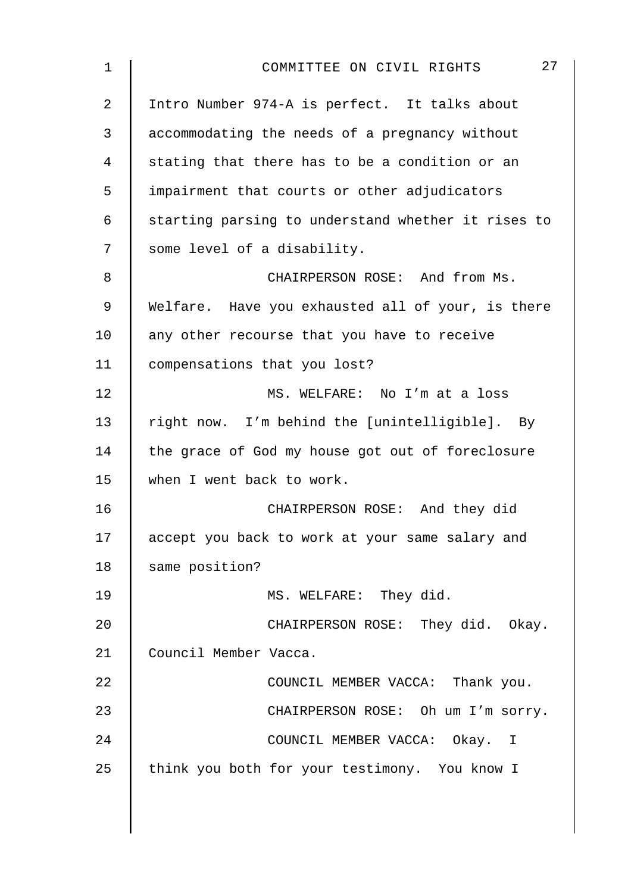Intro Number 974-A is perfect. It talks about accommodating the needs of a pregnancy without stating that there has to be a condition or an impairment that courts or other adjudicators starting parsing to understand whether it rises to some level of a disability.

CHAIRPERSON ROSE: And from Ms. Welfare. Have you exhausted all of your, is there any other recourse that you have to receive compensations that you lost?

MS. WELFARE: No I'm at a loss right now. I'm behind the [unintelligible]. By the grace of God my house got out of foreclosure when I went back to work.

CHAIRPERSON ROSE: And they did accept you back to work at your same salary and same position?

MS. WELFARE: They did.

CHAIRPERSON ROSE: They did. Okay. Council Member Vacca.

COUNCIL MEMBER VACCA: Thank you.

CHAIRPERSON ROSE: Oh um I'm sorry.

COUNCIL MEMBER VACCA: Okay. I think you both for your testimony. You know I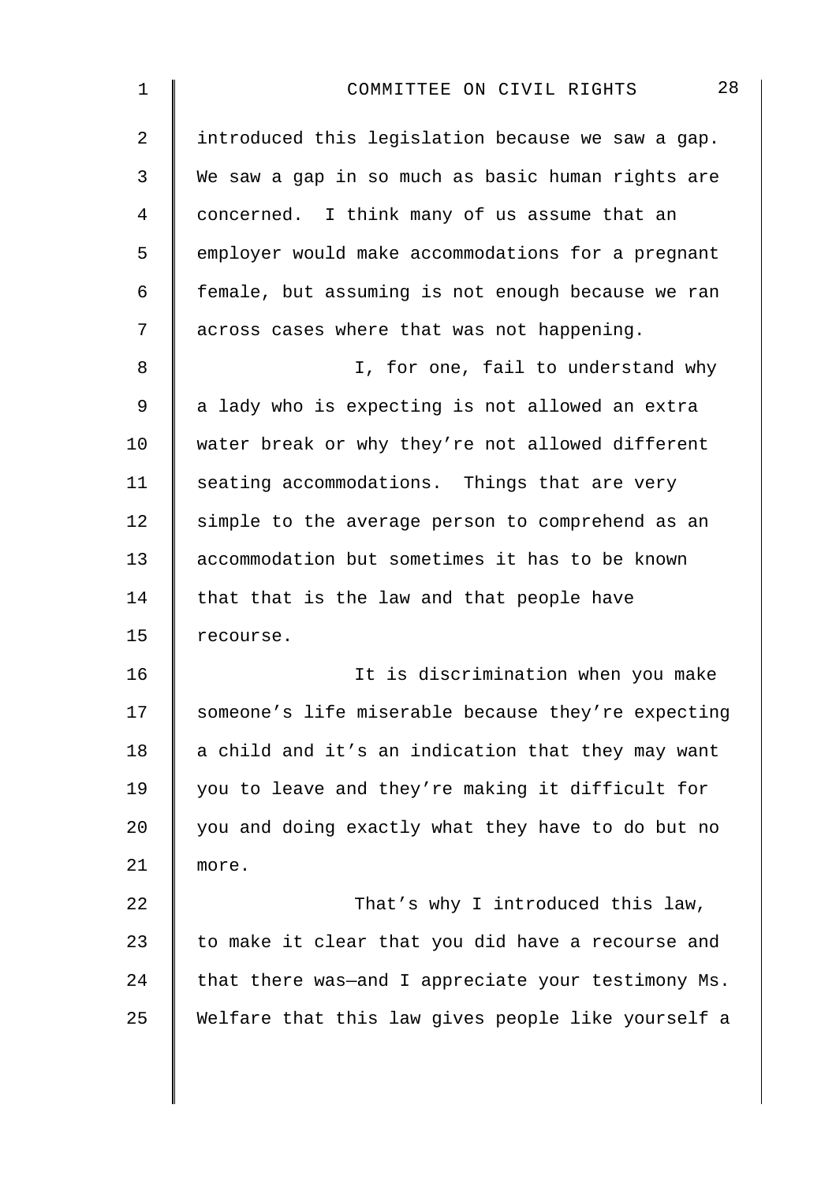introduced this legislation because we saw a gap. We saw a gap in so much as basic human rights are concerned. I think many of us assume that an employer would make accommodations for a pregnant female, but assuming is not enough because we ran across cases where that was not happening.

I, for one, fail to understand why a lady who is expecting is not allowed an extra water break or why they're not allowed different seating accommodations. Things that are very simple to the average person to comprehend as an accommodation but sometimes it has to be known that that is the law and that people have recourse.

It is discrimination when you make someone's life miserable because they're expecting a child and it's an indication that they may want you to leave and they're making it difficult for you and doing exactly what they have to do but no more.

That's why I introduced this law, to make it clear that you did have a recourse and that there was—and I appreciate your testimony Ms. Welfare that this law gives people like yourself a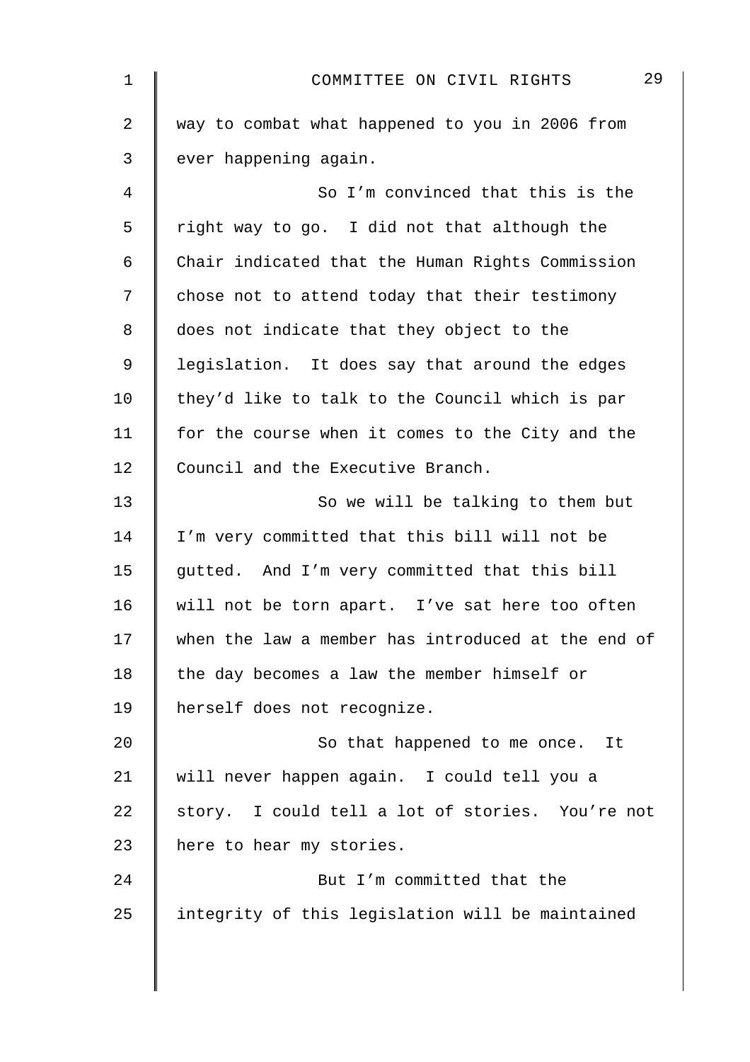way to combat what happened to you in 2006 from ever happening again.

So I'm convinced that this is the right way to go. I did not that although the Chair indicated that the Human Rights Commission chose not to attend today that their testimony does not indicate that they object to the legislation. It does say that around the edges they'd like to talk to the Council which is par for the course when it comes to the City and the Council and the Executive Branch.

So we will be talking to them but I'm very committed that this bill will not be gutted. And I'm very committed that this bill will not be torn apart. I've sat here too often when the law a member has introduced at the end of the day becomes a law the member himself or herself does not recognize.

So that happened to me once. It will never happen again. I could tell you a story. I could tell a lot of stories. You're not here to hear my stories.

But I'm committed that the integrity of this legislation will be maintained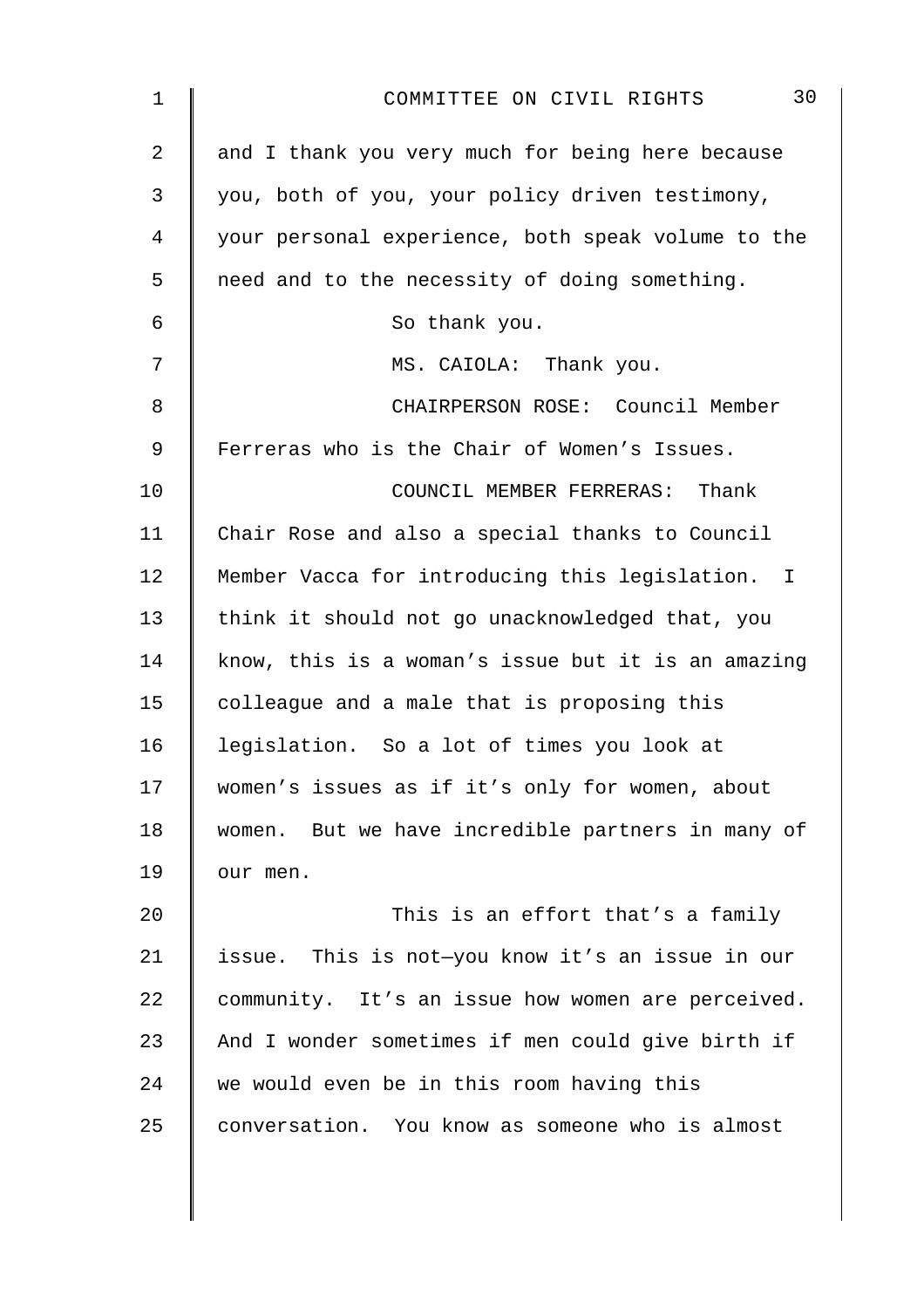and I thank you very much for being here because you, both of you, your policy driven testimony, your personal experience, both speak volume to the need and to the necessity of doing something.

So thank you.

MS. CAIOLA: Thank you.

CHAIRPERSON ROSE: Council Member Ferreras who is the Chair of Women's Issues.

COUNCIL MEMBER FERRERAS: Thank Chair Rose and also a special thanks to Council Member Vacca for introducing this legislation. I think it should not go unacknowledged that, you know, this is a woman's issue but it is an amazing colleague and a male that is proposing this legislation. So a lot of times you look at women's issues as if it's only for women, about women. But we have incredible partners in many of our men.

This is an effort that's a family issue. This is not—you know it's an issue in our community. It's an issue how women are perceived. And I wonder sometimes if men could give birth if we would even be in this room having this conversation. You know as someone who is almost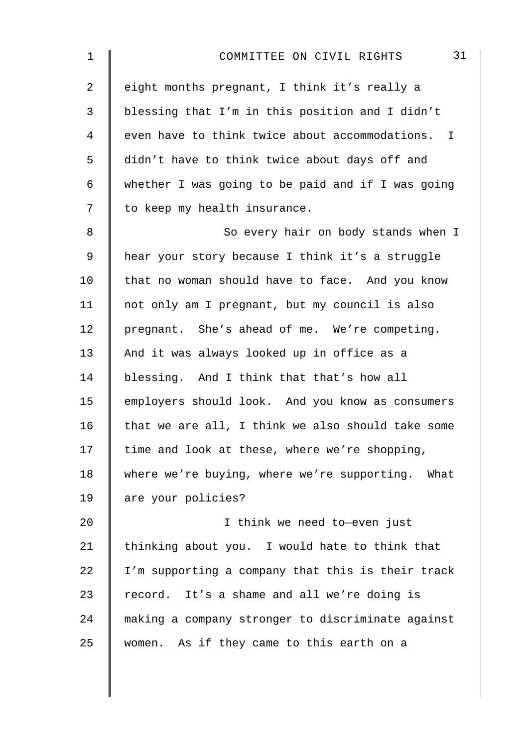eight months pregnant, I think it's really a blessing that I'm in this position and I didn't even have to think twice about accommodations. I didn't have to think twice about days off and whether I was going to be paid and if I was going to keep my health insurance.

So every hair on body stands when I hear your story because I think it's a struggle that no woman should have to face. And you know not only am I pregnant, but my council is also pregnant. She's ahead of me. We're competing. And it was always looked up in office as a blessing. And I think that that's how all employers should look. And you know as consumers that we are all, I think we also should take some time and look at these, where we're shopping, where we're buying, where we're supporting. What are your policies?

I think we need to—even just thinking about you. I would hate to think that I'm supporting a company that this is their track record. It's a shame and all we're doing is making a company stronger to discriminate against women. As if they came to this earth on a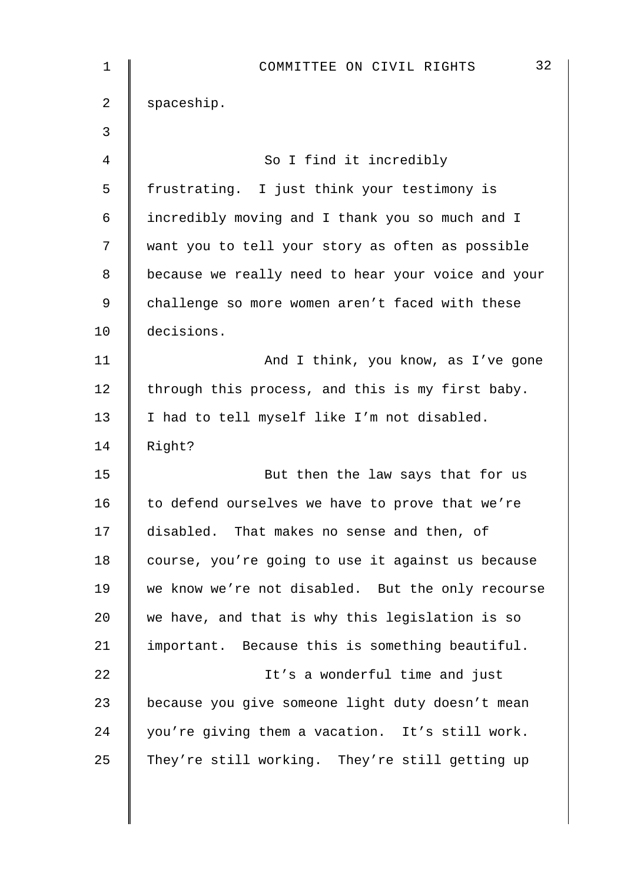spaceship.

So I find it incredibly frustrating. I just think your testimony is incredibly moving and I thank you so much and I want you to tell your story as often as possible because we really need to hear your voice and your challenge so more women aren't faced with these decisions.

And I think, you know, as I've gone through this process, and this is my first baby. I had to tell myself like I'm not disabled. Right?

But then the law says that for us to defend ourselves we have to prove that we're disabled. That makes no sense and then, of course, you're going to use it against us because we know we're not disabled. But the only recourse we have, and that is why this legislation is so important. Because this is something beautiful.

It's a wonderful time and just because you give someone light duty doesn't mean you're giving them a vacation. It's still work. They're still working. They're still getting up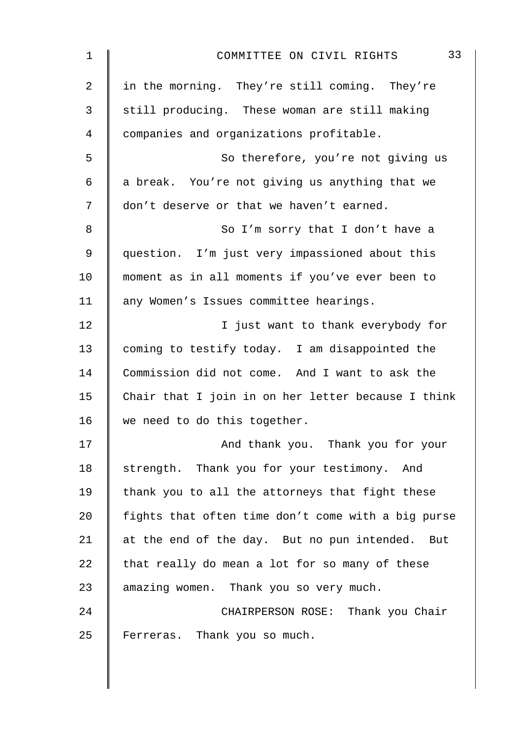in the morning. They're still coming. They're still producing. These woman are still making companies and organizations profitable.

So therefore, you're not giving us a break. You're not giving us anything that we don't deserve or that we haven't earned.

So I'm sorry that I don't have a question. I'm just very impassioned about this moment as in all moments if you've ever been to any Women's Issues committee hearings.

I just want to thank everybody for coming to testify today. I am disappointed the Commission did not come. And I want to ask the Chair that I join in on her letter because I think we need to do this together.

And thank you. Thank you for your strength. Thank you for your testimony. And thank you to all the attorneys that fight these fights that often time don't come with a big purse at the end of the day. But no pun intended. But that really do mean a lot for so many of these amazing women. Thank you so very much.

CHAIRPERSON ROSE: Thank you Chair Ferreras. Thank you so much.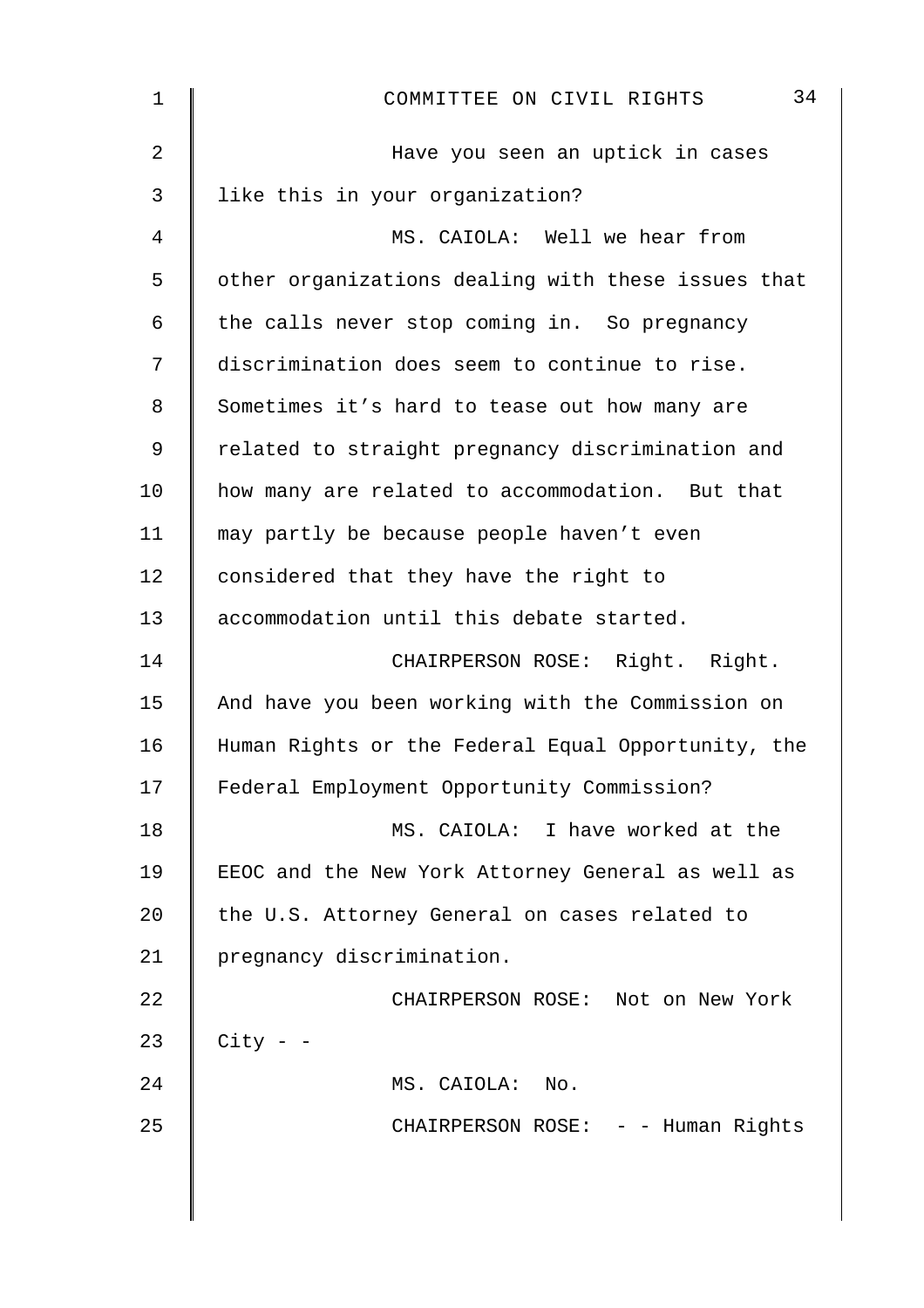Have you seen an uptick in cases like this in your organization?

MS. CAIOLA: Well we hear from other organizations dealing with these issues that the calls never stop coming in. So pregnancy discrimination does seem to continue to rise. Sometimes it's hard to tease out how many are related to straight pregnancy discrimination and how many are related to accommodation. But that may partly be because people haven't even considered that they have the right to accommodation until this debate started.

CHAIRPERSON ROSE: Right. Right. And have you been working with the Commission on Human Rights or the Federal Equal Opportunity, the Federal Employment Opportunity Commission?

MS. CAIOLA: I have worked at the EEOC and the New York Attorney General as well as the U.S. Attorney General on cases related to pregnancy discrimination.

CHAIRPERSON ROSE: Not on New York City - -

MS. CAIOLA: No.

CHAIRPERSON ROSE: - - Human Rights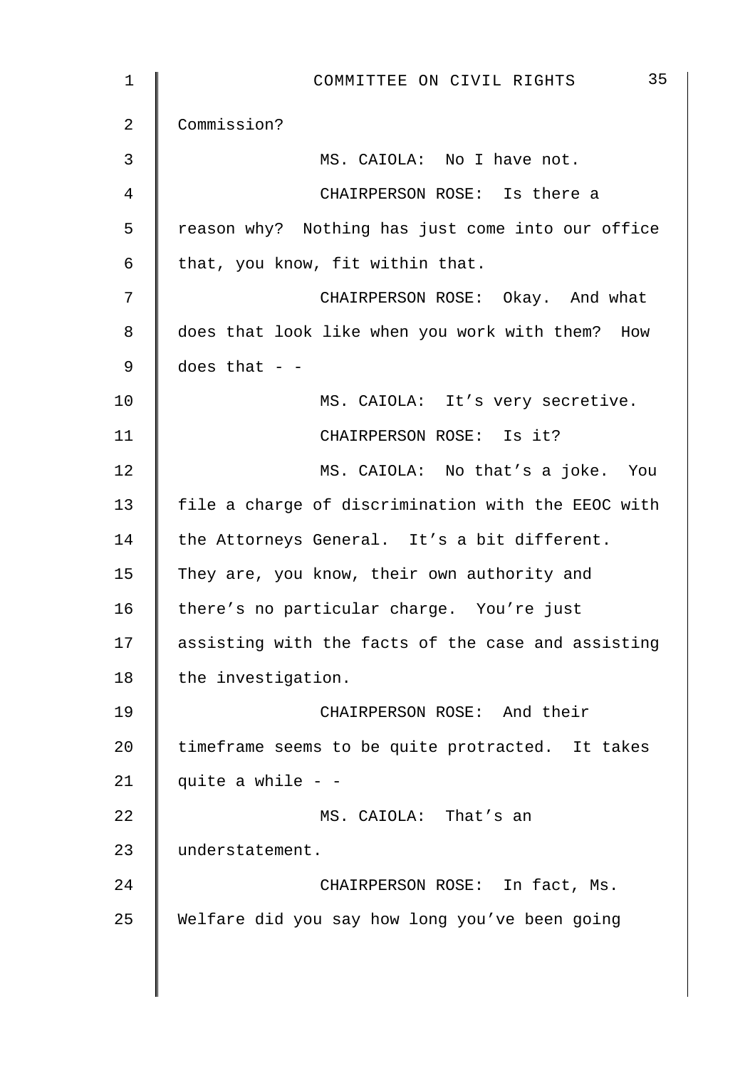Commission?

MS. CAIOLA: No I have not.

CHAIRPERSON ROSE: Is there a reason why? Nothing has just come into our office that, you know, fit within that.

CHAIRPERSON ROSE: Okay. And what does that look like when you work with them? How does that - -

MS. CAIOLA: It's very secretive.

CHAIRPERSON ROSE: Is it?

MS. CAIOLA: No that's a joke. You file a charge of discrimination with the EEOC with the Attorneys General. It's a bit different. They are, you know, their own authority and there's no particular charge. You're just assisting with the facts of the case and assisting the investigation.

CHAIRPERSON ROSE: And their timeframe seems to be quite protracted. It takes quite a while - -

MS. CAIOLA: That's an understatement.

CHAIRPERSON ROSE: In fact, Ms. Welfare did you say how long you've been going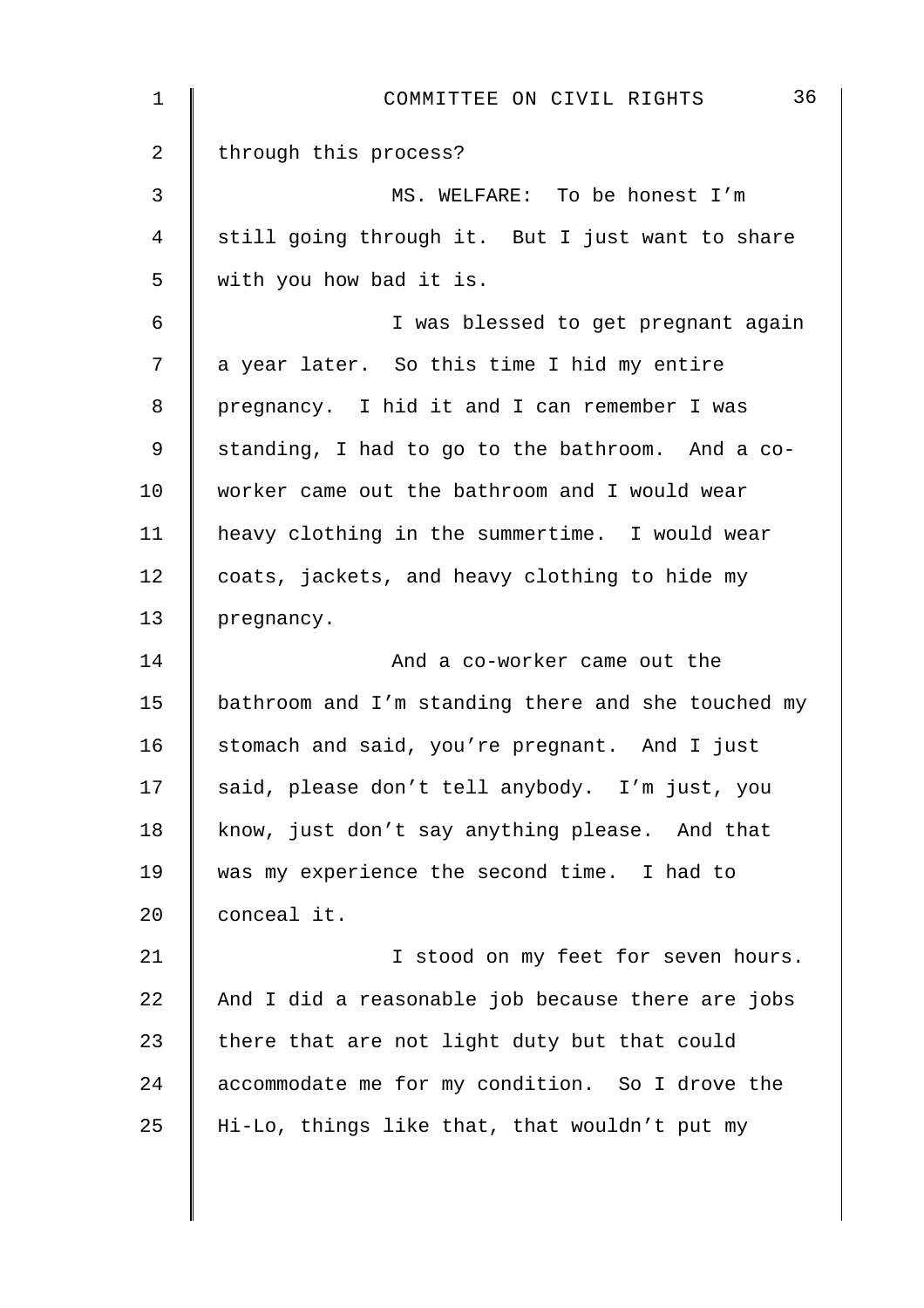through this process?

MS. WELFARE: To be honest I'm still going through it. But I just want to share with you how bad it is.

I was blessed to get pregnant again a year later. So this time I hid my entire pregnancy. I hid it and I can remember I was standing, I had to go to the bathroom. And a co-worker came out the bathroom and I would wear heavy clothing in the summertime. I would wear coats, jackets, and heavy clothing to hide my pregnancy.

And a co-worker came out the bathroom and I'm standing there and she touched my stomach and said, you're pregnant. And I just said, please don't tell anybody. I'm just, you know, just don't say anything please. And that was my experience the second time. I had to conceal it.

I stood on my feet for seven hours. And I did a reasonable job because there are jobs there that are not light duty but that could accommodate me for my condition. So I drove the Hi-Lo, things like that, that wouldn't put my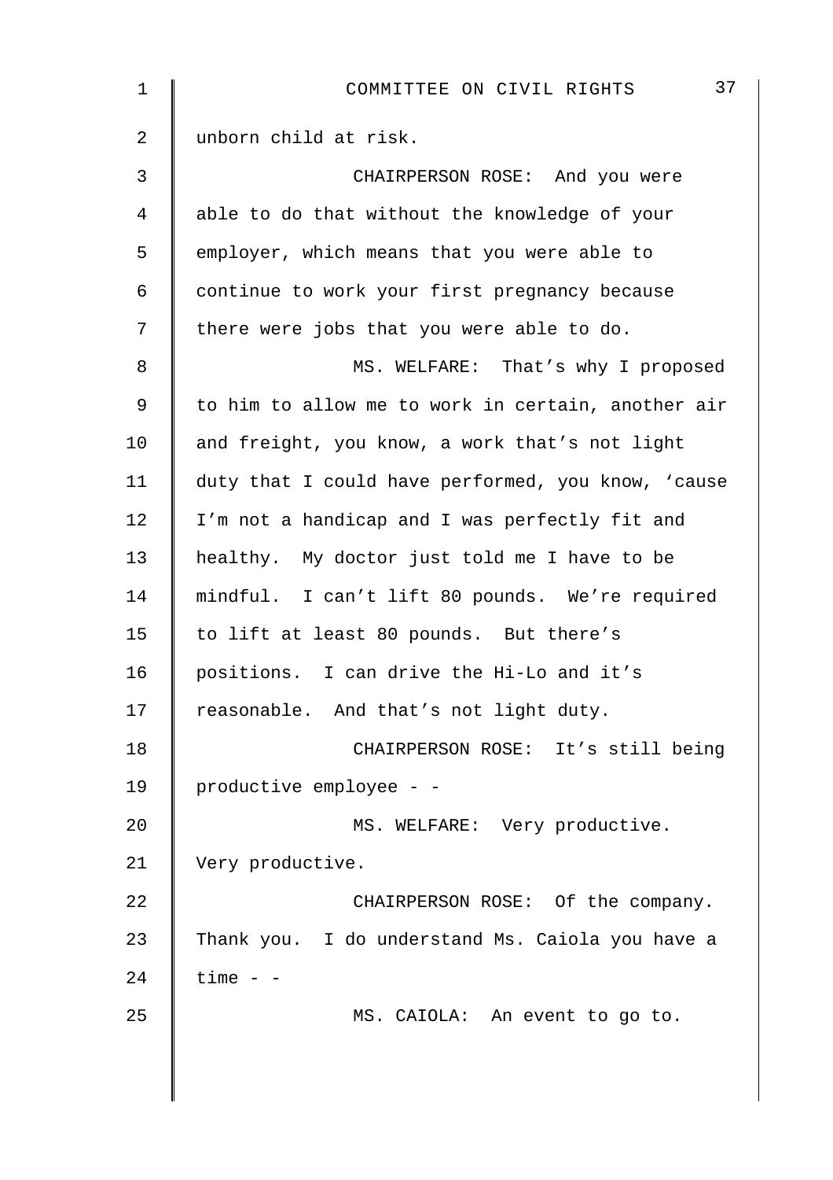unborn child at risk.

CHAIRPERSON ROSE: And you were able to do that without the knowledge of your employer, which means that you were able to continue to work your first pregnancy because there were jobs that you were able to do.

MS. WELFARE: That's why I proposed to him to allow me to work in certain, another air and freight, you know, a work that's not light duty that I could have performed, you know, 'cause I'm not a handicap and I was perfectly fit and healthy. My doctor just told me I have to be mindful. I can't lift 80 pounds. We're required to lift at least 80 pounds. But there's positions. I can drive the Hi-Lo and it's reasonable. And that's not light duty.

CHAIRPERSON ROSE: It's still being productive employee - -

MS. WELFARE: Very productive. Very productive.

CHAIRPERSON ROSE: Of the company. Thank you. I do understand Ms. Caiola you have a time - -

MS. CAIOLA: An event to go to.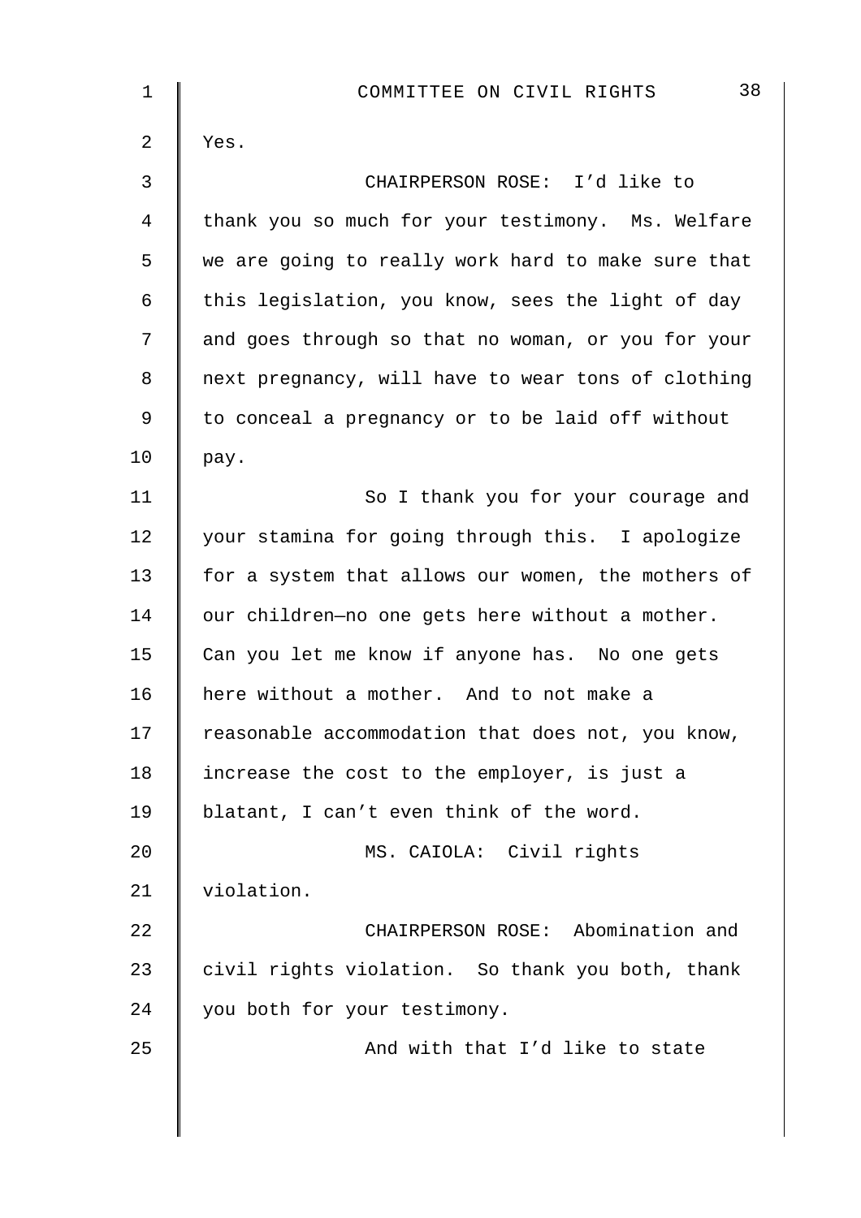Yes.

CHAIRPERSON ROSE: I'd like to thank you so much for your testimony. Ms. Welfare we are going to really work hard to make sure that this legislation, you know, sees the light of day and goes through so that no woman, or you for your next pregnancy, will have to wear tons of clothing to conceal a pregnancy or to be laid off without pay.

So I thank you for your courage and your stamina for going through this. I apologize for a system that allows our women, the mothers of our children—no one gets here without a mother. Can you let me know if anyone has. No one gets here without a mother. And to not make a reasonable accommodation that does not, you know, increase the cost to the employer, is just a blatant, I can't even think of the word.

MS. CAIOLA: Civil rights violation.

CHAIRPERSON ROSE: Abomination and civil rights violation. So thank you both, thank you both for your testimony.

And with that I'd like to state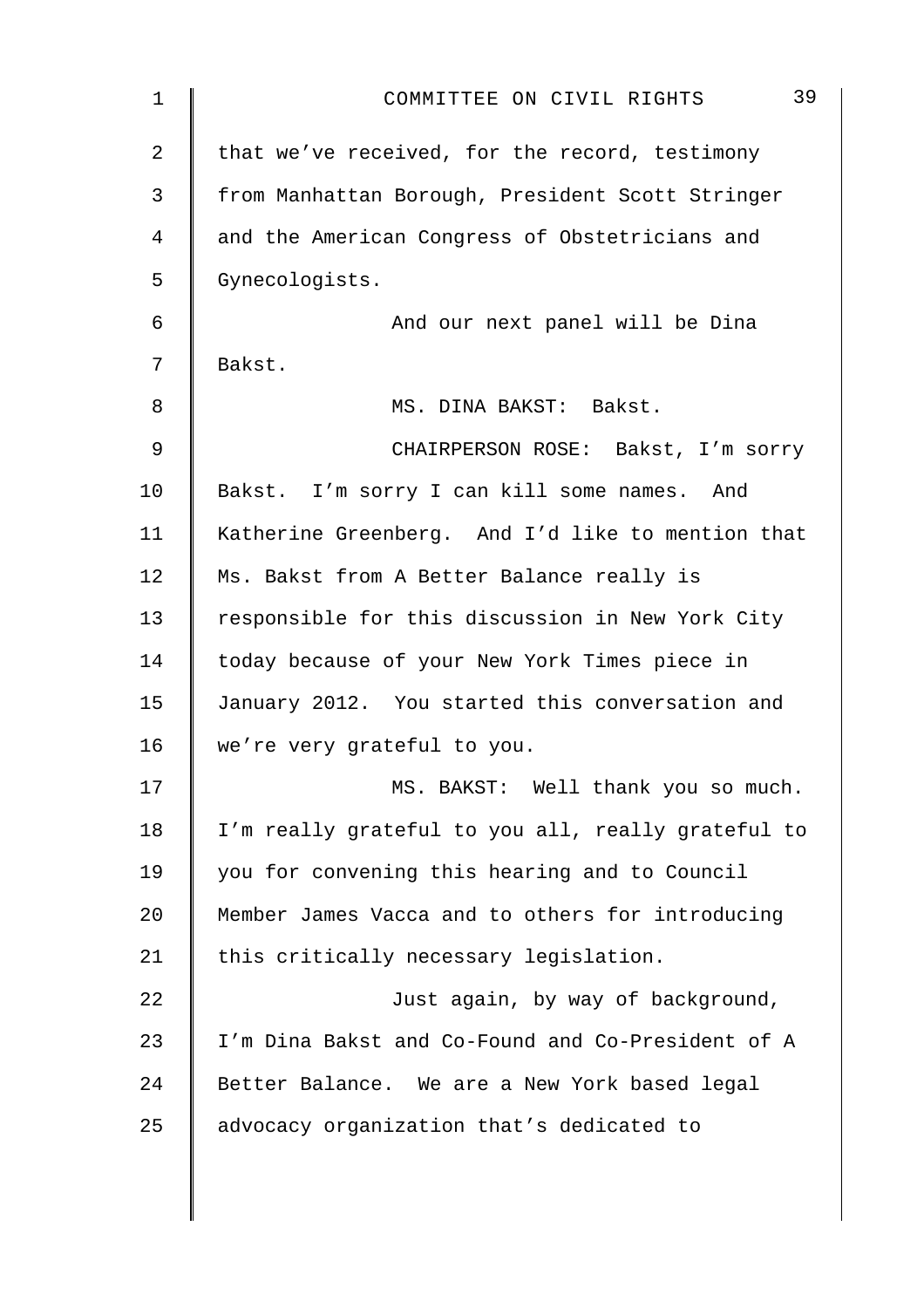that we've received, for the record, testimony from Manhattan Borough, President Scott Stringer and the American Congress of Obstetricians and Gynecologists.

And our next panel will be Dina Bakst.

MS. DINA BAKST: Bakst.

CHAIRPERSON ROSE: Bakst, I'm sorry Bakst. I'm sorry I can kill some names. And Katherine Greenberg. And I'd like to mention that Ms. Bakst from A Better Balance really is responsible for this discussion in New York City today because of your New York Times piece in January 2012. You started this conversation and we're very grateful to you.

MS. BAKST: Well thank you so much. I'm really grateful to you all, really grateful to you for convening this hearing and to Council Member James Vacca and to others for introducing this critically necessary legislation.

Just again, by way of background, I'm Dina Bakst and Co-Found and Co-President of A Better Balance. We are a New York based legal advocacy organization that's dedicated to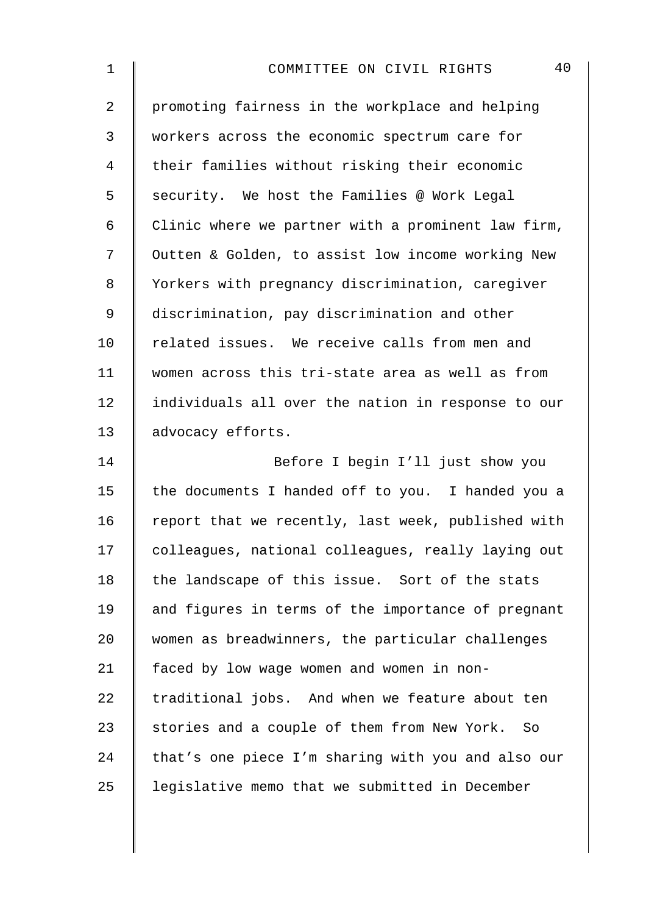promoting fairness in the workplace and helping workers across the economic spectrum care for their families without risking their economic security. We host the Families @ Work Legal Clinic where we partner with a prominent law firm, Outten & Golden, to assist low income working New Yorkers with pregnancy discrimination, caregiver discrimination, pay discrimination and other related issues. We receive calls from men and women across this tri-state area as well as from individuals all over the nation in response to our advocacy efforts.

Before I begin I'll just show you the documents I handed off to you. I handed you a report that we recently, last week, published with colleagues, national colleagues, really laying out the landscape of this issue. Sort of the stats and figures in terms of the importance of pregnant women as breadwinners, the particular challenges faced by low wage women and women in non-traditional jobs. And when we feature about ten stories and a couple of them from New York. So that's one piece I'm sharing with you and also our legislative memo that we submitted in December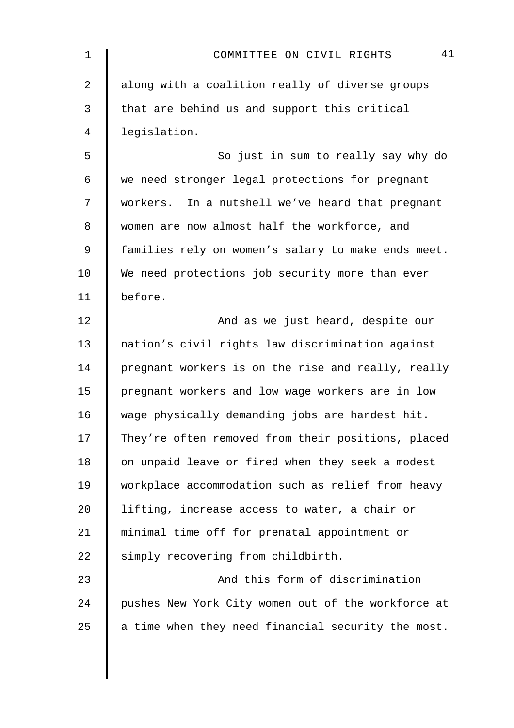along with a coalition really of diverse groups that are behind us and support this critical legislation.

So just in sum to really say why do we need stronger legal protections for pregnant workers. In a nutshell we've heard that pregnant women are now almost half the workforce, and families rely on women's salary to make ends meet. We need protections job security more than ever before.

And as we just heard, despite our nation's civil rights law discrimination against pregnant workers is on the rise and really, really pregnant workers and low wage workers are in low wage physically demanding jobs are hardest hit. They're often removed from their positions, placed on unpaid leave or fired when they seek a modest workplace accommodation such as relief from heavy lifting, increase access to water, a chair or minimal time off for prenatal appointment or simply recovering from childbirth.

And this form of discrimination pushes New York City women out of the workforce at a time when they need financial security the most.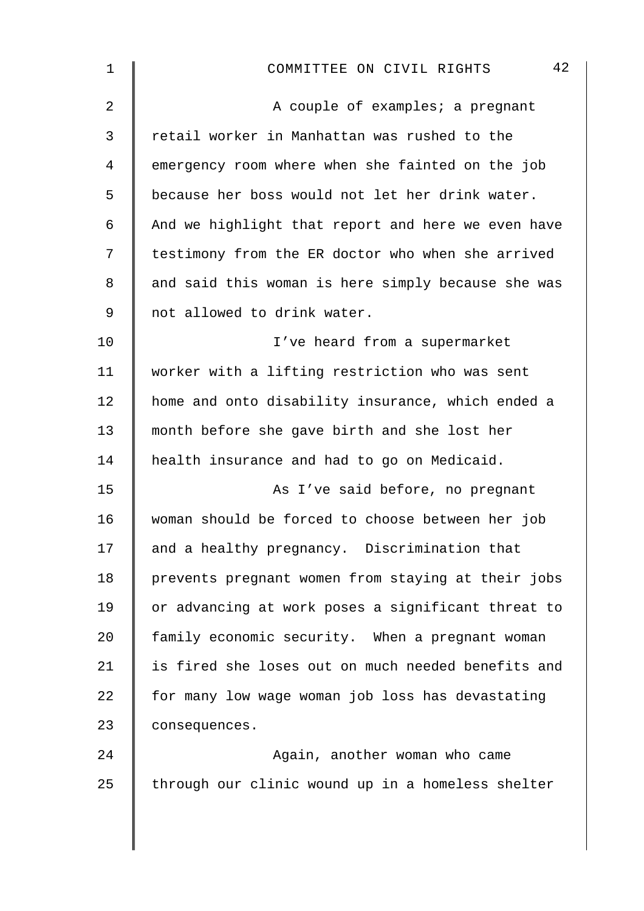A couple of examples; a pregnant retail worker in Manhattan was rushed to the emergency room where when she fainted on the job because her boss would not let her drink water. And we highlight that report and here we even have testimony from the ER doctor who when she arrived and said this woman is here simply because she was not allowed to drink water.

I've heard from a supermarket worker with a lifting restriction who was sent home and onto disability insurance, which ended a month before she gave birth and she lost her health insurance and had to go on Medicaid.

As I've said before, no pregnant woman should be forced to choose between her job and a healthy pregnancy. Discrimination that prevents pregnant women from staying at their jobs or advancing at work poses a significant threat to family economic security. When a pregnant woman is fired she loses out on much needed benefits and for many low wage woman job loss has devastating consequences.

Again, another woman who came through our clinic wound up in a homeless shelter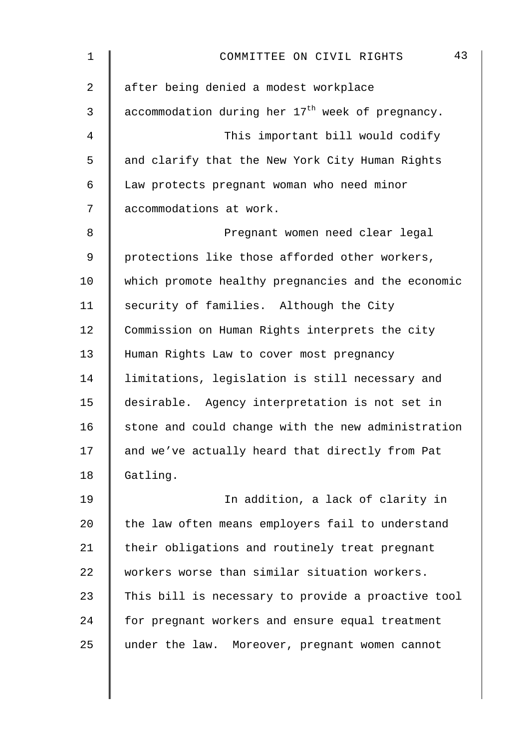after being denied a modest workplace accommodation during her 17th week of pregnancy.

This important bill would codify and clarify that the New York City Human Rights Law protects pregnant woman who need minor accommodations at work.

Pregnant women need clear legal protections like those afforded other workers, which promote healthy pregnancies and the economic security of families. Although the City Commission on Human Rights interprets the city Human Rights Law to cover most pregnancy limitations, legislation is still necessary and desirable. Agency interpretation is not set in stone and could change with the new administration and we've actually heard that directly from Pat Gatling.

In addition, a lack of clarity in the law often means employers fail to understand their obligations and routinely treat pregnant workers worse than similar situation workers. This bill is necessary to provide a proactive tool for pregnant workers and ensure equal treatment under the law. Moreover, pregnant women cannot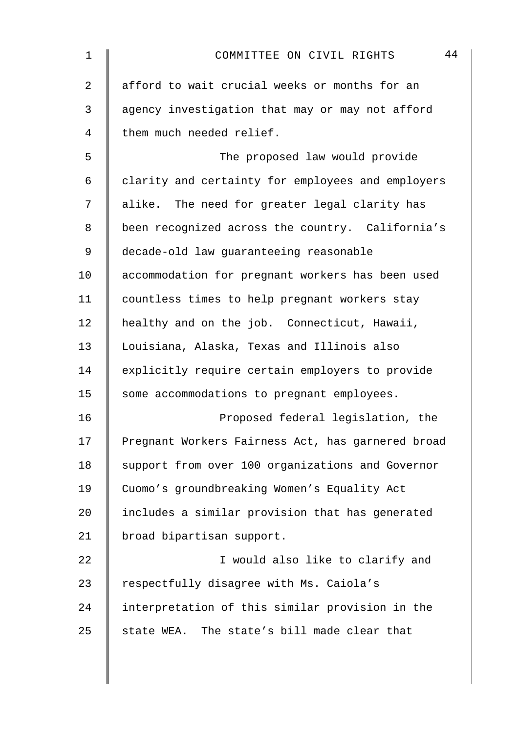afford to wait crucial weeks or months for an agency investigation that may or may not afford them much needed relief.

The proposed law would provide clarity and certainty for employees and employers alike. The need for greater legal clarity has been recognized across the country. California's decade-old law guaranteeing reasonable accommodation for pregnant workers has been used countless times to help pregnant workers stay healthy and on the job. Connecticut, Hawaii, Louisiana, Alaska, Texas and Illinois also explicitly require certain employers to provide some accommodations to pregnant employees.

Proposed federal legislation, the Pregnant Workers Fairness Act, has garnered broad support from over 100 organizations and Governor Cuomo's groundbreaking Women's Equality Act includes a similar provision that has generated broad bipartisan support.

I would also like to clarify and respectfully disagree with Ms. Caiola's interpretation of this similar provision in the state WEA. The state's bill made clear that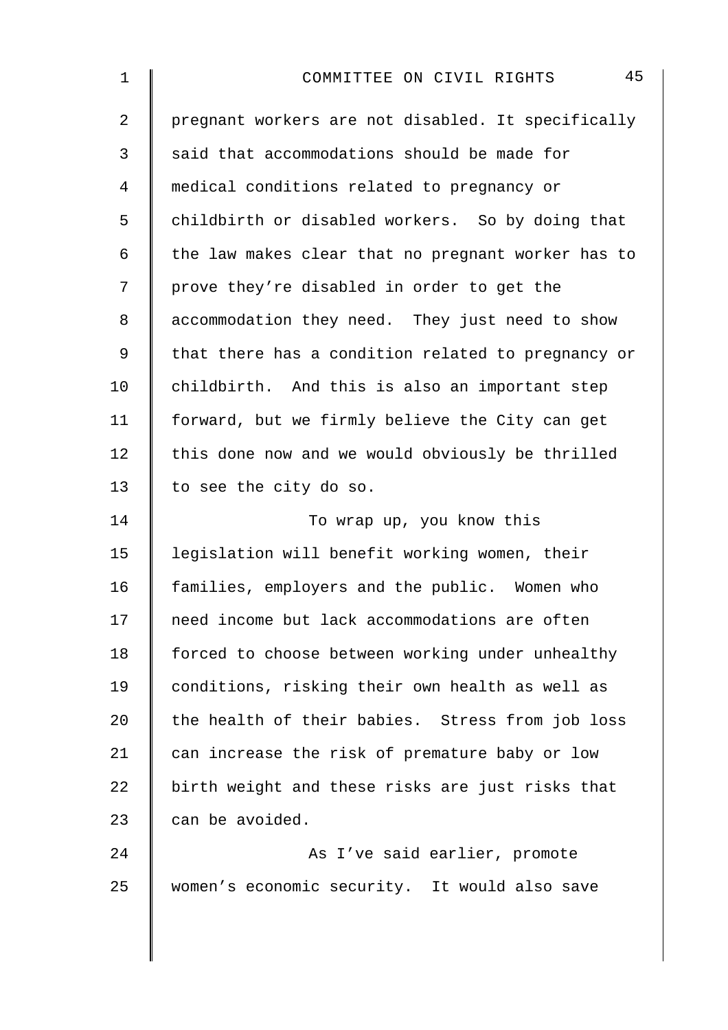pregnant workers are not disabled. It specifically said that accommodations should be made for medical conditions related to pregnancy or childbirth or disabled workers. So by doing that the law makes clear that no pregnant worker has to prove they're disabled in order to get the accommodation they need. They just need to show that there has a condition related to pregnancy or childbirth. And this is also an important step forward, but we firmly believe the City can get this done now and we would obviously be thrilled to see the city do so.

To wrap up, you know this legislation will benefit working women, their families, employers and the public. Women who need income but lack accommodations are often forced to choose between working under unhealthy conditions, risking their own health as well as the health of their babies. Stress from job loss can increase the risk of premature baby or low birth weight and these risks are just risks that can be avoided.

As I've said earlier, promote women's economic security. It would also save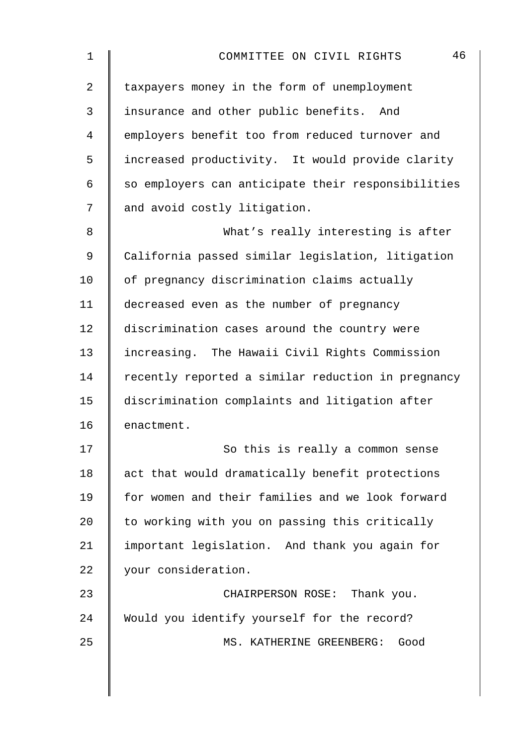taxpayers money in the form of unemployment insurance and other public benefits. And employers benefit too from reduced turnover and increased productivity. It would provide clarity so employers can anticipate their responsibilities and avoid costly litigation.

What's really interesting is after California passed similar legislation, litigation of pregnancy discrimination claims actually decreased even as the number of pregnancy discrimination cases around the country were increasing. The Hawaii Civil Rights Commission recently reported a similar reduction in pregnancy discrimination complaints and litigation after enactment.

So this is really a common sense act that would dramatically benefit protections for women and their families and we look forward to working with you on passing this critically important legislation. And thank you again for your consideration.

CHAIRPERSON ROSE: Thank you. Would you identify yourself for the record?

MS. KATHERINE GREENBERG: Good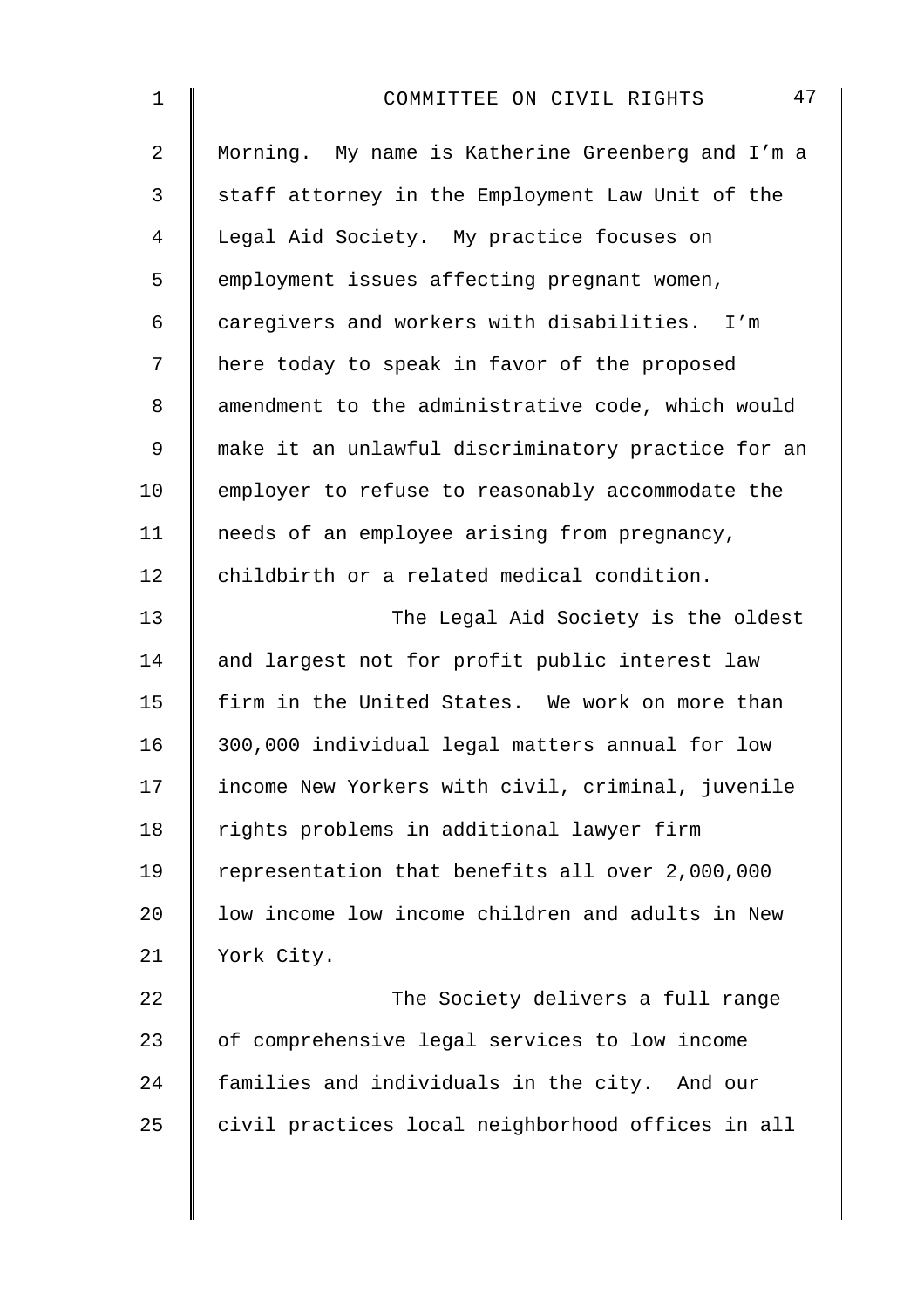Morning. My name is Katherine Greenberg and I'm a staff attorney in the Employment Law Unit of the Legal Aid Society. My practice focuses on employment issues affecting pregnant women, caregivers and workers with disabilities. I'm here today to speak in favor of the proposed amendment to the administrative code, which would make it an unlawful discriminatory practice for an employer to refuse to reasonably accommodate the needs of an employee arising from pregnancy, childbirth or a related medical condition.

The Legal Aid Society is the oldest and largest not for profit public interest law firm in the United States. We work on more than 300,000 individual legal matters annual for low income New Yorkers with civil, criminal, juvenile rights problems in additional lawyer firm representation that benefits all over 2,000,000 low income low income children and adults in New York City.

The Society delivers a full range of comprehensive legal services to low income families and individuals in the city. And our civil practices local neighborhood offices in all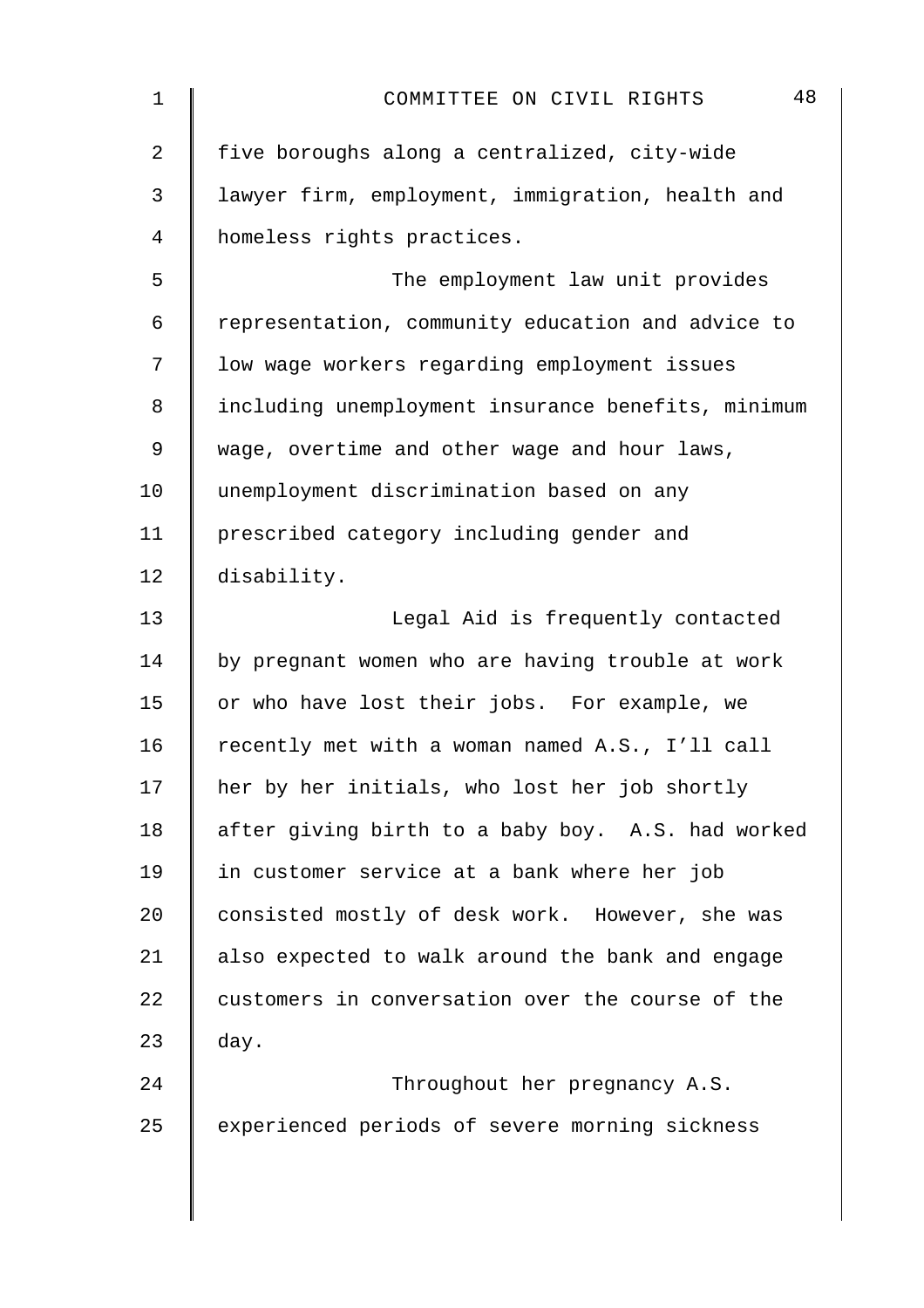five boroughs along a centralized, city-wide lawyer firm, employment, immigration, health and homeless rights practices.

The employment law unit provides representation, community education and advice to low wage workers regarding employment issues including unemployment insurance benefits, minimum wage, overtime and other wage and hour laws, unemployment discrimination based on any prescribed category including gender and disability.

Legal Aid is frequently contacted by pregnant women who are having trouble at work or who have lost their jobs. For example, we recently met with a woman named A.S., I'll call her by her initials, who lost her job shortly after giving birth to a baby boy. A.S. had worked in customer service at a bank where her job consisted mostly of desk work. However, she was also expected to walk around the bank and engage customers in conversation over the course of the day.

Throughout her pregnancy A.S. experienced periods of severe morning sickness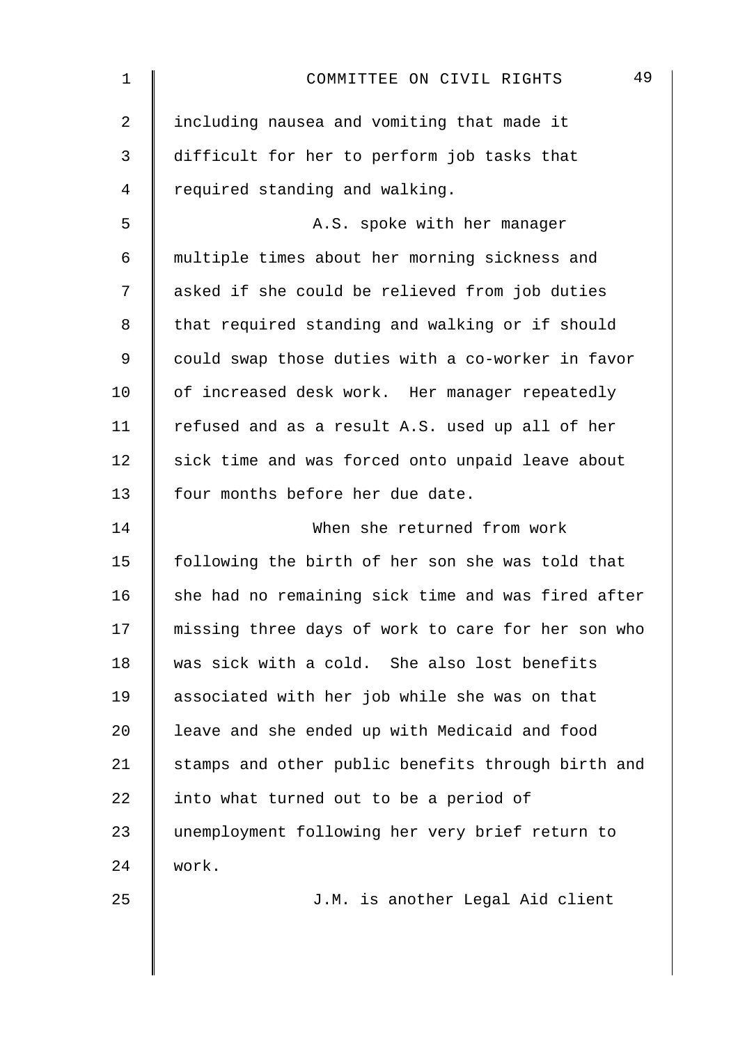including nausea and vomiting that made it difficult for her to perform job tasks that required standing and walking.

A.S. spoke with her manager multiple times about her morning sickness and asked if she could be relieved from job duties that required standing and walking or if should could swap those duties with a co-worker in favor of increased desk work. Her manager repeatedly refused and as a result A.S. used up all of her sick time and was forced onto unpaid leave about four months before her due date.

When she returned from work following the birth of her son she was told that she had no remaining sick time and was fired after missing three days of work to care for her son who was sick with a cold. She also lost benefits associated with her job while she was on that leave and she ended up with Medicaid and food stamps and other public benefits through birth and into what turned out to be a period of unemployment following her very brief return to work.

J.M. is another Legal Aid client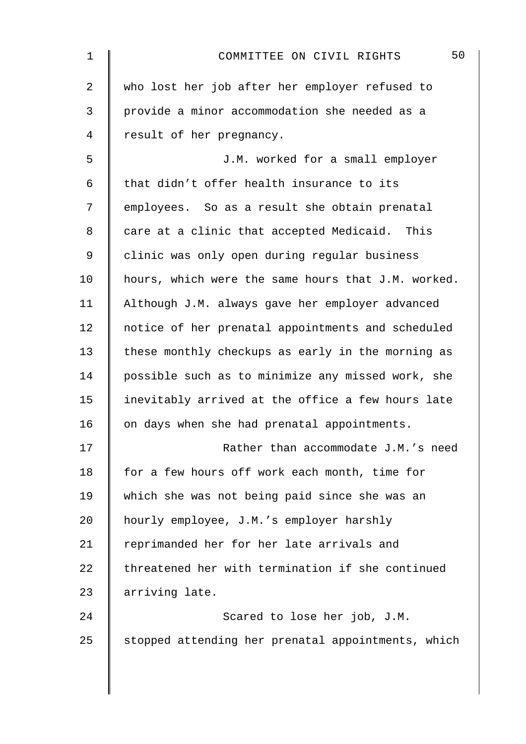who lost her job after her employer refused to provide a minor accommodation she needed as a result of her pregnancy.

J.M. worked for a small employer that didn't offer health insurance to its employees. So as a result she obtain prenatal care at a clinic that accepted Medicaid. This clinic was only open during regular business hours, which were the same hours that J.M. worked. Although J.M. always gave her employer advanced notice of her prenatal appointments and scheduled these monthly checkups as early in the morning as possible such as to minimize any missed work, she inevitably arrived at the office a few hours late on days when she had prenatal appointments.

Rather than accommodate J.M.'s need for a few hours off work each month, time for which she was not being paid since she was an hourly employee, J.M.'s employer harshly reprimanded her for her late arrivals and threatened her with termination if she continued arriving late.

Scared to lose her job, J.M. stopped attending her prenatal appointments, which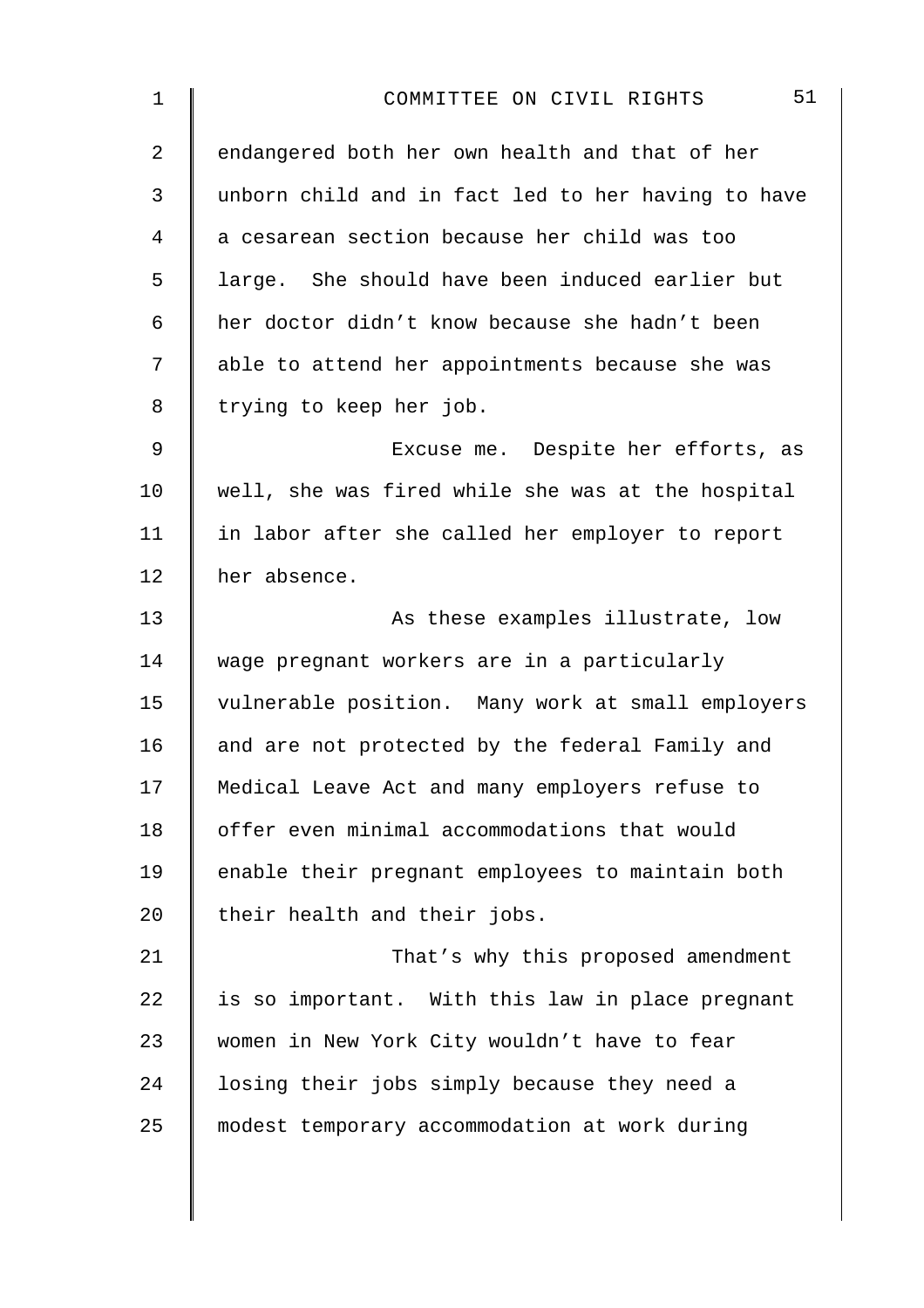endangered both her own health and that of her unborn child and in fact led to her having to have a cesarean section because her child was too large. She should have been induced earlier but her doctor didn't know because she hadn't been able to attend her appointments because she was trying to keep her job.

Excuse me. Despite her efforts, as well, she was fired while she was at the hospital in labor after she called her employer to report her absence.

As these examples illustrate, low wage pregnant workers are in a particularly vulnerable position. Many work at small employers and are not protected by the federal Family and Medical Leave Act and many employers refuse to offer even minimal accommodations that would enable their pregnant employees to maintain both their health and their jobs.

That's why this proposed amendment is so important. With this law in place pregnant women in New York City wouldn't have to fear losing their jobs simply because they need a modest temporary accommodation at work during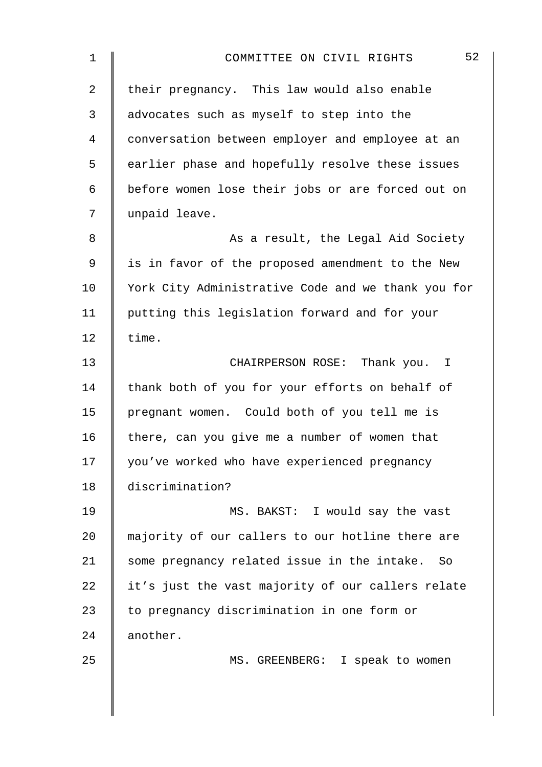their pregnancy. This law would also enable advocates such as myself to step into the conversation between employer and employee at an earlier phase and hopefully resolve these issues before women lose their jobs or are forced out on unpaid leave.

As a result, the Legal Aid Society is in favor of the proposed amendment to the New York City Administrative Code and we thank you for putting this legislation forward and for your time.

CHAIRPERSON ROSE: Thank you. I thank both of you for your efforts on behalf of pregnant women. Could both of you tell me is there, can you give me a number of women that you've worked who have experienced pregnancy discrimination?

MS. BAKST: I would say the vast majority of our callers to our hotline there are some pregnancy related issue in the intake. So it's just the vast majority of our callers relate to pregnancy discrimination in one form or another.

MS. GREENBERG: I speak to women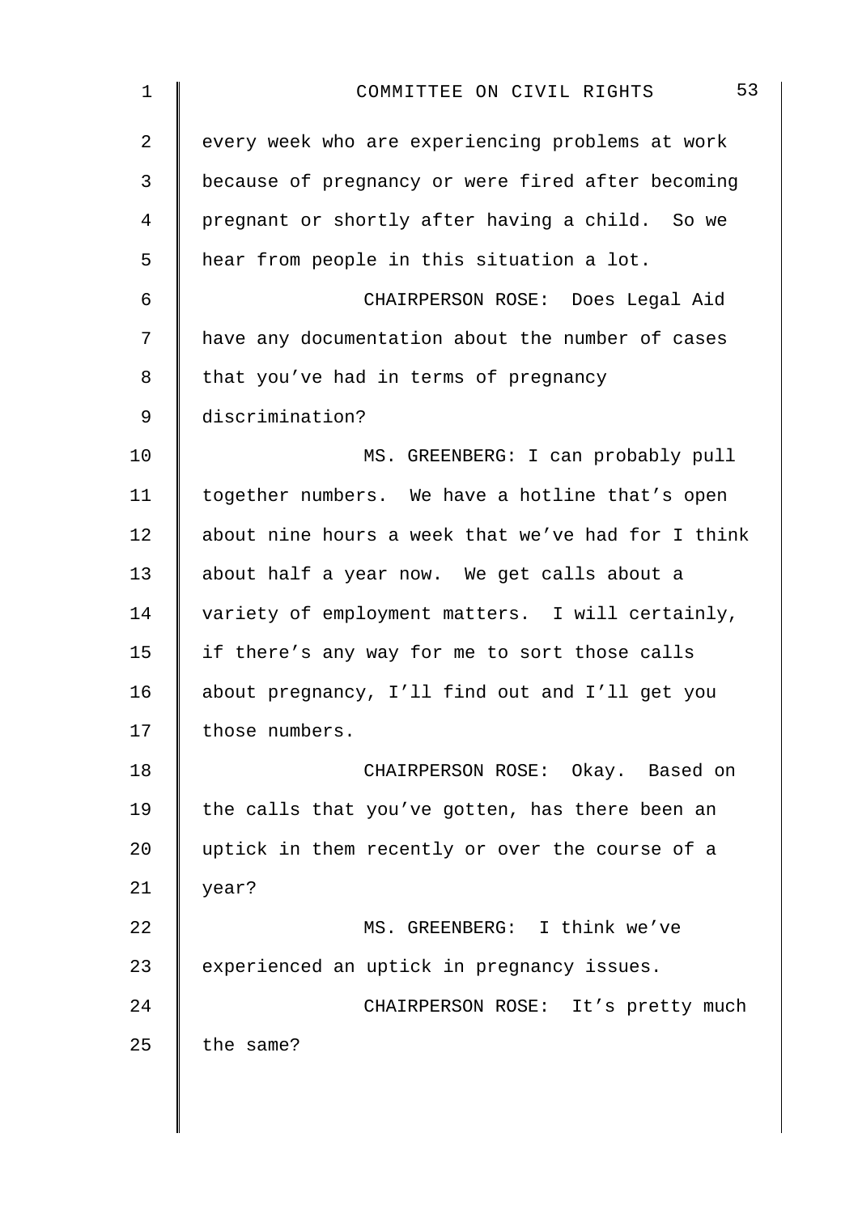every week who are experiencing problems at work because of pregnancy or were fired after becoming pregnant or shortly after having a child. So we hear from people in this situation a lot.

CHAIRPERSON ROSE: Does Legal Aid have any documentation about the number of cases that you've had in terms of pregnancy discrimination?

MS. GREENBERG: I can probably pull together numbers. We have a hotline that's open about nine hours a week that we've had for I think about half a year now. We get calls about a variety of employment matters. I will certainly, if there's any way for me to sort those calls about pregnancy, I'll find out and I'll get you those numbers.

CHAIRPERSON ROSE: Okay. Based on the calls that you've gotten, has there been an uptick in them recently or over the course of a year?

MS. GREENBERG: I think we've experienced an uptick in pregnancy issues.

CHAIRPERSON ROSE: It's pretty much the same?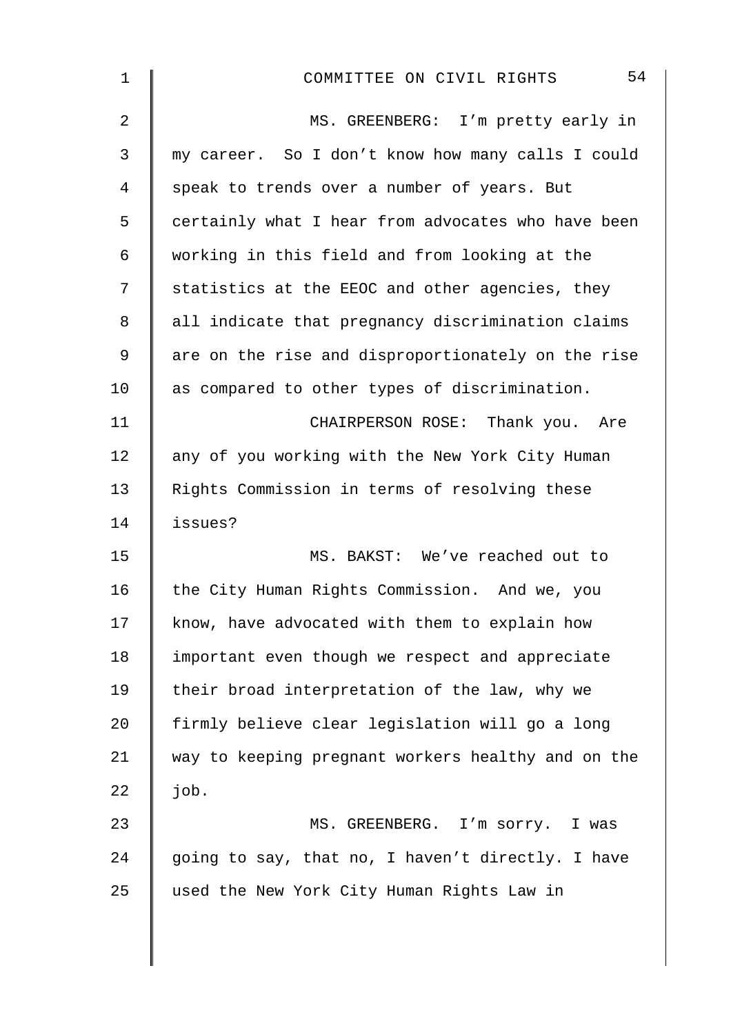MS. GREENBERG: I'm pretty early in my career. So I don't know how many calls I could speak to trends over a number of years. But certainly what I hear from advocates who have been working in this field and from looking at the statistics at the EEOC and other agencies, they all indicate that pregnancy discrimination claims are on the rise and disproportionately on the rise as compared to other types of discrimination.

CHAIRPERSON ROSE: Thank you. Are any of you working with the New York City Human Rights Commission in terms of resolving these issues?

MS. BAKST: We've reached out to the City Human Rights Commission. And we, you know, have advocated with them to explain how important even though we respect and appreciate their broad interpretation of the law, why we firmly believe clear legislation will go a long way to keeping pregnant workers healthy and on the job.

MS. GREENBERG. I'm sorry. I was going to say, that no, I haven't directly. I have used the New York City Human Rights Law in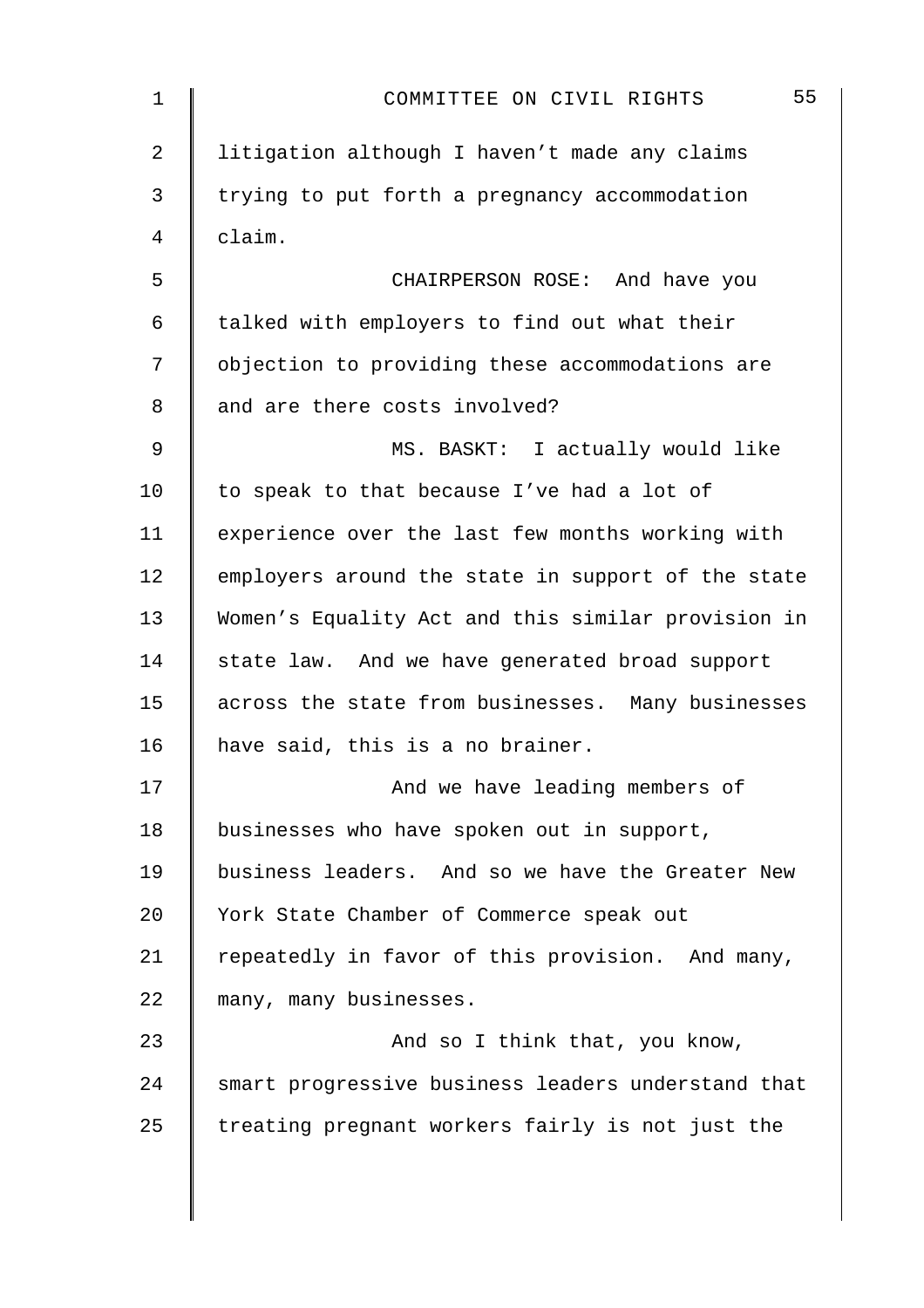litigation although I haven't made any claims trying to put forth a pregnancy accommodation claim.

CHAIRPERSON ROSE: And have you talked with employers to find out what their objection to providing these accommodations are and are there costs involved?

MS. BASKT: I actually would like to speak to that because I've had a lot of experience over the last few months working with employers around the state in support of the state Women's Equality Act and this similar provision in state law. And we have generated broad support across the state from businesses. Many businesses have said, this is a no brainer.

And we have leading members of businesses who have spoken out in support, business leaders. And so we have the Greater New York State Chamber of Commerce speak out repeatedly in favor of this provision. And many, many, many businesses.

And so I think that, you know, smart progressive business leaders understand that treating pregnant workers fairly is not just the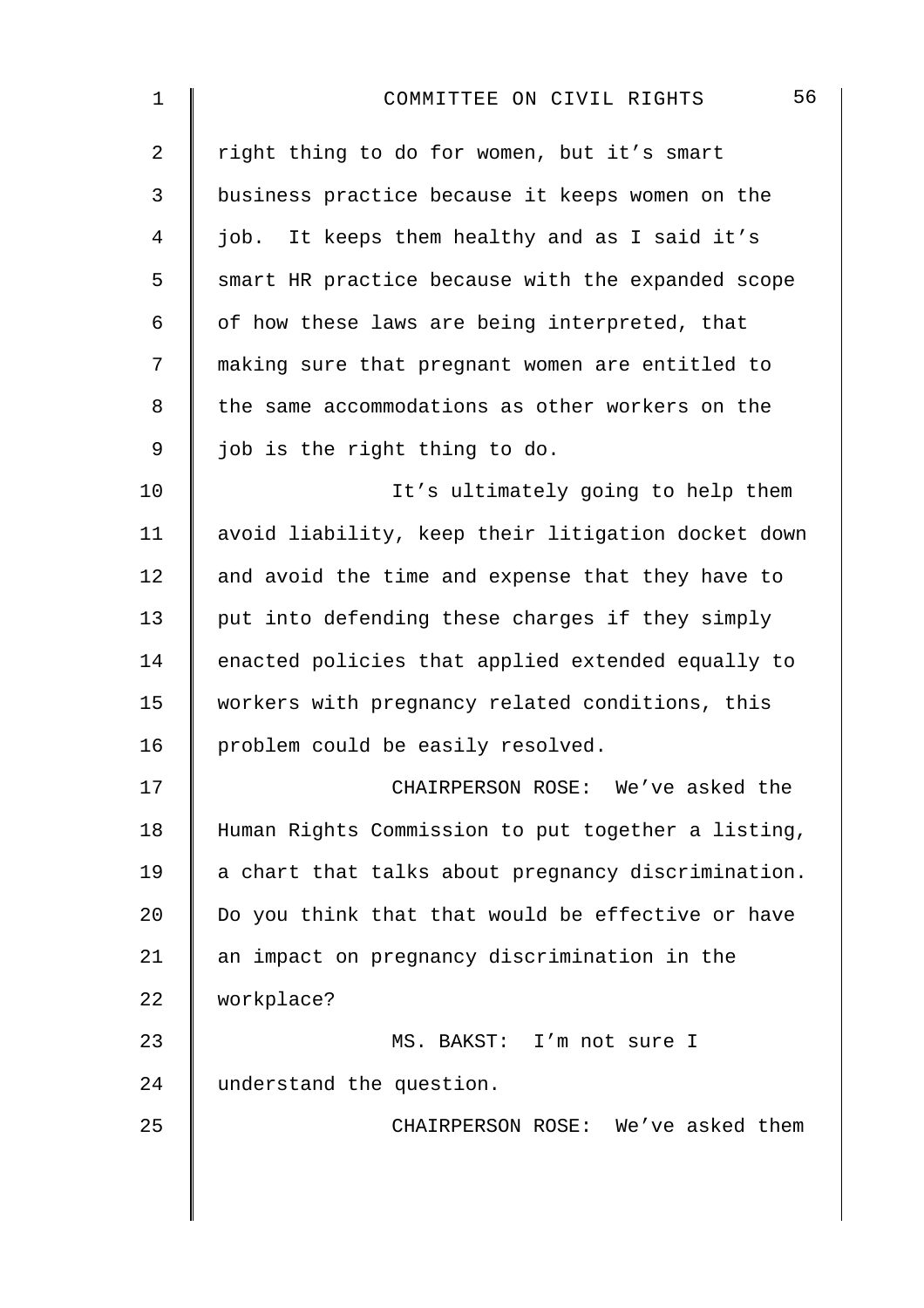right thing to do for women, but it's smart business practice because it keeps women on the job. It keeps them healthy and as I said it's smart HR practice because with the expanded scope of how these laws are being interpreted, that making sure that pregnant women are entitled to the same accommodations as other workers on the job is the right thing to do.

It's ultimately going to help them avoid liability, keep their litigation docket down and avoid the time and expense that they have to put into defending these charges if they simply enacted policies that applied extended equally to workers with pregnancy related conditions, this problem could be easily resolved.

CHAIRPERSON ROSE: We've asked the Human Rights Commission to put together a listing, a chart that talks about pregnancy discrimination. Do you think that that would be effective or have an impact on pregnancy discrimination in the workplace?

MS. BAKST: I'm not sure I understand the question.

CHAIRPERSON ROSE: We've asked them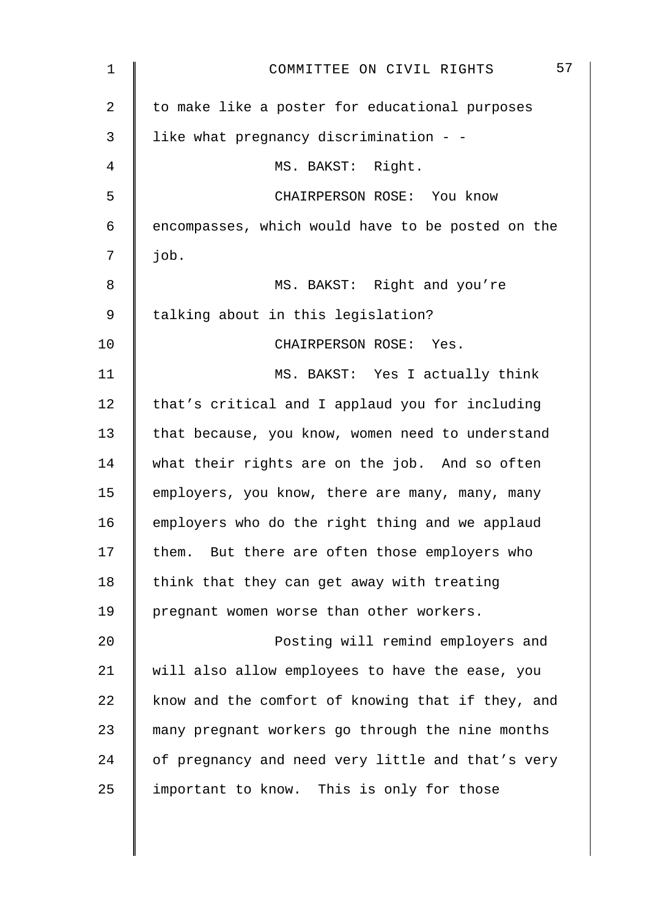to make like a poster for educational purposes like what pregnancy discrimination - -

MS. BAKST: Right.

CHAIRPERSON ROSE: You know encompasses, which would have to be posted on the job.

MS. BAKST: Right and you're talking about in this legislation?

CHAIRPERSON ROSE: Yes.

MS. BAKST: Yes I actually think that's critical and I applaud you for including that because, you know, women need to understand what their rights are on the job. And so often employers, you know, there are many, many, many employers who do the right thing and we applaud them. But there are often those employers who think that they can get away with treating pregnant women worse than other workers.

Posting will remind employers and will also allow employees to have the ease, you know and the comfort of knowing that if they, and many pregnant workers go through the nine months of pregnancy and need very little and that's very important to know. This is only for those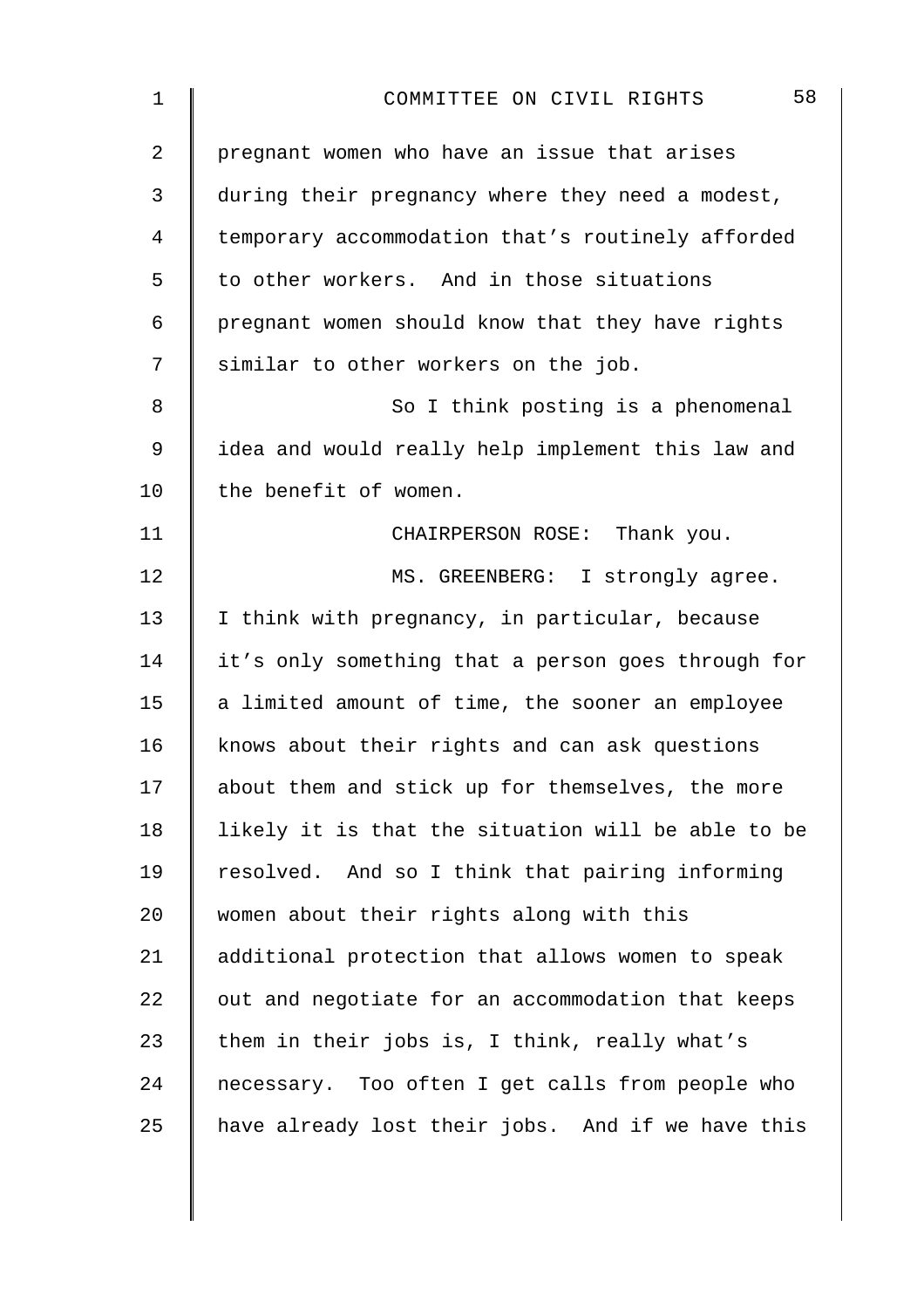pregnant women who have an issue that arises during their pregnancy where they need a modest, temporary accommodation that's routinely afforded to other workers. And in those situations pregnant women should know that they have rights similar to other workers on the job.

So I think posting is a phenomenal idea and would really help implement this law and the benefit of women.

CHAIRPERSON ROSE: Thank you.

MS. GREENBERG: I strongly agree. I think with pregnancy, in particular, because it's only something that a person goes through for a limited amount of time, the sooner an employee knows about their rights and can ask questions about them and stick up for themselves, the more likely it is that the situation will be able to be resolved. And so I think that pairing informing women about their rights along with this additional protection that allows women to speak out and negotiate for an accommodation that keeps them in their jobs is, I think, really what's necessary. Too often I get calls from people who have already lost their jobs. And if we have this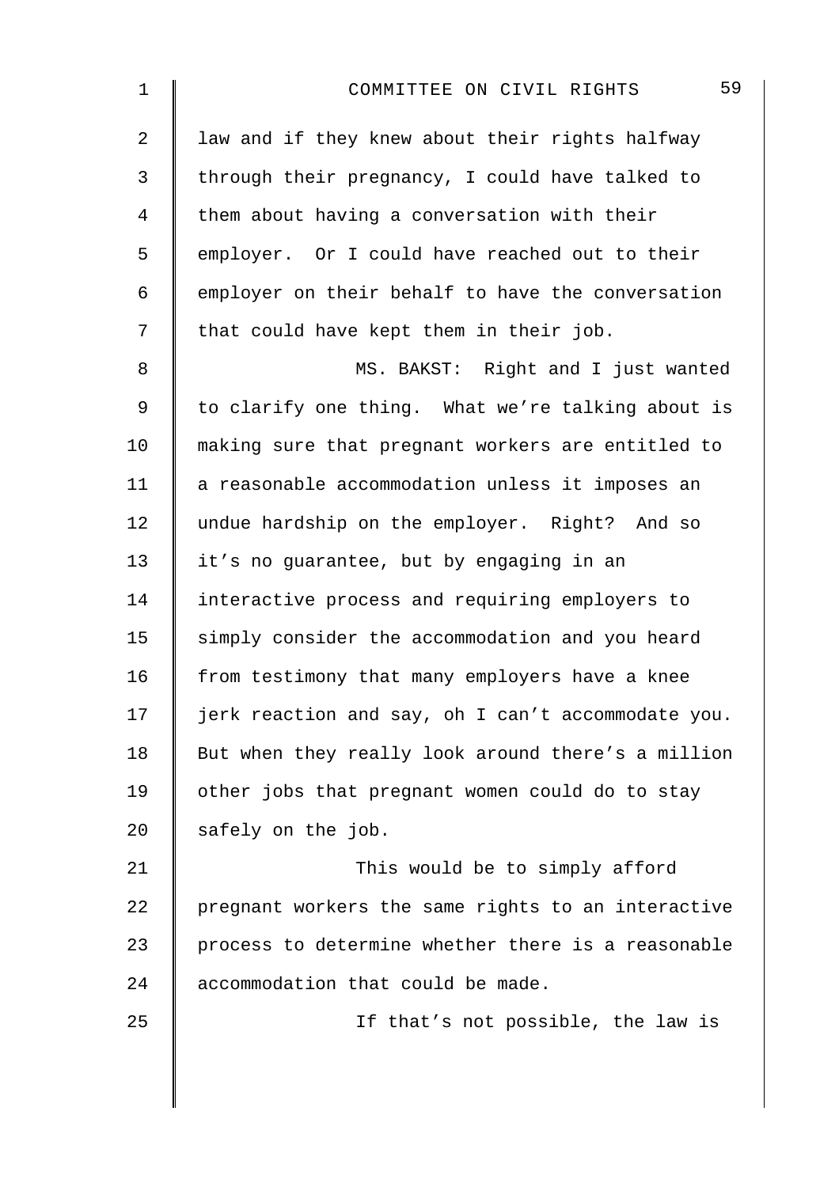law and if they knew about their rights halfway through their pregnancy, I could have talked to them about having a conversation with their employer. Or I could have reached out to their employer on their behalf to have the conversation that could have kept them in their job.

MS. BAKST: Right and I just wanted to clarify one thing. What we're talking about is making sure that pregnant workers are entitled to a reasonable accommodation unless it imposes an undue hardship on the employer. Right? And so it's no guarantee, but by engaging in an interactive process and requiring employers to simply consider the accommodation and you heard from testimony that many employers have a knee jerk reaction and say, oh I can't accommodate you. But when they really look around there's a million other jobs that pregnant women could do to stay safely on the job.

This would be to simply afford pregnant workers the same rights to an interactive process to determine whether there is a reasonable accommodation that could be made.

If that's not possible, the law is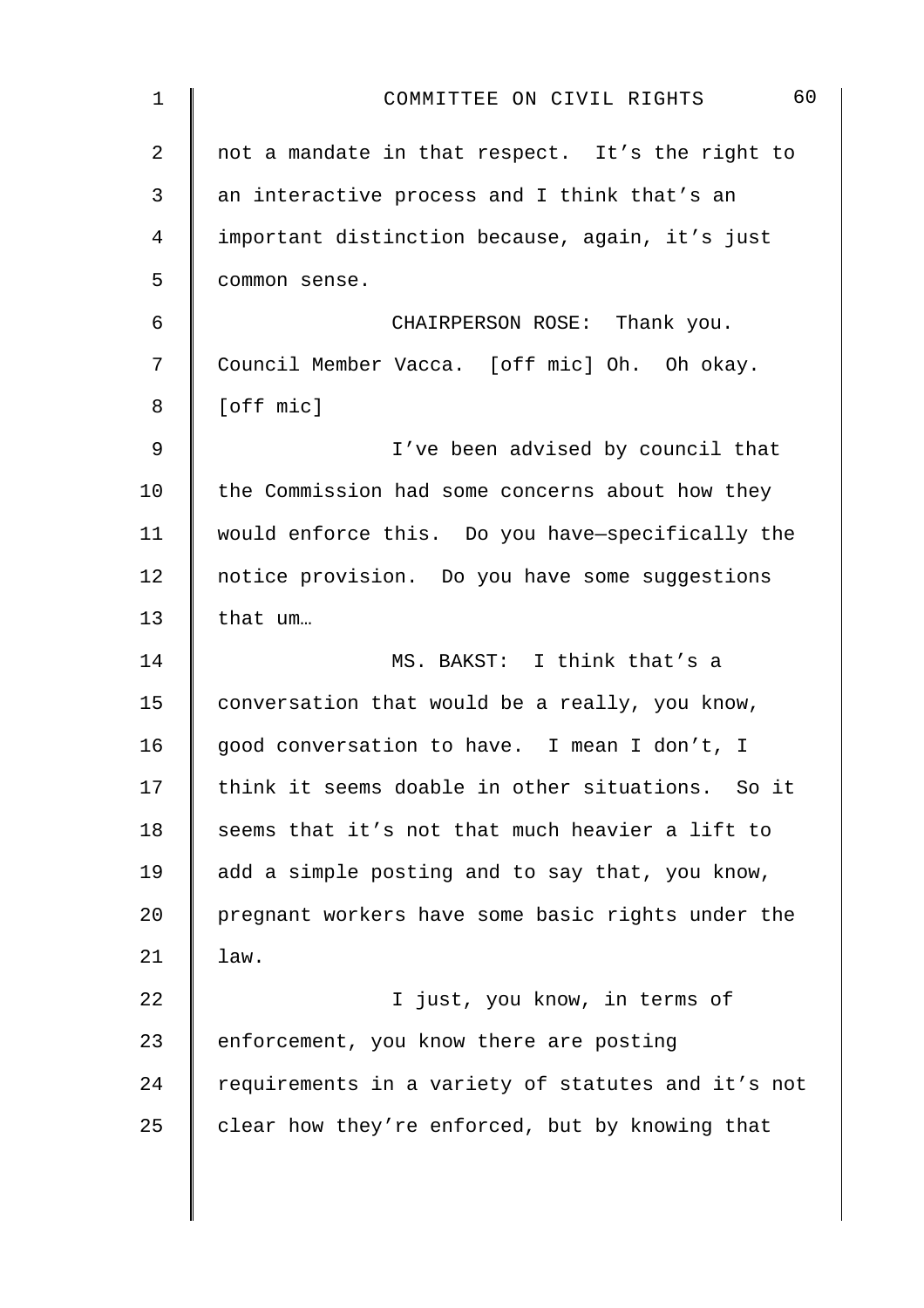not a mandate in that respect. It's the right to an interactive process and I think that's an important distinction because, again, it's just common sense.

CHAIRPERSON ROSE: Thank you. Council Member Vacca. [off mic] Oh. Oh okay. [off mic]

I've been advised by council that the Commission had some concerns about how they would enforce this. Do you have—specifically the notice provision. Do you have some suggestions that um…

MS. BAKST: I think that's a conversation that would be a really, you know, good conversation to have. I mean I don't, I think it seems doable in other situations. So it seems that it's not that much heavier a lift to add a simple posting and to say that, you know, pregnant workers have some basic rights under the law.

I just, you know, in terms of enforcement, you know there are posting requirements in a variety of statutes and it's not clear how they're enforced, but by knowing that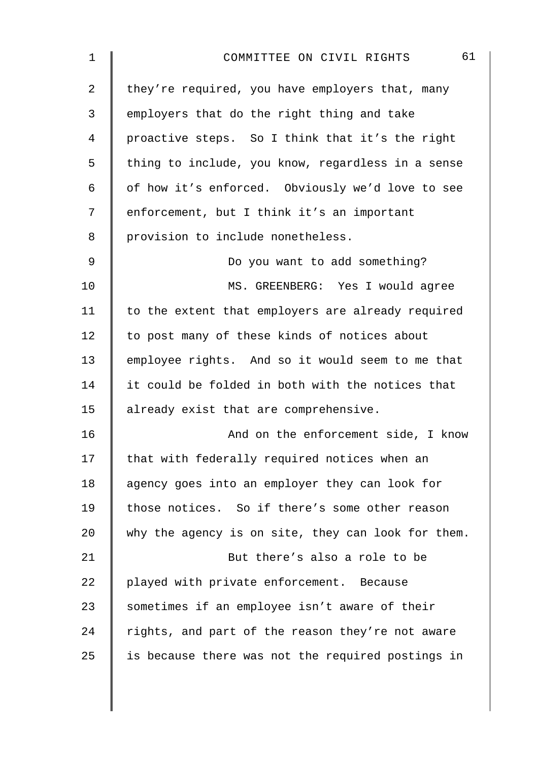they're required, you have employers that, many employers that do the right thing and take proactive steps. So I think that it's the right thing to include, you know, regardless in a sense of how it's enforced. Obviously we'd love to see enforcement, but I think it's an important provision to include nonetheless.

Do you want to add something?

MS. GREENBERG: Yes I would agree to the extent that employers are already required to post many of these kinds of notices about employee rights. And so it would seem to me that it could be folded in both with the notices that already exist that are comprehensive.

And on the enforcement side, I know that with federally required notices when an agency goes into an employer they can look for those notices. So if there's some other reason why the agency is on site, they can look for them.

But there's also a role to be played with private enforcement. Because sometimes if an employee isn't aware of their rights, and part of the reason they're not aware is because there was not the required postings in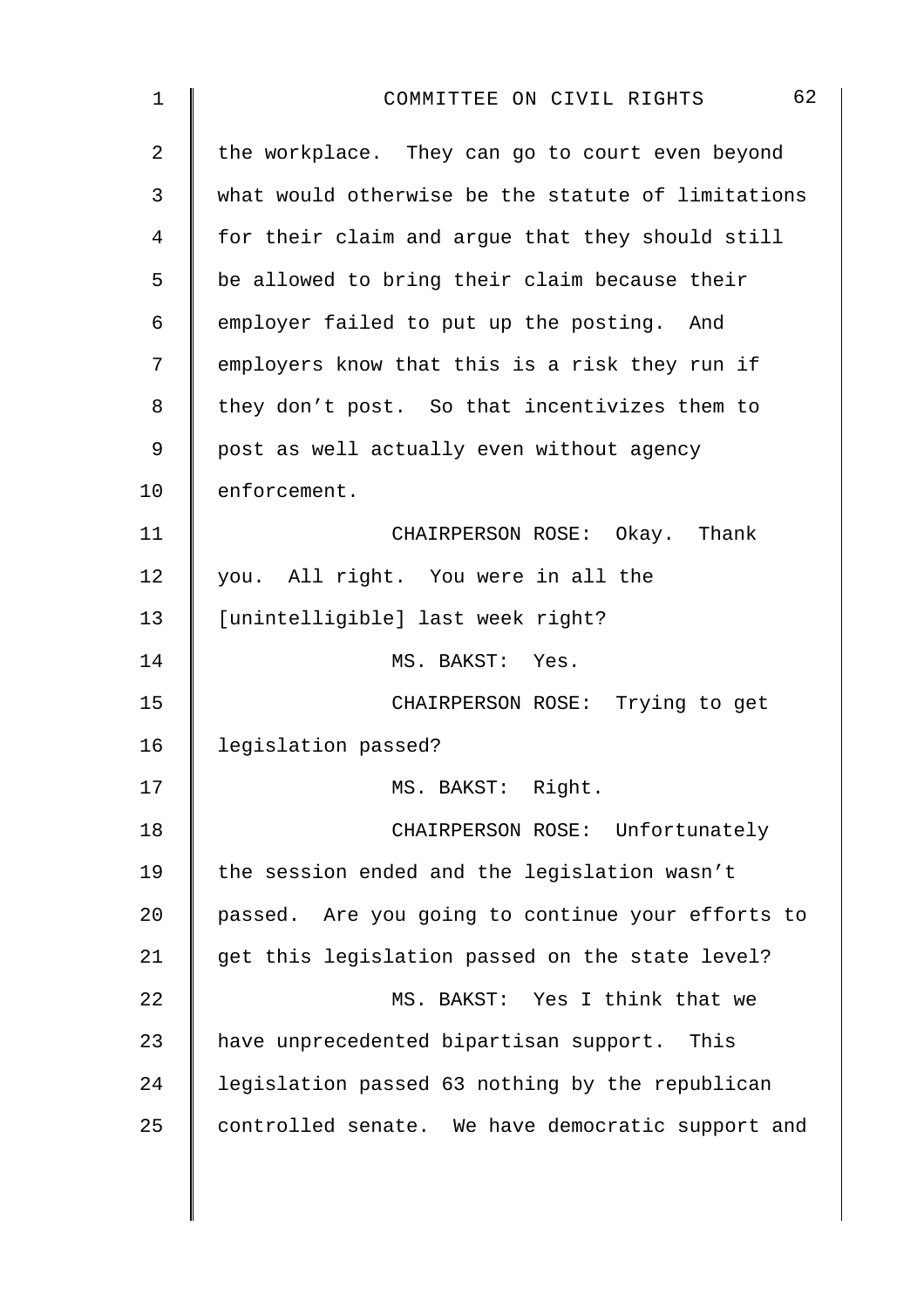the workplace. They can go to court even beyond what would otherwise be the statute of limitations for their claim and argue that they should still be allowed to bring their claim because their employer failed to put up the posting. And employers know that this is a risk they run if they don't post. So that incentivizes them to post as well actually even without agency enforcement.

CHAIRPERSON ROSE: Okay. Thank you. All right. You were in all the [unintelligible] last week right?

MS. BAKST: Yes.

CHAIRPERSON ROSE: Trying to get legislation passed?

MS. BAKST: Right.

CHAIRPERSON ROSE: Unfortunately the session ended and the legislation wasn't passed. Are you going to continue your efforts to get this legislation passed on the state level?

MS. BAKST: Yes I think that we have unprecedented bipartisan support. This legislation passed 63 nothing by the republican controlled senate. We have democratic support and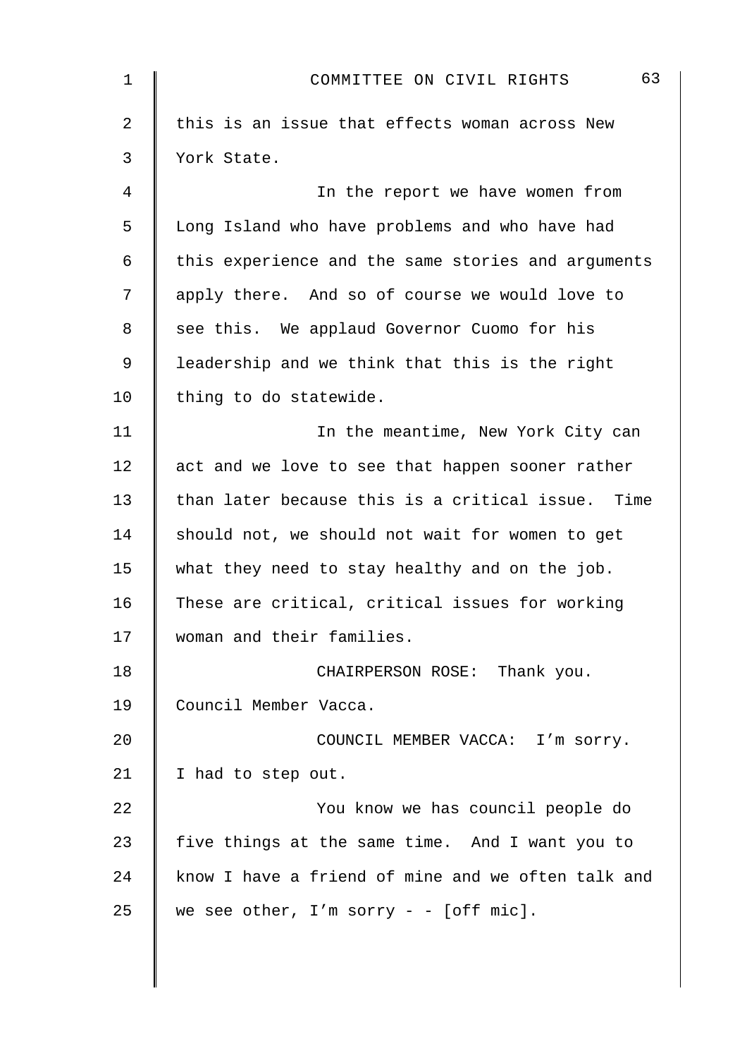this is an issue that effects woman across New York State.

In the report we have women from Long Island who have problems and who have had this experience and the same stories and arguments apply there. And so of course we would love to see this. We applaud Governor Cuomo for his leadership and we think that this is the right thing to do statewide.

In the meantime, New York City can act and we love to see that happen sooner rather than later because this is a critical issue. Time should not, we should not wait for women to get what they need to stay healthy and on the job. These are critical, critical issues for working woman and their families.

CHAIRPERSON ROSE: Thank you. Council Member Vacca.

COUNCIL MEMBER VACCA: I'm sorry. I had to step out.

You know we has council people do five things at the same time. And I want you to know I have a friend of mine and we often talk and we see other, I'm sorry - - [off mic].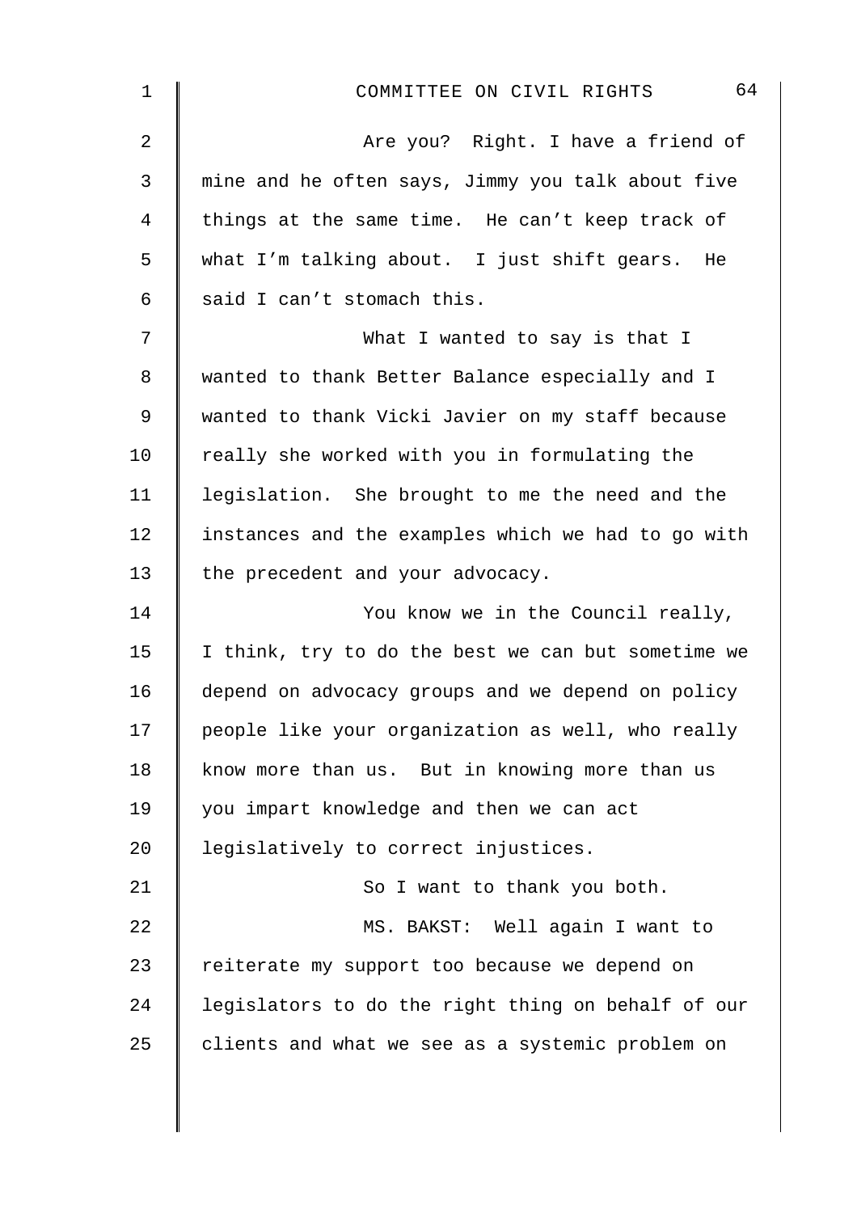Are you? Right. I have a friend of mine and he often says, Jimmy you talk about five things at the same time. He can't keep track of what I'm talking about. I just shift gears. He said I can't stomach this.

What I wanted to say is that I wanted to thank Better Balance especially and I wanted to thank Vicki Javier on my staff because really she worked with you in formulating the legislation. She brought to me the need and the instances and the examples which we had to go with the precedent and your advocacy.

You know we in the Council really, I think, try to do the best we can but sometime we depend on advocacy groups and we depend on policy people like your organization as well, who really know more than us. But in knowing more than us you impart knowledge and then we can act legislatively to correct injustices.

So I want to thank you both.

MS. BAKST: Well again I want to reiterate my support too because we depend on legislators to do the right thing on behalf of our clients and what we see as a systemic problem on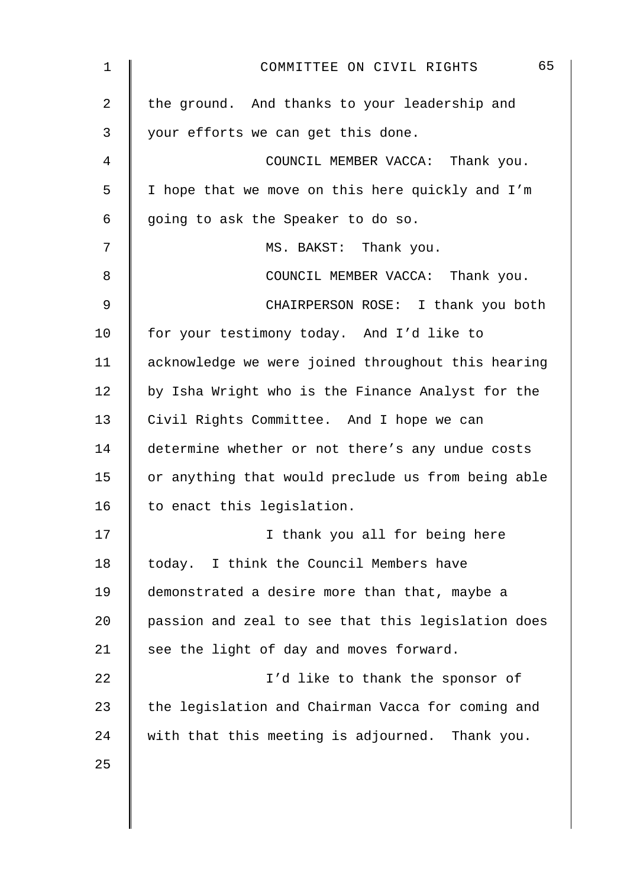the ground. And thanks to your leadership and your efforts we can get this done.

COUNCIL MEMBER VACCA: Thank you. I hope that we move on this here quickly and I'm going to ask the Speaker to do so.

MS. BAKST: Thank you.

COUNCIL MEMBER VACCA: Thank you.

CHAIRPERSON ROSE: I thank you both for your testimony today. And I'd like to acknowledge we were joined throughout this hearing by Isha Wright who is the Finance Analyst for the Civil Rights Committee. And I hope we can determine whether or not there's any undue costs or anything that would preclude us from being able to enact this legislation.

I thank you all for being here today. I think the Council Members have demonstrated a desire more than that, maybe a passion and zeal to see that this legislation does see the light of day and moves forward.

I'd like to thank the sponsor of the legislation and Chairman Vacca for coming and with that this meeting is adjourned. Thank you.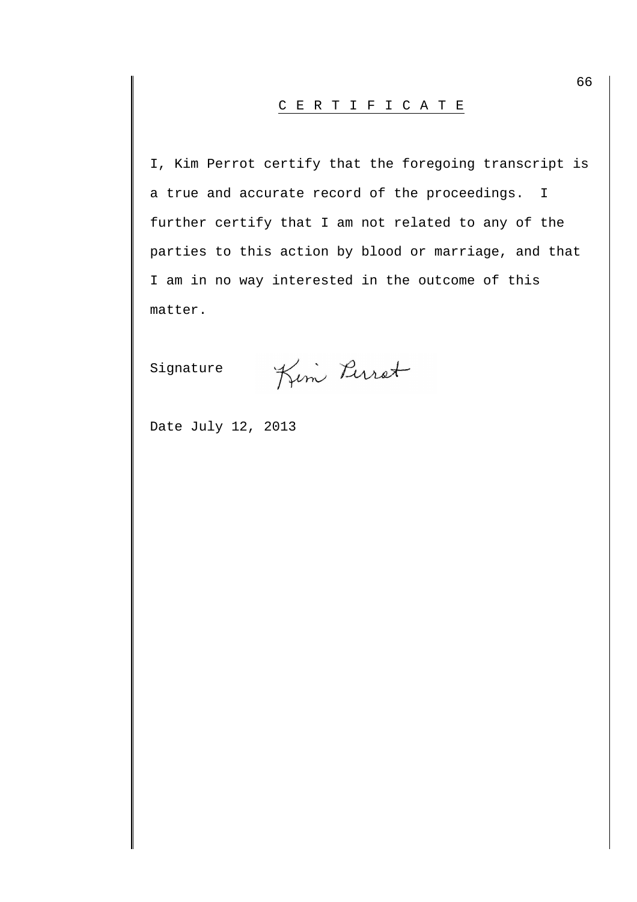# C E R T I F I C A T E

I, Kim Perrot certify that the foregoing transcript is a true and accurate record of the proceedings. I further certify that I am not related to any of the parties to this action by blood or marriage, and that I am in no way interested in the outcome of this matter.

Signature Kim Perrot

Date July 12, 2013